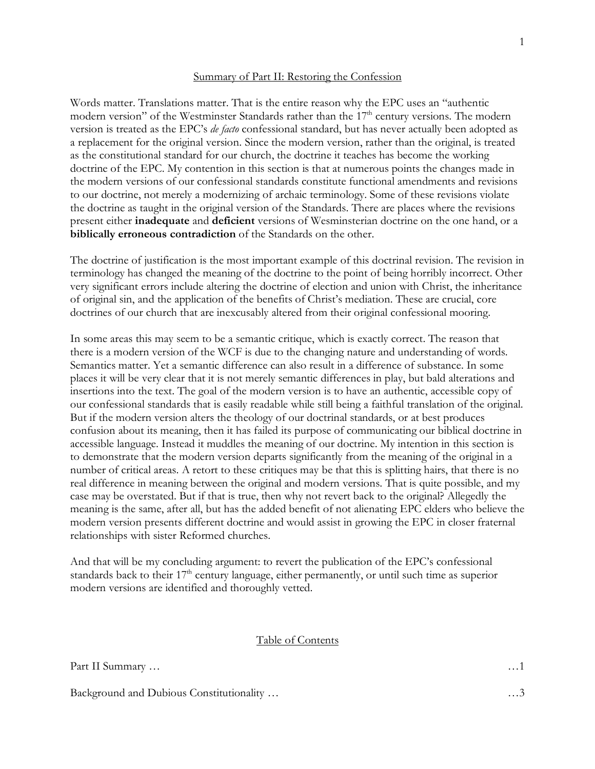## Summary of Part II: Restoring the Confession

Words matter. Translations matter. That is the entire reason why the EPC uses an "authentic modern version" of the Westminster Standards rather than the 17th century versions. The modern version is treated as the EPC's *de facto* confessional standard, but has never actually been adopted as a replacement for the original version. Since the modern version, rather than the original, is treated as the constitutional standard for our church, the doctrine it teaches has become the working doctrine of the EPC. My contention in this section is that at numerous points the changes made in the modern versions of our confessional standards constitute functional amendments and revisions to our doctrine, not merely a modernizing of archaic terminology. Some of these revisions violate the doctrine as taught in the original version of the Standards. There are places where the revisions present either **inadequate** and **deficient** versions of Wesminsterian doctrine on the one hand, or a **biblically erroneous contradiction** of the Standards on the other.

The doctrine of justification is the most important example of this doctrinal revision. The revision in terminology has changed the meaning of the doctrine to the point of being horribly incorrect. Other very significant errors include altering the doctrine of election and union with Christ, the inheritance of original sin, and the application of the benefits of Christ's mediation. These are crucial, core doctrines of our church that are inexcusably altered from their original confessional mooring.

In some areas this may seem to be a semantic critique, which is exactly correct. The reason that there is a modern version of the WCF is due to the changing nature and understanding of words. Semantics matter. Yet a semantic difference can also result in a difference of substance. In some places it will be very clear that it is not merely semantic differences in play, but bald alterations and insertions into the text. The goal of the modern version is to have an authentic, accessible copy of our confessional standards that is easily readable while still being a faithful translation of the original. But if the modern version alters the theology of our doctrinal standards, or at best produces confusion about its meaning, then it has failed its purpose of communicating our biblical doctrine in accessible language. Instead it muddles the meaning of our doctrine. My intention in this section is to demonstrate that the modern version departs significantly from the meaning of the original in a number of critical areas. A retort to these critiques may be that this is splitting hairs, that there is no real difference in meaning between the original and modern versions. That is quite possible, and my case may be overstated. But if that is true, then why not revert back to the original? Allegedly the meaning is the same, after all, but has the added benefit of not alienating EPC elders who believe the modern version presents different doctrine and would assist in growing the EPC in closer fraternal relationships with sister Reformed churches.

And that will be my concluding argument: to revert the publication of the EPC's confessional standards back to their 17th century language, either permanently, or until such time as superior modern versions are identified and thoroughly vetted.

## Table of Contents

Part II Summary … …1

Background and Dubious Constitutionality … …3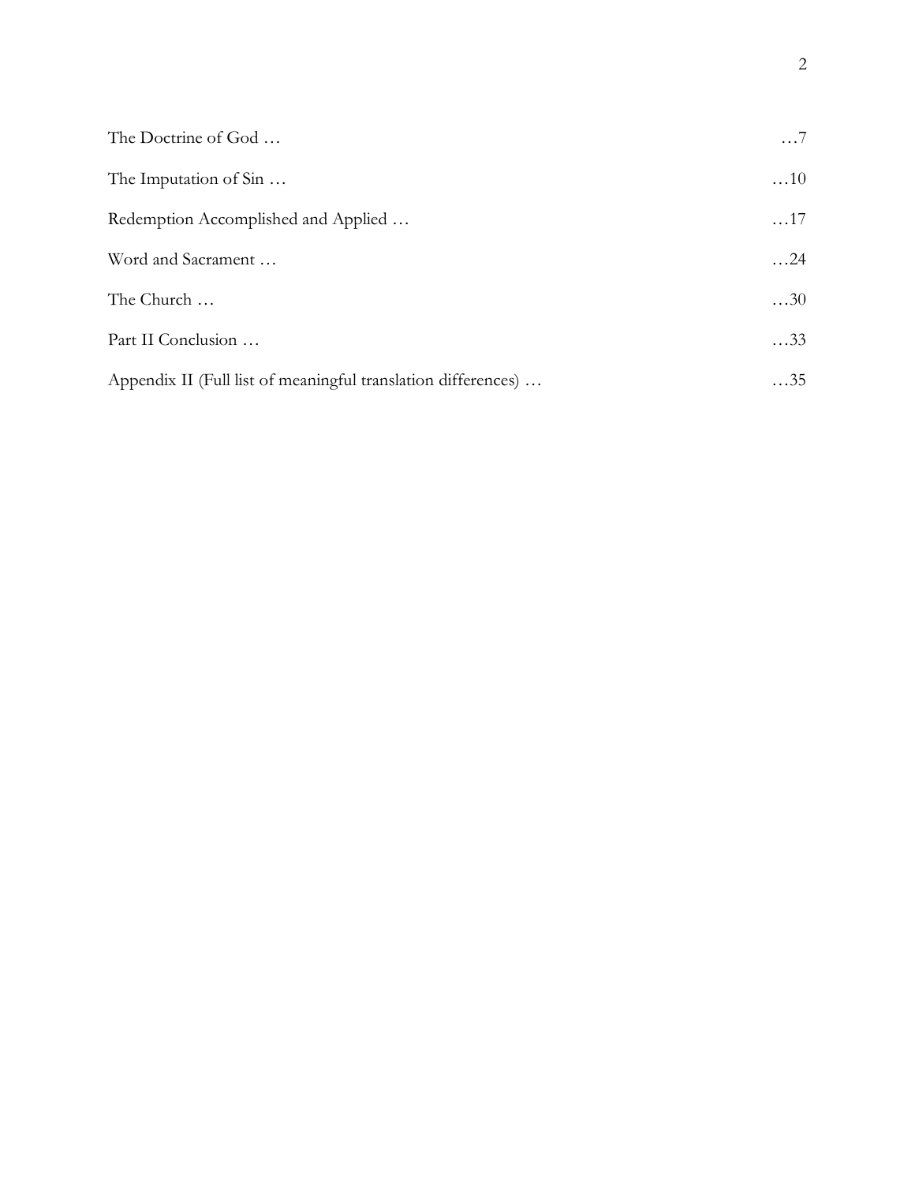The Doctrine of God … …7

The Imputation of Sin … …10

Redemption Accomplished and Applied … …17

Word and Sacrament … …24

The Church … …30

Part II Conclusion … …33

Appendix II (Full list of meaningful translation differences) … …35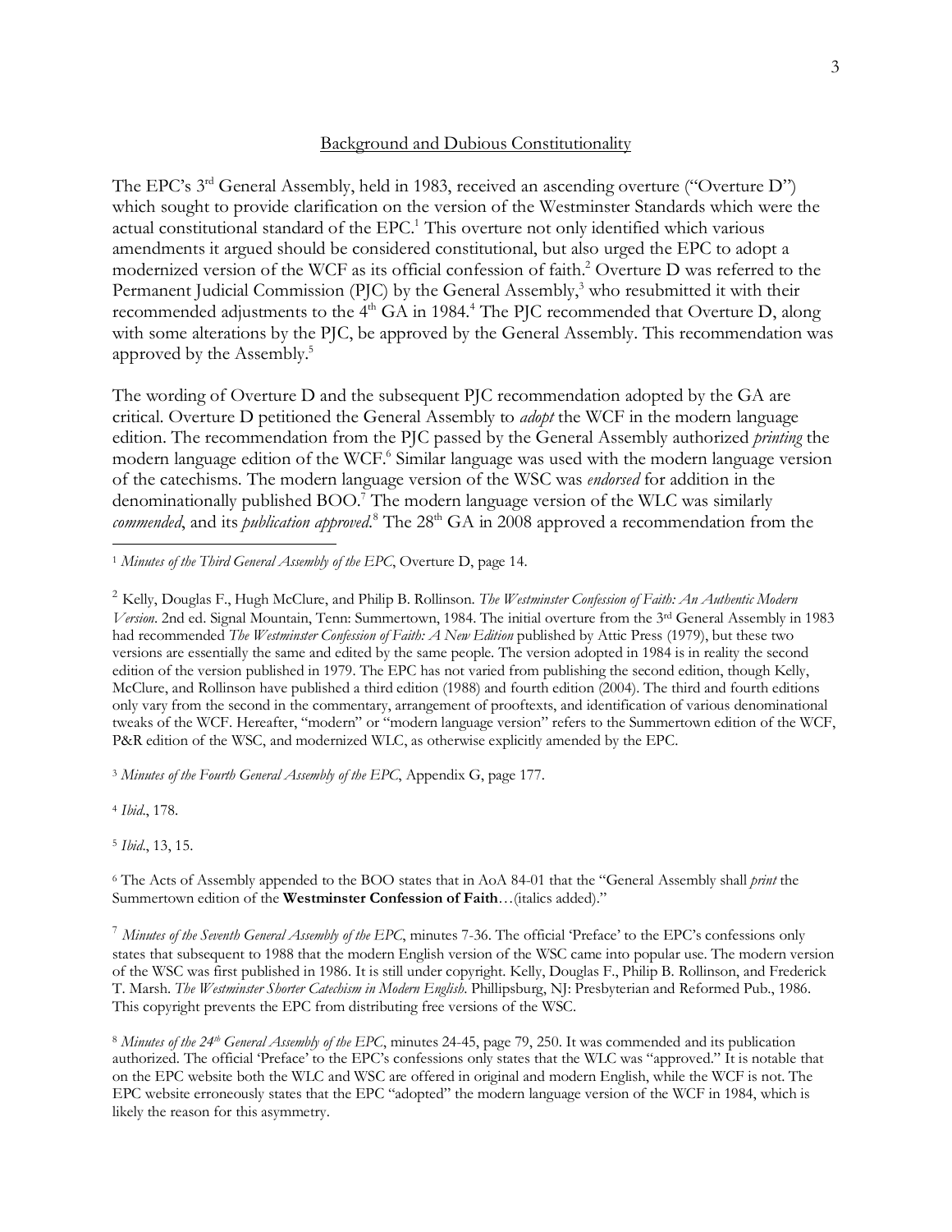## Background and Dubious Constitutionality

The EPC's 3rd General Assembly, held in 1983, received an ascending overture ("Overture D") which sought to provide clarification on the version of the Westminster Standards which were the actual constitutional standard of the EPC.[1] This overture not only identified which various amendments it argued should be considered constitutional, but also urged the EPC to adopt a modernized version of the WCF as its official confession of faith.[2] Overture D was referred to the Permanent Judicial Commission (PJC) by the General Assembly,[3] who resubmitted it with their recommended adjustments to the 4th GA in 1984.[4] The PJC recommended that Overture D, along with some alterations by the PJC, be approved by the General Assembly. This recommendation was approved by the Assembly.[5]

The wording of Overture D and the subsequent PJC recommendation adopted by the GA are critical. Overture D petitioned the General Assembly to *adopt* the WCF in the modern language edition. The recommendation from the PJC passed by the General Assembly authorized *printing* the modern language edition of the WCF.[6] Similar language was used with the modern language version of the catechisms. The modern language version of the WSC was *endorsed* for addition in the denominationally published BOO.[7] The modern language version of the WLC was similarly *commended*, and its *publication approved*.[8] The 28th GA in 2008 approved a recommendation from the

---

[1] *Minutes of the Third General Assembly of the EPC*, Overture D, page 14.

[2] Kelly, Douglas F., Hugh McClure, and Philip B. Rollinson. *The Westminster Confession of Faith: An Authentic Modern Version*. 2nd ed. Signal Mountain, Tenn: Summertown, 1984. The initial overture from the 3rd General Assembly in 1983 had recommended *The Westminster Confession of Faith: A New Edition* published by Attic Press (1979), but these two versions are essentially the same and edited by the same people. The version adopted in 1984 is in reality the second edition of the version published in 1979. The EPC has not varied from publishing the second edition, though Kelly, McClure, and Rollinson have published a third edition (1988) and fourth edition (2004). The third and fourth editions only vary from the second in the commentary, arrangement of prooftexts, and identification of various denominational tweaks of the WCF. Hereafter, "modern" or "modern language version" refers to the Summertown edition of the WCF, P&R edition of the WSC, and modernized WLC, as otherwise explicitly amended by the EPC.

[3] *Minutes of the Fourth General Assembly of the EPC*, Appendix G, page 177.

[4] *Ibid*., 178.

[5] *Ibid*., 13, 15.

[6] The Acts of Assembly appended to the BOO states that in AoA 84-01 that the "General Assembly shall *print* the Summertown edition of the **Westminster Confession of Faith**…(italics added)."

[7] *Minutes of the Seventh General Assembly of the EPC*, minutes 7-36. The official 'Preface' to the EPC's confessions only states that subsequent to 1988 that the modern English version of the WSC came into popular use. The modern version of the WSC was first published in 1986. It is still under copyright. Kelly, Douglas F., Philip B. Rollinson, and Frederick T. Marsh. *The Westminster Shorter Catechism in Modern English*. Phillipsburg, NJ: Presbyterian and Reformed Pub., 1986. This copyright prevents the EPC from distributing free versions of the WSC.

[8] *Minutes of the 24th General Assembly of the EPC*, minutes 24-45, page 79, 250. It was commended and its publication authorized. The official 'Preface' to the EPC's confessions only states that the WLC was "approved." It is notable that on the EPC website both the WLC and WSC are offered in original and modern English, while the WCF is not. The EPC website erroneously states that the EPC "adopted" the modern language version of the WCF in 1984, which is likely the reason for this asymmetry.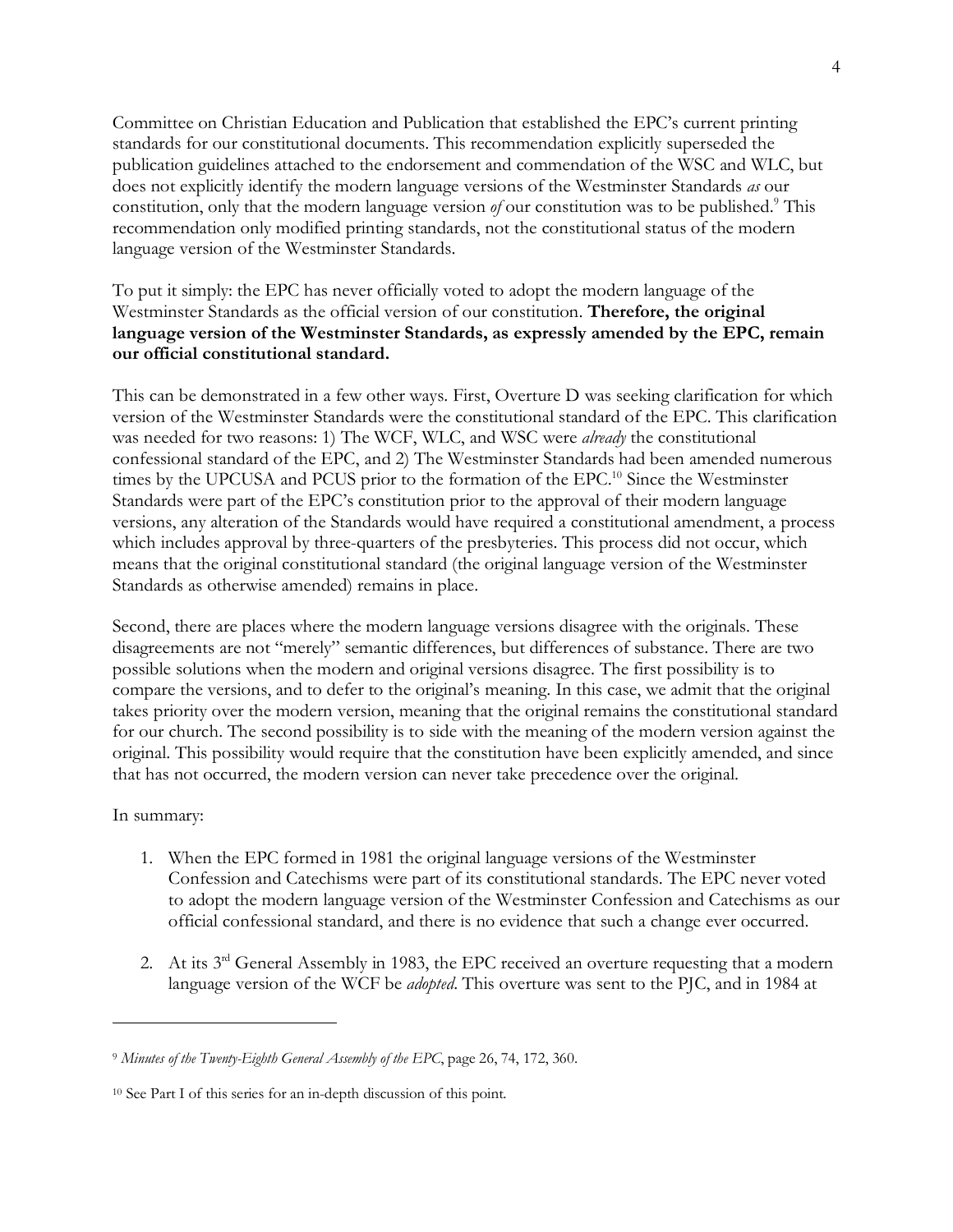Committee on Christian Education and Publication that established the EPC's current printing standards for our constitutional documents. This recommendation explicitly superseded the publication guidelines attached to the endorsement and commendation of the WSC and WLC, but does not explicitly identify the modern language versions of the Westminster Standards *as* our constitution, only that the modern language version *of* our constitution was to be published.[9] This recommendation only modified printing standards, not the constitutional status of the modern language version of the Westminster Standards.

To put it simply: the EPC has never officially voted to adopt the modern language of the Westminster Standards as the official version of our constitution. **Therefore, the original language version of the Westminster Standards, as expressly amended by the EPC, remain our official constitutional standard.**

This can be demonstrated in a few other ways. First, Overture D was seeking clarification for which version of the Westminster Standards were the constitutional standard of the EPC. This clarification was needed for two reasons: 1) The WCF, WLC, and WSC were *already* the constitutional confessional standard of the EPC, and 2) The Westminster Standards had been amended numerous times by the UPCUSA and PCUS prior to the formation of the EPC.[10] Since the Westminster Standards were part of the EPC's constitution prior to the approval of their modern language versions, any alteration of the Standards would have required a constitutional amendment, a process which includes approval by three-quarters of the presbyteries. This process did not occur, which means that the original constitutional standard (the original language version of the Westminster Standards as otherwise amended) remains in place.

Second, there are places where the modern language versions disagree with the originals. These disagreements are not "merely" semantic differences, but differences of substance. There are two possible solutions when the modern and original versions disagree. The first possibility is to compare the versions, and to defer to the original's meaning. In this case, we admit that the original takes priority over the modern version, meaning that the original remains the constitutional standard for our church. The second possibility is to side with the meaning of the modern version against the original. This possibility would require that the constitution have been explicitly amended, and since that has not occurred, the modern version can never take precedence over the original.

In summary:

1. When the EPC formed in 1981 the original language versions of the Westminster Confession and Catechisms were part of its constitutional standards. The EPC never voted to adopt the modern language version of the Westminster Confession and Catechisms as our official confessional standard, and there is no evidence that such a change ever occurred.

2. At its 3rd General Assembly in 1983, the EPC received an overture requesting that a modern language version of the WCF be *adopted*. This overture was sent to the PJC, and in 1984 at

---

[9] *Minutes of the Twenty-Eighth General Assembly of the EPC*, page 26, 74, 172, 360.

[10] See Part I of this series for an in-depth discussion of this point.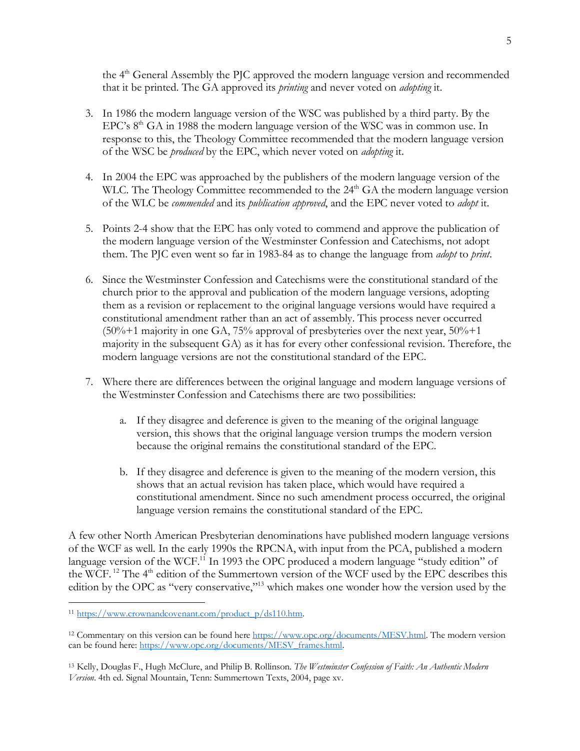the 4th General Assembly the PJC approved the modern language version and recommended that it be printed. The GA approved its *printing* and never voted on *adopting* it.

3. In 1986 the modern language version of the WSC was published by a third party. By the EPC's 8th GA in 1988 the modern language version of the WSC was in common use. In response to this, the Theology Committee recommended that the modern language version of the WSC be *produced* by the EPC, which never voted on *adopting* it.

4. In 2004 the EPC was approached by the publishers of the modern language version of the WLC. The Theology Committee recommended to the 24th GA the modern language version of the WLC be *commended* and its *publication approved*, and the EPC never voted to *adopt* it.

5. Points 2-4 show that the EPC has only voted to commend and approve the publication of the modern language version of the Westminster Confession and Catechisms, not adopt them. The PJC even went so far in 1983-84 as to change the language from *adopt* to *print*.

6. Since the Westminster Confession and Catechisms were the constitutional standard of the church prior to the approval and publication of the modern language versions, adopting them as a revision or replacement to the original language versions would have required a constitutional amendment rather than an act of assembly. This process never occurred (50%+1 majority in one GA, 75% approval of presbyteries over the next year, 50%+1 majority in the subsequent GA) as it has for every other confessional revision. Therefore, the modern language versions are not the constitutional standard of the EPC.

7. Where there are differences between the original language and modern language versions of the Westminster Confession and Catechisms there are two possibilities:

    a. If they disagree and deference is given to the meaning of the original language version, this shows that the original language version trumps the modern version because the original remains the constitutional standard of the EPC.

    b. If they disagree and deference is given to the meaning of the modern version, this shows that an actual revision has taken place, which would have required a constitutional amendment. Since no such amendment process occurred, the original language version remains the constitutional standard of the EPC.

A few other North American Presbyterian denominations have published modern language versions of the WCF as well. In the early 1990s the RPCNA, with input from the PCA, published a modern language version of the WCF.[11] In 1993 the OPC produced a modern language "study edition" of the WCF.[12] The 4th edition of the Summertown version of the WCF used by the EPC describes this edition by the OPC as "very conservative,"[13] which makes one wonder how the version used by the

---

[11] https://www.crownandcovenant.com/product_p/ds110.htm.

[12] Commentary on this version can be found here https://www.opc.org/documents/MESV.html. The modern version can be found here: https://www.opc.org/documents/MESV_frames.html.

[13] Kelly, Douglas F., Hugh McClure, and Philip B. Rollinson. *The Westminster Confession of Faith: An Authentic Modern Version*. 4th ed. Signal Mountain, Tenn: Summertown Texts, 2004, page xv.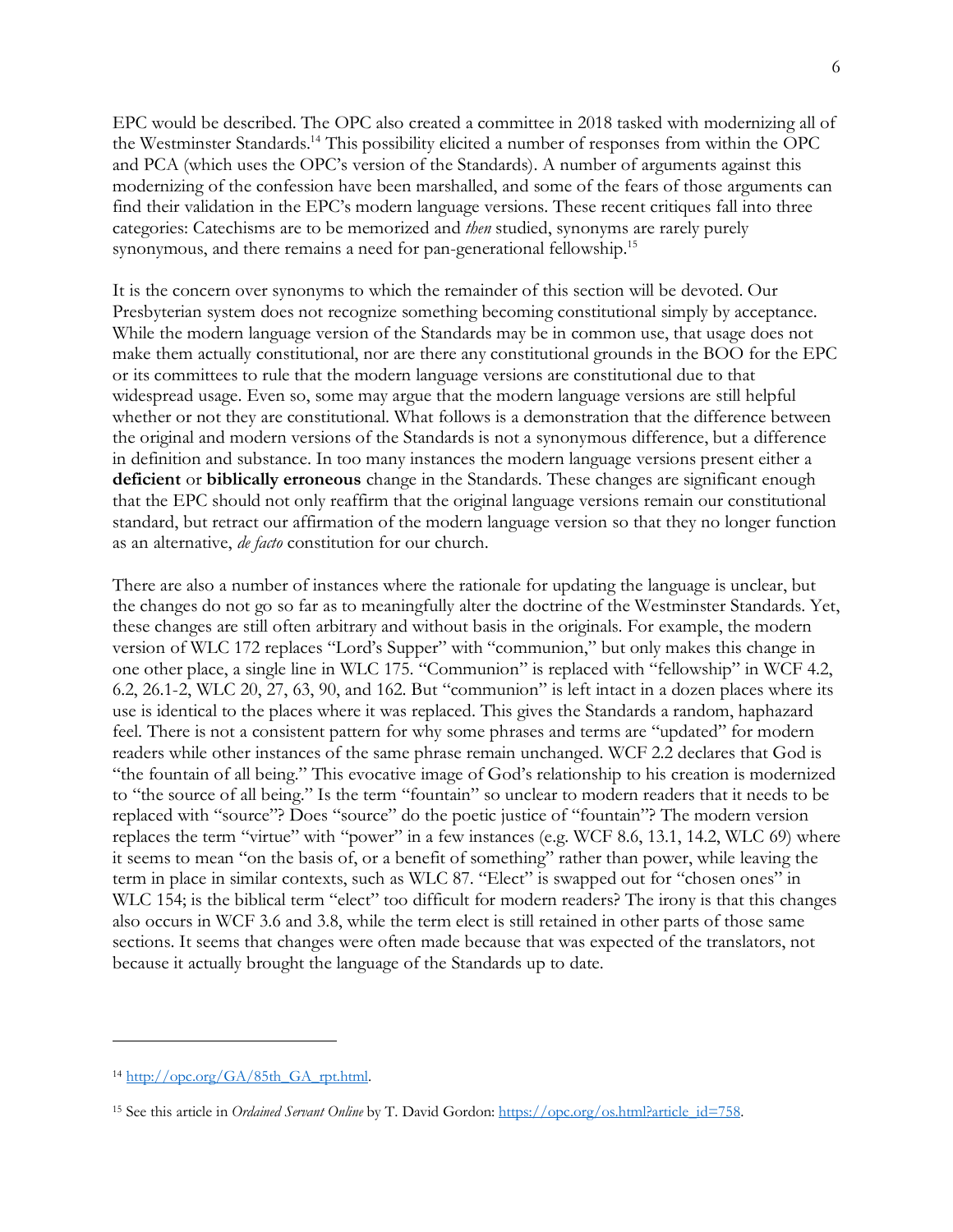EPC would be described. The OPC also created a committee in 2018 tasked with modernizing all of the Westminster Standards.[14] This possibility elicited a number of responses from within the OPC and PCA (which uses the OPC's version of the Standards). A number of arguments against this modernizing of the confession have been marshalled, and some of the fears of those arguments can find their validation in the EPC's modern language versions. These recent critiques fall into three categories: Catechisms are to be memorized and *then* studied, synonyms are rarely purely synonymous, and there remains a need for pan-generational fellowship.[15]

It is the concern over synonyms to which the remainder of this section will be devoted. Our Presbyterian system does not recognize something becoming constitutional simply by acceptance. While the modern language version of the Standards may be in common use, that usage does not make them actually constitutional, nor are there any constitutional grounds in the BOO for the EPC or its committees to rule that the modern language versions are constitutional due to that widespread usage. Even so, some may argue that the modern language versions are still helpful whether or not they are constitutional. What follows is a demonstration that the difference between the original and modern versions of the Standards is not a synonymous difference, but a difference in definition and substance. In too many instances the modern language versions present either a **deficient** or **biblically erroneous** change in the Standards. These changes are significant enough that the EPC should not only reaffirm that the original language versions remain our constitutional standard, but retract our affirmation of the modern language version so that they no longer function as an alternative, *de facto* constitution for our church.

There are also a number of instances where the rationale for updating the language is unclear, but the changes do not go so far as to meaningfully alter the doctrine of the Westminster Standards. Yet, these changes are still often arbitrary and without basis in the originals. For example, the modern version of WLC 172 replaces "Lord's Supper" with "communion," but only makes this change in one other place, a single line in WLC 175. "Communion" is replaced with "fellowship" in WCF 4.2, 6.2, 26.1-2, WLC 20, 27, 63, 90, and 162. But "communion" is left intact in a dozen places where its use is identical to the places where it was replaced. This gives the Standards a random, haphazard feel. There is not a consistent pattern for why some phrases and terms are "updated" for modern readers while other instances of the same phrase remain unchanged. WCF 2.2 declares that God is "the fountain of all being." This evocative image of God's relationship to his creation is modernized to "the source of all being." Is the term "fountain" so unclear to modern readers that it needs to be replaced with "source"? Does "source" do the poetic justice of "fountain"? The modern version replaces the term "virtue" with "power" in a few instances (e.g. WCF 8.6, 13.1, 14.2, WLC 69) where it seems to mean "on the basis of, or a benefit of something" rather than power, while leaving the term in place in similar contexts, such as WLC 87. "Elect" is swapped out for "chosen ones" in WLC 154; is the biblical term "elect" too difficult for modern readers? The irony is that this changes also occurs in WCF 3.6 and 3.8, while the term elect is still retained in other parts of those same sections. It seems that changes were often made because that was expected of the translators, not because it actually brought the language of the Standards up to date.

---

[14] http://opc.org/GA/85th_GA_rpt.html.

[15] See this article in *Ordained Servant Online* by T. David Gordon: https://opc.org/os.html?article_id=758.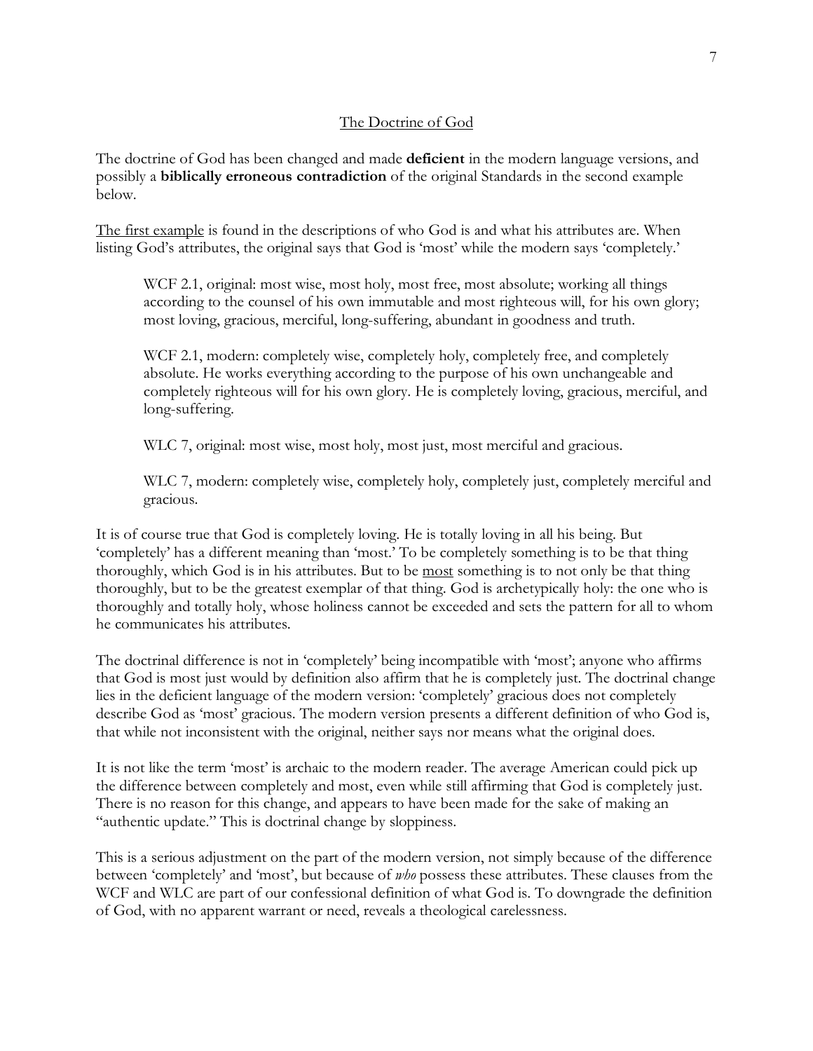## The Doctrine of God

The doctrine of God has been changed and made **deficient** in the modern language versions, and possibly a **biblically erroneous contradiction** of the original Standards in the second example below.

The first example is found in the descriptions of who God is and what his attributes are. When listing God's attributes, the original says that God is 'most' while the modern says 'completely.'

> WCF 2.1, original: most wise, most holy, most free, most absolute; working all things according to the counsel of his own immutable and most righteous will, for his own glory; most loving, gracious, merciful, long-suffering, abundant in goodness and truth.
>
> WCF 2.1, modern: completely wise, completely holy, completely free, and completely absolute. He works everything according to the purpose of his own unchangeable and completely righteous will for his own glory. He is completely loving, gracious, merciful, and long-suffering.
>
> WLC 7, original: most wise, most holy, most just, most merciful and gracious.
>
> WLC 7, modern: completely wise, completely holy, completely just, completely merciful and gracious.

It is of course true that God is completely loving. He is totally loving in all his being. But 'completely' has a different meaning than 'most.' To be completely something is to be that thing thoroughly, which God is in his attributes. But to be most something is to not only be that thing thoroughly, but to be the greatest exemplar of that thing. God is archetypically holy: the one who is thoroughly and totally holy, whose holiness cannot be exceeded and sets the pattern for all to whom he communicates his attributes.

The doctrinal difference is not in 'completely' being incompatible with 'most'; anyone who affirms that God is most just would by definition also affirm that he is completely just. The doctrinal change lies in the deficient language of the modern version: 'completely' gracious does not completely describe God as 'most' gracious. The modern version presents a different definition of who God is, that while not inconsistent with the original, neither says nor means what the original does.

It is not like the term 'most' is archaic to the modern reader. The average American could pick up the difference between completely and most, even while still affirming that God is completely just. There is no reason for this change, and appears to have been made for the sake of making an "authentic update." This is doctrinal change by sloppiness.

This is a serious adjustment on the part of the modern version, not simply because of the difference between 'completely' and 'most', but because of *who* possess these attributes. These clauses from the WCF and WLC are part of our confessional definition of what God is. To downgrade the definition of God, with no apparent warrant or need, reveals a theological carelessness.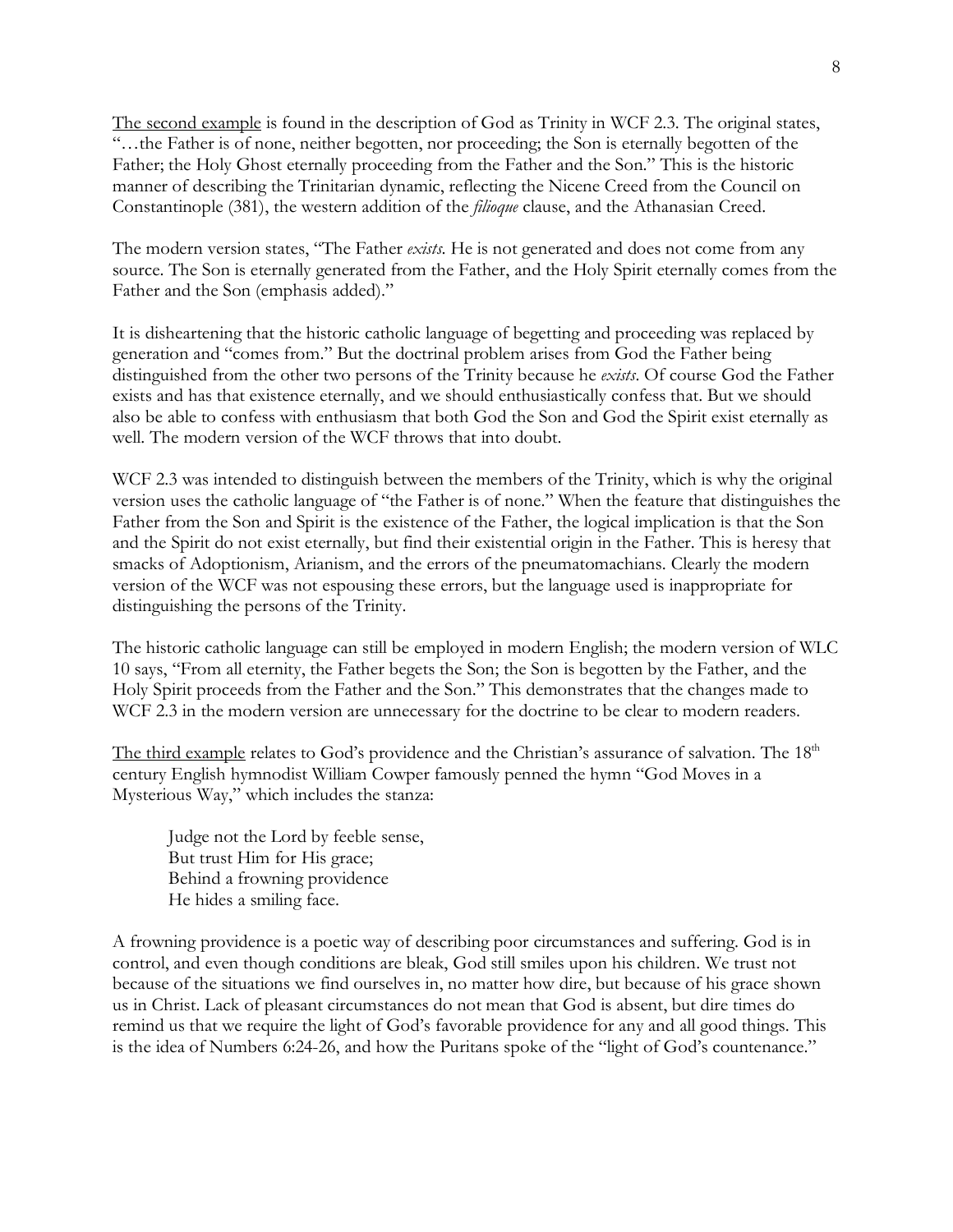<u>The second example</u> is found in the description of God as Trinity in WCF 2.3. The original states, "…the Father is of none, neither begotten, nor proceeding; the Son is eternally begotten of the Father; the Holy Ghost eternally proceeding from the Father and the Son." This is the historic manner of describing the Trinitarian dynamic, reflecting the Nicene Creed from the Council on Constantinople (381), the western addition of the *filioque* clause, and the Athanasian Creed.

The modern version states, "The Father *exists*. He is not generated and does not come from any source. The Son is eternally generated from the Father, and the Holy Spirit eternally comes from the Father and the Son (emphasis added)."

It is disheartening that the historic catholic language of begetting and proceeding was replaced by generation and "comes from." But the doctrinal problem arises from God the Father being distinguished from the other two persons of the Trinity because he *exists*. Of course God the Father exists and has that existence eternally, and we should enthusiastically confess that. But we should also be able to confess with enthusiasm that both God the Son and God the Spirit exist eternally as well. The modern version of the WCF throws that into doubt.

WCF 2.3 was intended to distinguish between the members of the Trinity, which is why the original version uses the catholic language of "the Father is of none." When the feature that distinguishes the Father from the Son and Spirit is the existence of the Father, the logical implication is that the Son and the Spirit do not exist eternally, but find their existential origin in the Father. This is heresy that smacks of Adoptionism, Arianism, and the errors of the pneumatomachians. Clearly the modern version of the WCF was not espousing these errors, but the language used is inappropriate for distinguishing the persons of the Trinity.

The historic catholic language can still be employed in modern English; the modern version of WLC 10 says, "From all eternity, the Father begets the Son; the Son is begotten by the Father, and the Holy Spirit proceeds from the Father and the Son." This demonstrates that the changes made to WCF 2.3 in the modern version are unnecessary for the doctrine to be clear to modern readers.

<u>The third example</u> relates to God's providence and the Christian's assurance of salvation. The 18th century English hymnodist William Cowper famously penned the hymn "God Moves in a Mysterious Way," which includes the stanza:

> Judge not the Lord by feeble sense,
> But trust Him for His grace;
> Behind a frowning providence
> He hides a smiling face.

A frowning providence is a poetic way of describing poor circumstances and suffering. God is in control, and even though conditions are bleak, God still smiles upon his children. We trust not because of the situations we find ourselves in, no matter how dire, but because of his grace shown us in Christ. Lack of pleasant circumstances do not mean that God is absent, but dire times do remind us that we require the light of God's favorable providence for any and all good things. This is the idea of Numbers 6:24-26, and how the Puritans spoke of the "light of God's countenance."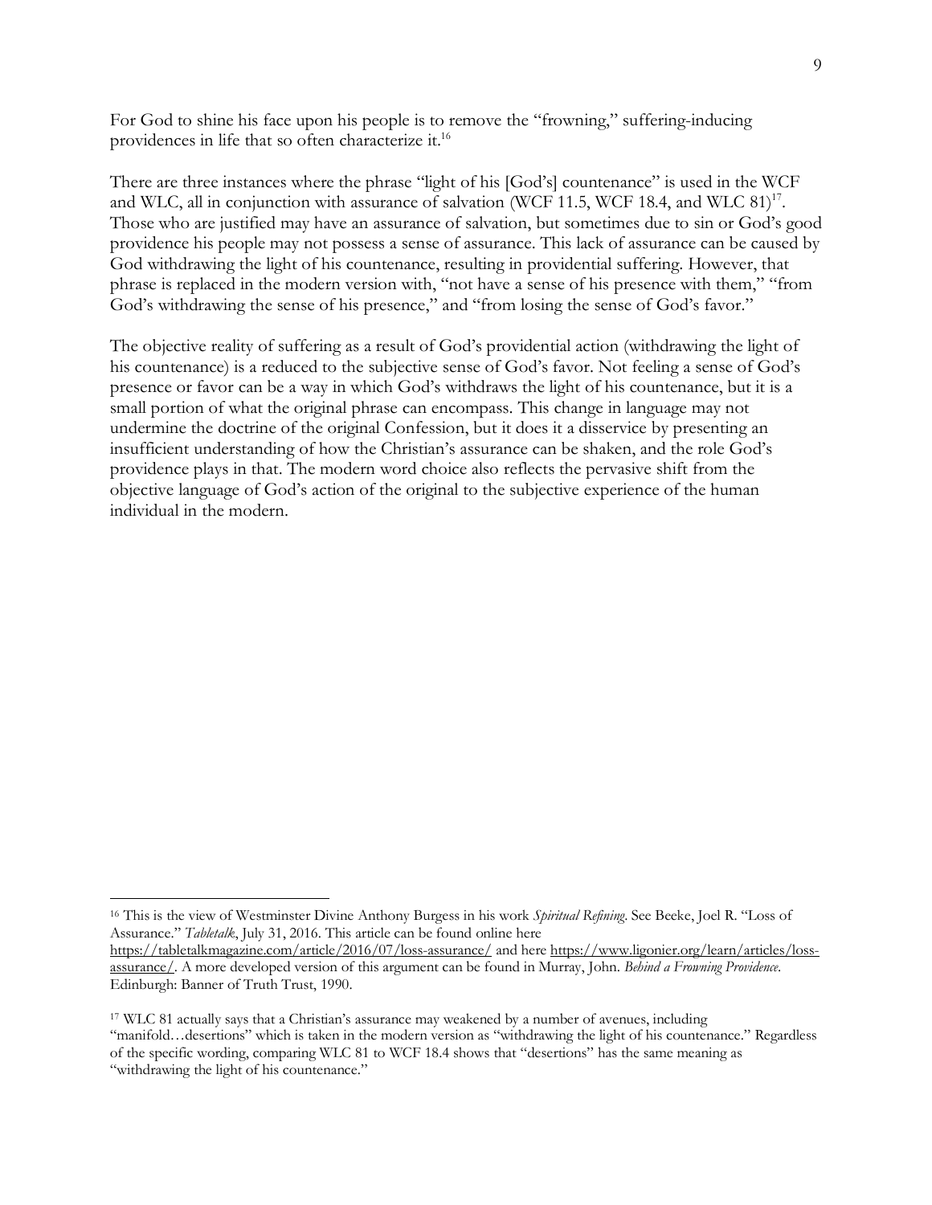For God to shine his face upon his people is to remove the "frowning," suffering-inducing providences in life that so often characterize it.[16]

There are three instances where the phrase "light of his [God's] countenance" is used in the WCF and WLC, all in conjunction with assurance of salvation (WCF 11.5, WCF 18.4, and WLC 81)[17]. Those who are justified may have an assurance of salvation, but sometimes due to sin or God's good providence his people may not possess a sense of assurance. This lack of assurance can be caused by God withdrawing the light of his countenance, resulting in providential suffering. However, that phrase is replaced in the modern version with, "not have a sense of his presence with them," "from God's withdrawing the sense of his presence," and "from losing the sense of God's favor."

The objective reality of suffering as a result of God's providential action (withdrawing the light of his countenance) is a reduced to the subjective sense of God's favor. Not feeling a sense of God's presence or favor can be a way in which God's withdraws the light of his countenance, but it is a small portion of what the original phrase can encompass. This change in language may not undermine the doctrine of the original Confession, but it does it a disservice by presenting an insufficient understanding of how the Christian's assurance can be shaken, and the role God's providence plays in that. The modern word choice also reflects the pervasive shift from the objective language of God's action of the original to the subjective experience of the human individual in the modern.

---

[16] This is the view of Westminster Divine Anthony Burgess in his work *Spiritual Refining*. See Beeke, Joel R. "Loss of Assurance." *Tabletalk*, July 31, 2016. This article can be found online here https://tabletalkmagazine.com/article/2016/07/loss-assurance/ and here https://www.ligonier.org/learn/articles/loss-assurance/. A more developed version of this argument can be found in Murray, John. *Behind a Frowning Providence*. Edinburgh: Banner of Truth Trust, 1990.

[17] WLC 81 actually says that a Christian's assurance may weakened by a number of avenues, including "manifold…desertions" which is taken in the modern version as "withdrawing the light of his countenance." Regardless of the specific wording, comparing WLC 81 to WCF 18.4 shows that "desertions" has the same meaning as "withdrawing the light of his countenance."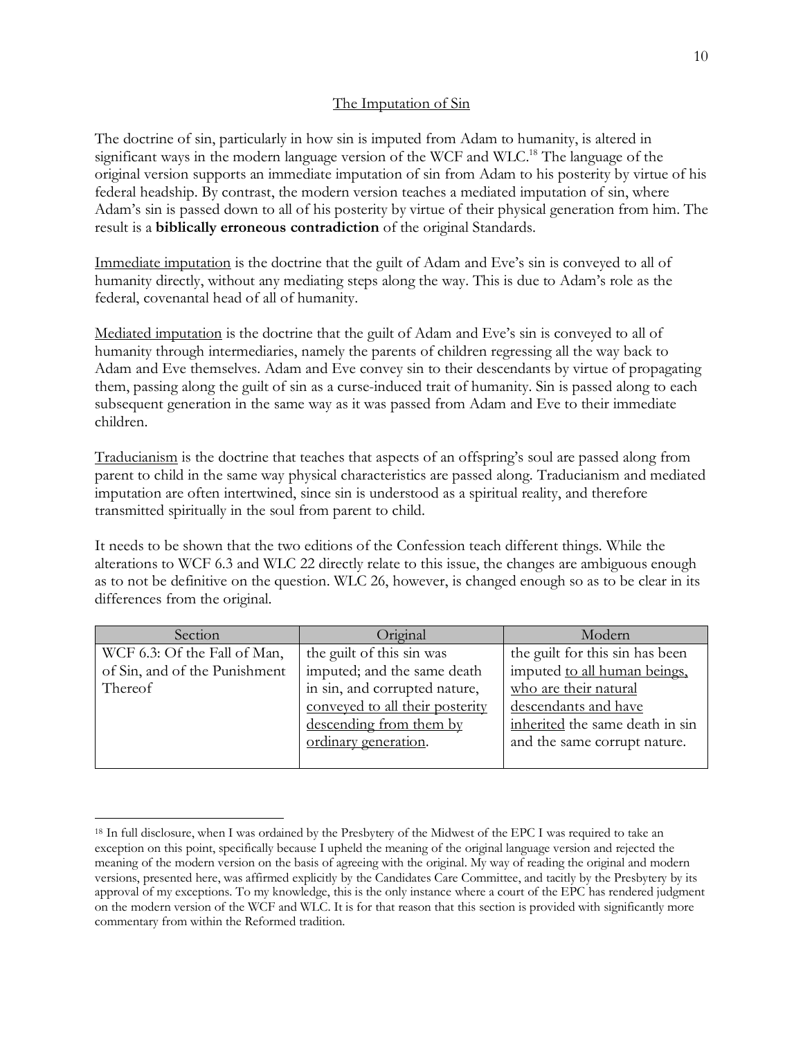## The Imputation of Sin

The doctrine of sin, particularly in how sin is imputed from Adam to humanity, is altered in significant ways in the modern language version of the WCF and WLC.[18] The language of the original version supports an immediate imputation of sin from Adam to his posterity by virtue of his federal headship. By contrast, the modern version teaches a mediated imputation of sin, where Adam's sin is passed down to all of his posterity by virtue of their physical generation from him. The result is a **biblically erroneous contradiction** of the original Standards.

Immediate imputation is the doctrine that the guilt of Adam and Eve's sin is conveyed to all of humanity directly, without any mediating steps along the way. This is due to Adam's role as the federal, covenantal head of all of humanity.

Mediated imputation is the doctrine that the guilt of Adam and Eve's sin is conveyed to all of humanity through intermediaries, namely the parents of children regressing all the way back to Adam and Eve themselves. Adam and Eve convey sin to their descendants by virtue of propagating them, passing along the guilt of sin as a curse-induced trait of humanity. Sin is passed along to each subsequent generation in the same way as it was passed from Adam and Eve to their immediate children.

Traducianism is the doctrine that teaches that aspects of an offspring's soul are passed along from parent to child in the same way physical characteristics are passed along. Traducianism and mediated imputation are often intertwined, since sin is understood as a spiritual reality, and therefore transmitted spiritually in the soul from parent to child.

It needs to be shown that the two editions of the Confession teach different things. While the alterations to WCF 6.3 and WLC 22 directly relate to this issue, the changes are ambiguous enough as to not be definitive on the question. WLC 26, however, is changed enough so as to be clear in its differences from the original.

| Section | Original | Modern |
|---|---|---|
| WCF 6.3: Of the Fall of Man, of Sin, and of the Punishment Thereof | the guilt of this sin was imputed; and the same death in sin, and corrupted nature, conveyed to all their posterity descending from them by ordinary generation. | the guilt for this sin has been imputed to all human beings, who are their natural descendants and have inherited the same death in sin and the same corrupt nature. |

[18] In full disclosure, when I was ordained by the Presbytery of the Midwest of the EPC I was required to take an exception on this point, specifically because I upheld the meaning of the original language version and rejected the meaning of the modern version on the basis of agreeing with the original. My way of reading the original and modern versions, presented here, was affirmed explicitly by the Candidates Care Committee, and tacitly by the Presbytery by its approval of my exceptions. To my knowledge, this is the only instance where a court of the EPC has rendered judgment on the modern version of the WCF and WLC. It is for that reason that this section is provided with significantly more commentary from within the Reformed tradition.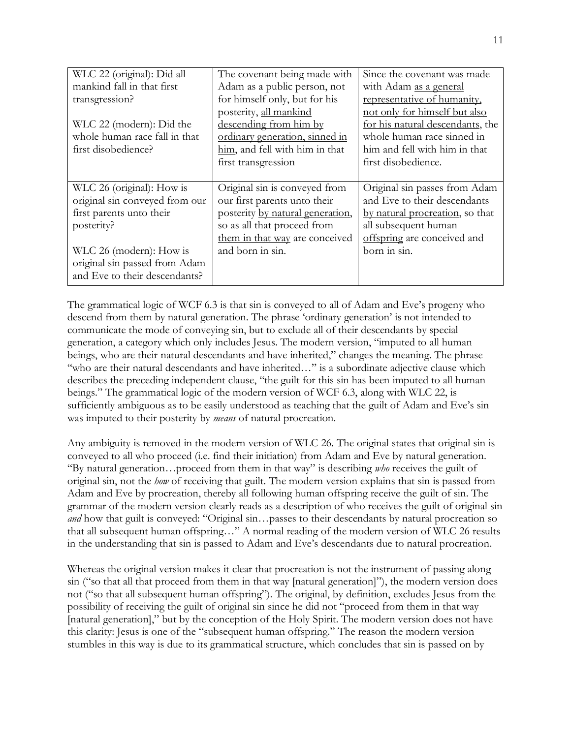| WLC 22 (original): Did all mankind fall in that first transgression?<br><br>WLC 22 (modern): Did the whole human race fall in that first disobedience? | The covenant being made with Adam as a public person, not for himself only, but for his posterity, <u>all mankind descending from him by ordinary generation, sinned in him</u>, and fell with him in that first transgression | Since the covenant was made with Adam <u>as a general representative of humanity, not only for himself but also for his natural descendants</u>, the whole human race sinned in him and fell with him in that first disobedience. |
|---|---|---|
| WLC 26 (original): How is original sin conveyed from our first parents unto their posterity?<br><br>WLC 26 (modern): How is original sin passed from Adam and Eve to their descendants? | Original sin is conveyed from our first parents unto their posterity <u>by natural generation</u>, so as all that <u>proceed from them in that way</u> are conceived and born in sin. | Original sin passes from Adam and Eve to their descendants <u>by natural procreation</u>, so that all <u>subsequent human offspring</u> are conceived and born in sin. |

The grammatical logic of WCF 6.3 is that sin is conveyed to all of Adam and Eve's progeny who descend from them by natural generation. The phrase 'ordinary generation' is not intended to communicate the mode of conveying sin, but to exclude all of their descendants by special generation, a category which only includes Jesus. The modern version, "imputed to all human beings, who are their natural descendants and have inherited," changes the meaning. The phrase "who are their natural descendants and have inherited…" is a subordinate adjective clause which describes the preceding independent clause, "the guilt for this sin has been imputed to all human beings." The grammatical logic of the modern version of WCF 6.3, along with WLC 22, is sufficiently ambiguous as to be easily understood as teaching that the guilt of Adam and Eve's sin was imputed to their posterity by *means* of natural procreation.

Any ambiguity is removed in the modern version of WLC 26. The original states that original sin is conveyed to all who proceed (i.e. find their initiation) from Adam and Eve by natural generation. "By natural generation…proceed from them in that way" is describing *who* receives the guilt of original sin, not the *how* of receiving that guilt. The modern version explains that sin is passed from Adam and Eve by procreation, thereby all following human offspring receive the guilt of sin. The grammar of the modern version clearly reads as a description of who receives the guilt of original sin *and* how that guilt is conveyed: "Original sin…passes to their descendants by natural procreation so that all subsequent human offspring…" A normal reading of the modern version of WLC 26 results in the understanding that sin is passed to Adam and Eve's descendants due to natural procreation.

Whereas the original version makes it clear that procreation is not the instrument of passing along sin ("so that all that proceed from them in that way [natural generation]"), the modern version does not ("so that all subsequent human offspring"). The original, by definition, excludes Jesus from the possibility of receiving the guilt of original sin since he did not "proceed from them in that way [natural generation]," but by the conception of the Holy Spirit. The modern version does not have this clarity: Jesus is one of the "subsequent human offspring." The reason the modern version stumbles in this way is due to its grammatical structure, which concludes that sin is passed on by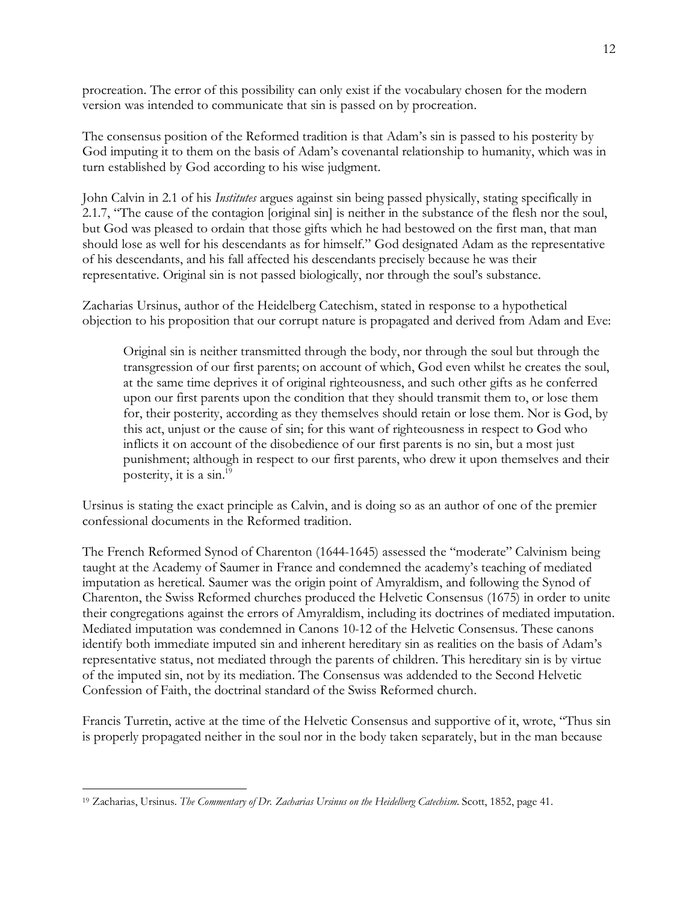procreation. The error of this possibility can only exist if the vocabulary chosen for the modern version was intended to communicate that sin is passed on by procreation.

The consensus position of the Reformed tradition is that Adam's sin is passed to his posterity by God imputing it to them on the basis of Adam's covenantal relationship to humanity, which was in turn established by God according to his wise judgment.

John Calvin in 2.1 of his *Institutes* argues against sin being passed physically, stating specifically in 2.1.7, "The cause of the contagion [original sin] is neither in the substance of the flesh nor the soul, but God was pleased to ordain that those gifts which he had bestowed on the first man, that man should lose as well for his descendants as for himself." God designated Adam as the representative of his descendants, and his fall affected his descendants precisely because he was their representative. Original sin is not passed biologically, nor through the soul's substance.

Zacharias Ursinus, author of the Heidelberg Catechism, stated in response to a hypothetical objection to his proposition that our corrupt nature is propagated and derived from Adam and Eve:

> Original sin is neither transmitted through the body, nor through the soul but through the transgression of our first parents; on account of which, God even whilst he creates the soul, at the same time deprives it of original righteousness, and such other gifts as he conferred upon our first parents upon the condition that they should transmit them to, or lose them for, their posterity, according as they themselves should retain or lose them. Nor is God, by this act, unjust or the cause of sin; for this want of righteousness in respect to God who inflicts it on account of the disobedience of our first parents is no sin, but a most just punishment; although in respect to our first parents, who drew it upon themselves and their posterity, it is a sin.[19]

Ursinus is stating the exact principle as Calvin, and is doing so as an author of one of the premier confessional documents in the Reformed tradition.

The French Reformed Synod of Charenton (1644-1645) assessed the "moderate" Calvinism being taught at the Academy of Saumer in France and condemned the academy's teaching of mediated imputation as heretical. Saumer was the origin point of Amyraldism, and following the Synod of Charenton, the Swiss Reformed churches produced the Helvetic Consensus (1675) in order to unite their congregations against the errors of Amyraldism, including its doctrines of mediated imputation. Mediated imputation was condemned in Canons 10-12 of the Helvetic Consensus. These canons identify both immediate imputed sin and inherent hereditary sin as realities on the basis of Adam's representative status, not mediated through the parents of children. This hereditary sin is by virtue of the imputed sin, not by its mediation. The Consensus was addended to the Second Helvetic Confession of Faith, the doctrinal standard of the Swiss Reformed church.

Francis Turretin, active at the time of the Helvetic Consensus and supportive of it, wrote, "Thus sin is properly propagated neither in the soul nor in the body taken separately, but in the man because

[19] Zacharias, Ursinus. *The Commentary of Dr. Zacharias Ursinus on the Heidelberg Catechism*. Scott, 1852, page 41.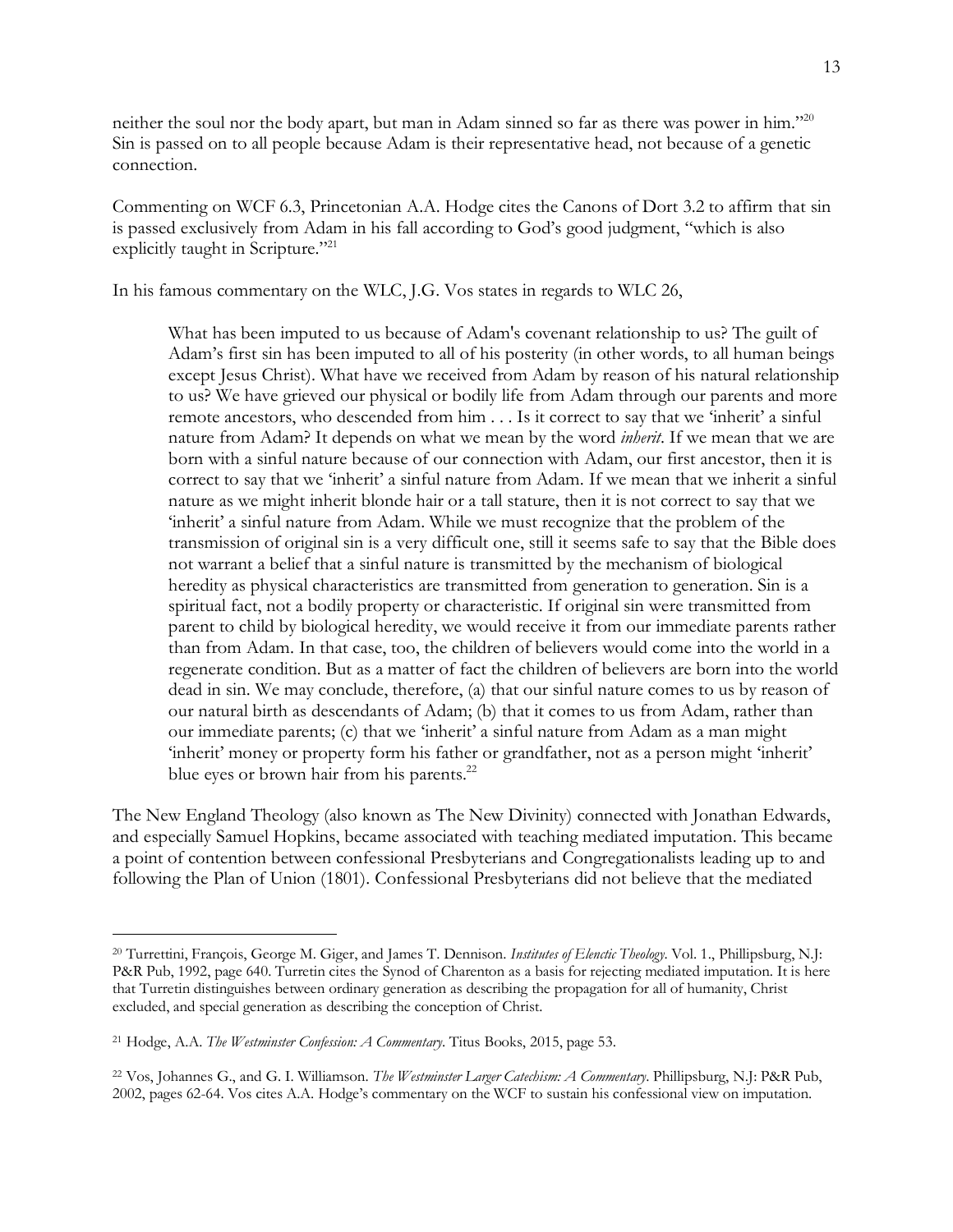neither the soul nor the body apart, but man in Adam sinned so far as there was power in him."[20] Sin is passed on to all people because Adam is their representative head, not because of a genetic connection.

Commenting on WCF 6.3, Princetonian A.A. Hodge cites the Canons of Dort 3.2 to affirm that sin is passed exclusively from Adam in his fall according to God's good judgment, "which is also explicitly taught in Scripture."[21]

In his famous commentary on the WLC, J.G. Vos states in regards to WLC 26,

> What has been imputed to us because of Adam's covenant relationship to us? The guilt of Adam's first sin has been imputed to all of his posterity (in other words, to all human beings except Jesus Christ). What have we received from Adam by reason of his natural relationship to us? We have grieved our physical or bodily life from Adam through our parents and more remote ancestors, who descended from him . . . Is it correct to say that we 'inherit' a sinful nature from Adam? It depends on what we mean by the word *inherit*. If we mean that we are born with a sinful nature because of our connection with Adam, our first ancestor, then it is correct to say that we 'inherit' a sinful nature from Adam. If we mean that we inherit a sinful nature as we might inherit blonde hair or a tall stature, then it is not correct to say that we 'inherit' a sinful nature from Adam. While we must recognize that the problem of the transmission of original sin is a very difficult one, still it seems safe to say that the Bible does not warrant a belief that a sinful nature is transmitted by the mechanism of biological heredity as physical characteristics are transmitted from generation to generation. Sin is a spiritual fact, not a bodily property or characteristic. If original sin were transmitted from parent to child by biological heredity, we would receive it from our immediate parents rather than from Adam. In that case, too, the children of believers would come into the world in a regenerate condition. But as a matter of fact the children of believers are born into the world dead in sin. We may conclude, therefore, (a) that our sinful nature comes to us by reason of our natural birth as descendants of Adam; (b) that it comes to us from Adam, rather than our immediate parents; (c) that we 'inherit' a sinful nature from Adam as a man might 'inherit' money or property form his father or grandfather, not as a person might 'inherit' blue eyes or brown hair from his parents.[22]

The New England Theology (also known as The New Divinity) connected with Jonathan Edwards, and especially Samuel Hopkins, became associated with teaching mediated imputation. This became a point of contention between confessional Presbyterians and Congregationalists leading up to and following the Plan of Union (1801). Confessional Presbyterians did not believe that the mediated

---

[20] Turrettini, François, George M. Giger, and James T. Dennison. *Institutes of Elenctic Theology*. Vol. 1., Phillipsburg, N.J: P&R Pub, 1992, page 640. Turretin cites the Synod of Charenton as a basis for rejecting mediated imputation. It is here that Turretin distinguishes between ordinary generation as describing the propagation for all of humanity, Christ excluded, and special generation as describing the conception of Christ.

[21] Hodge, A.A. *The Westminster Confession: A Commentary*. Titus Books, 2015, page 53.

[22] Vos, Johannes G., and G. I. Williamson. *The Westminster Larger Catechism: A Commentary*. Phillipsburg, N.J: P&R Pub, 2002, pages 62-64. Vos cites A.A. Hodge's commentary on the WCF to sustain his confessional view on imputation.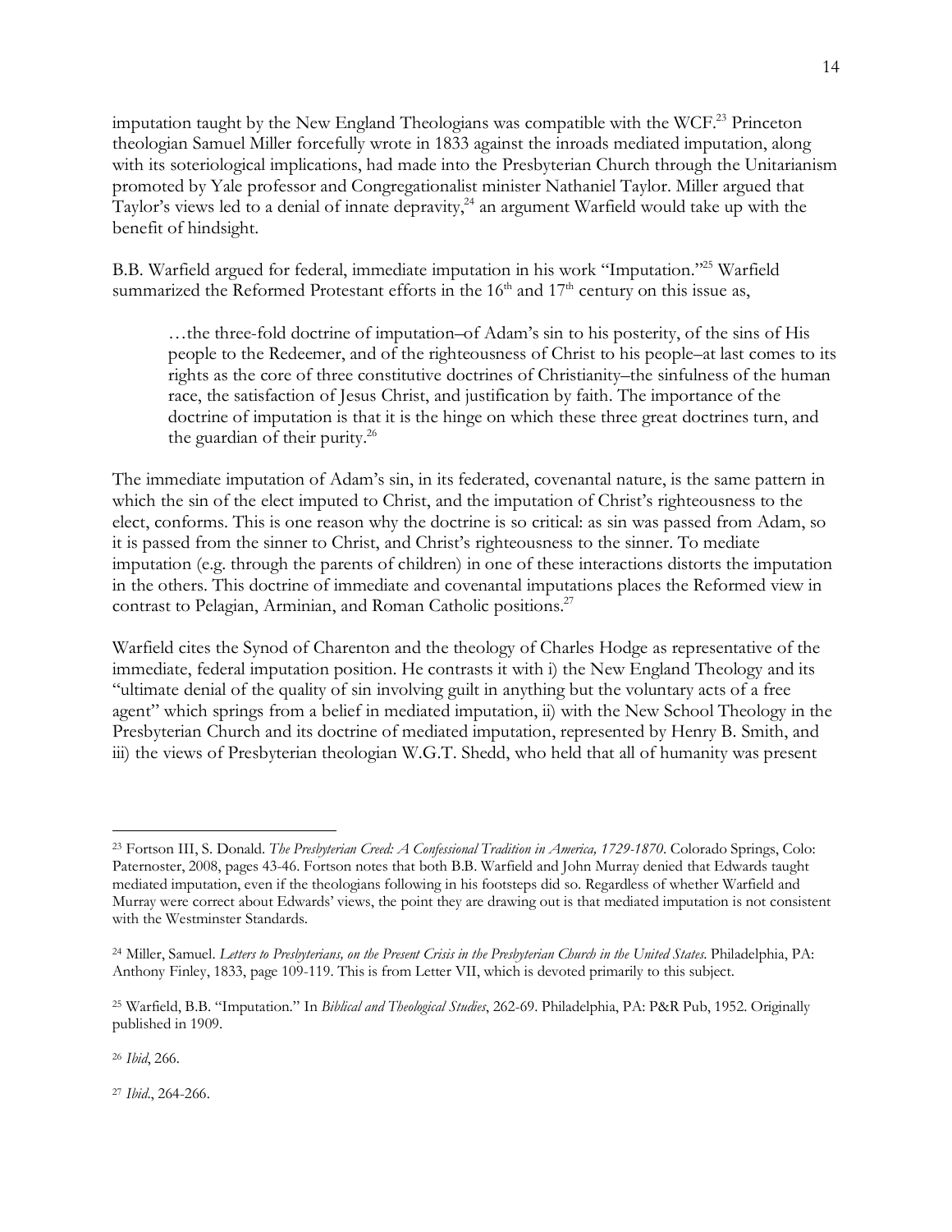imputation taught by the New England Theologians was compatible with the WCF.[23] Princeton theologian Samuel Miller forcefully wrote in 1833 against the inroads mediated imputation, along with its soteriological implications, had made into the Presbyterian Church through the Unitarianism promoted by Yale professor and Congregationalist minister Nathaniel Taylor. Miller argued that Taylor's views led to a denial of innate depravity,[24] an argument Warfield would take up with the benefit of hindsight.

B.B. Warfield argued for federal, immediate imputation in his work "Imputation."[25] Warfield summarized the Reformed Protestant efforts in the 16th and 17th century on this issue as,

> …the three-fold doctrine of imputation–of Adam's sin to his posterity, of the sins of His people to the Redeemer, and of the righteousness of Christ to his people–at last comes to its rights as the core of three constitutive doctrines of Christianity–the sinfulness of the human race, the satisfaction of Jesus Christ, and justification by faith. The importance of the doctrine of imputation is that it is the hinge on which these three great doctrines turn, and the guardian of their purity.[26]

The immediate imputation of Adam's sin, in its federated, covenantal nature, is the same pattern in which the sin of the elect imputed to Christ, and the imputation of Christ's righteousness to the elect, conforms. This is one reason why the doctrine is so critical: as sin was passed from Adam, so it is passed from the sinner to Christ, and Christ's righteousness to the sinner. To mediate imputation (e.g. through the parents of children) in one of these interactions distorts the imputation in the others. This doctrine of immediate and covenantal imputations places the Reformed view in contrast to Pelagian, Arminian, and Roman Catholic positions.[27]

Warfield cites the Synod of Charenton and the theology of Charles Hodge as representative of the immediate, federal imputation position. He contrasts it with i) the New England Theology and its "ultimate denial of the quality of sin involving guilt in anything but the voluntary acts of a free agent" which springs from a belief in mediated imputation, ii) with the New School Theology in the Presbyterian Church and its doctrine of mediated imputation, represented by Henry B. Smith, and iii) the views of Presbyterian theologian W.G.T. Shedd, who held that all of humanity was present

---

[23] Fortson III, S. Donald. *The Presbyterian Creed: A Confessional Tradition in America, 1729-1870*. Colorado Springs, Colo: Paternoster, 2008, pages 43-46. Fortson notes that both B.B. Warfield and John Murray denied that Edwards taught mediated imputation, even if the theologians following in his footsteps did so. Regardless of whether Warfield and Murray were correct about Edwards' views, the point they are drawing out is that mediated imputation is not consistent with the Westminster Standards.

[24] Miller, Samuel. *Letters to Presbyterians, on the Present Crisis in the Presbyterian Church in the United States.* Philadelphia, PA: Anthony Finley, 1833, page 109-119. This is from Letter VII, which is devoted primarily to this subject.

[25] Warfield, B.B. "Imputation." In *Biblical and Theological Studies*, 262-69. Philadelphia, PA: P&R Pub, 1952. Originally published in 1909.

[26] *Ibid*, 266.

[27] *Ibid*., 264-266.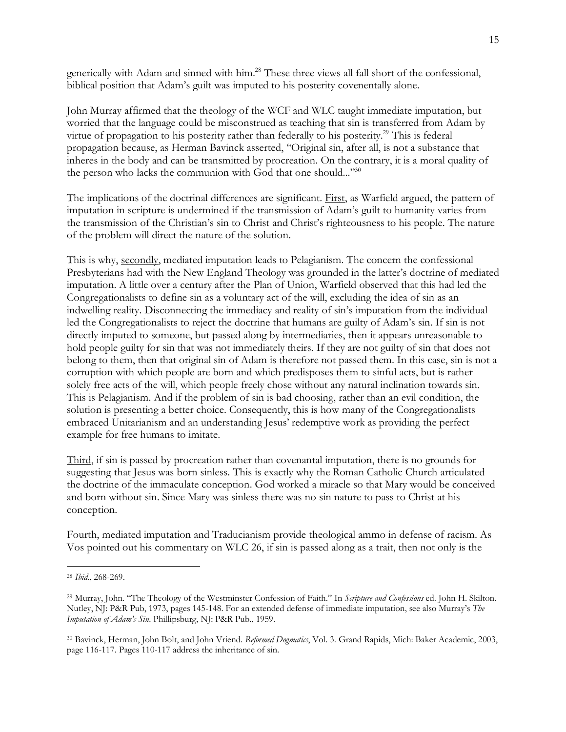generically with Adam and sinned with him.[28] These three views all fall short of the confessional, biblical position that Adam's guilt was imputed to his posterity covenentally alone.

John Murray affirmed that the theology of the WCF and WLC taught immediate imputation, but worried that the language could be misconstrued as teaching that sin is transferred from Adam by virtue of propagation to his posterity rather than federally to his posterity.[29] This is federal propagation because, as Herman Bavinck asserted, "Original sin, after all, is not a substance that inheres in the body and can be transmitted by procreation. On the contrary, it is a moral quality of the person who lacks the communion with God that one should..."[30]

The implications of the doctrinal differences are significant. <u>First</u>, as Warfield argued, the pattern of imputation in scripture is undermined if the transmission of Adam's guilt to humanity varies from the transmission of the Christian's sin to Christ and Christ's righteousness to his people. The nature of the problem will direct the nature of the solution.

This is why, <u>secondly</u>, mediated imputation leads to Pelagianism. The concern the confessional Presbyterians had with the New England Theology was grounded in the latter's doctrine of mediated imputation. A little over a century after the Plan of Union, Warfield observed that this had led the Congregationalists to define sin as a voluntary act of the will, excluding the idea of sin as an indwelling reality. Disconnecting the immediacy and reality of sin's imputation from the individual led the Congregationalists to reject the doctrine that humans are guilty of Adam's sin. If sin is not directly imputed to someone, but passed along by intermediaries, then it appears unreasonable to hold people guilty for sin that was not immediately theirs. If they are not guilty of sin that does not belong to them, then that original sin of Adam is therefore not passed them. In this case, sin is not a corruption with which people are born and which predisposes them to sinful acts, but is rather solely free acts of the will, which people freely chose without any natural inclination towards sin. This is Pelagianism. And if the problem of sin is bad choosing, rather than an evil condition, the solution is presenting a better choice. Consequently, this is how many of the Congregationalists embraced Unitarianism and an understanding Jesus' redemptive work as providing the perfect example for free humans to imitate.

<u>Third</u>, if sin is passed by procreation rather than covenantal imputation, there is no grounds for suggesting that Jesus was born sinless. This is exactly why the Roman Catholic Church articulated the doctrine of the immaculate conception. God worked a miracle so that Mary would be conceived and born without sin. Since Mary was sinless there was no sin nature to pass to Christ at his conception.

<u>Fourth</u>, mediated imputation and Traducianism provide theological ammo in defense of racism. As Vos pointed out his commentary on WLC 26, if sin is passed along as a trait, then not only is the

---

[28] *Ibid*., 268-269.

[29] Murray, John. "The Theology of the Westminster Confession of Faith." In *Scripture and Confessions* ed. John H. Skilton. Nutley, NJ: P&R Pub, 1973, pages 145-148. For an extended defense of immediate imputation, see also Murray's *The Imputation of Adam's Sin*. Phillipsburg, NJ: P&R Pub., 1959.

[30] Bavinck, Herman, John Bolt, and John Vriend. *Reformed Dogmatics*, Vol. 3. Grand Rapids, Mich: Baker Academic, 2003, page 116-117. Pages 110-117 address the inheritance of sin.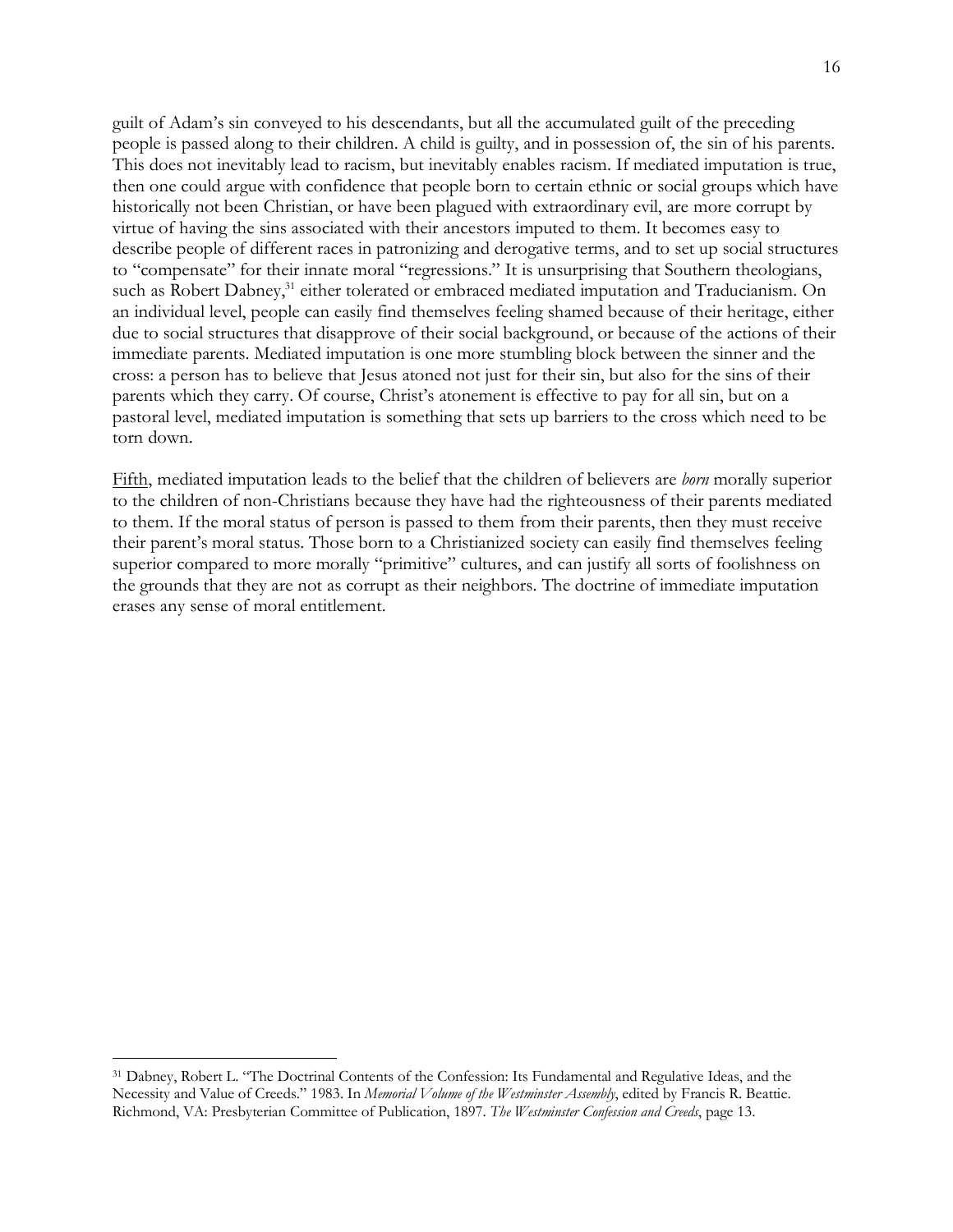guilt of Adam's sin conveyed to his descendants, but all the accumulated guilt of the preceding people is passed along to their children. A child is guilty, and in possession of, the sin of his parents. This does not inevitably lead to racism, but inevitably enables racism. If mediated imputation is true, then one could argue with confidence that people born to certain ethnic or social groups which have historically not been Christian, or have been plagued with extraordinary evil, are more corrupt by virtue of having the sins associated with their ancestors imputed to them. It becomes easy to describe people of different races in patronizing and derogative terms, and to set up social structures to "compensate" for their innate moral "regressions." It is unsurprising that Southern theologians, such as Robert Dabney,[31] either tolerated or embraced mediated imputation and Traducianism. On an individual level, people can easily find themselves feeling shamed because of their heritage, either due to social structures that disapprove of their social background, or because of the actions of their immediate parents. Mediated imputation is one more stumbling block between the sinner and the cross: a person has to believe that Jesus atoned not just for their sin, but also for the sins of their parents which they carry. Of course, Christ's atonement is effective to pay for all sin, but on a pastoral level, mediated imputation is something that sets up barriers to the cross which need to be torn down.

<u>Fifth</u>, mediated imputation leads to the belief that the children of believers are *born* morally superior to the children of non-Christians because they have had the righteousness of their parents mediated to them. If the moral status of person is passed to them from their parents, then they must receive their parent's moral status. Those born to a Christianized society can easily find themselves feeling superior compared to more morally "primitive" cultures, and can justify all sorts of foolishness on the grounds that they are not as corrupt as their neighbors. The doctrine of immediate imputation erases any sense of moral entitlement.

---

[31] Dabney, Robert L. "The Doctrinal Contents of the Confession: Its Fundamental and Regulative Ideas, and the Necessity and Value of Creeds." 1983. In *Memorial Volume of the Westminster Assembly*, edited by Francis R. Beattie. Richmond, VA: Presbyterian Committee of Publication, 1897. *The Westminster Confession and Creeds*, page 13.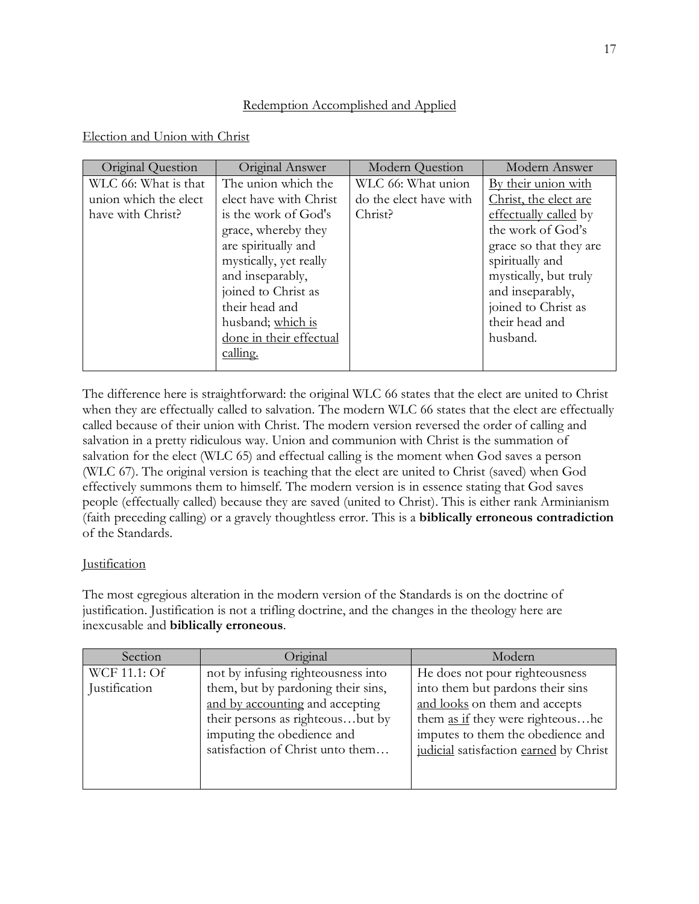## Redemption Accomplished and Applied

### Election and Union with Christ

| Original Question | Original Answer | Modern Question | Modern Answer |
|---|---|---|---|
| WLC 66: What is that union which the elect have with Christ? | The union which the elect have with Christ is the work of God's grace, whereby they are spiritually and mystically, yet really and inseparably, joined to Christ as their head and husband; <u>which is done in their effectual calling.</u> | WLC 66: What union do the elect have with Christ? | <u>By their union with Christ, the elect are effectually called</u> by the work of God's grace so that they are spiritually and mystically, but truly and inseparably, joined to Christ as their head and husband. |

The difference here is straightforward: the original WLC 66 states that the elect are united to Christ when they are effectually called to salvation. The modern WLC 66 states that the elect are effectually called because of their union with Christ. The modern version reversed the order of calling and salvation in a pretty ridiculous way. Union and communion with Christ is the summation of salvation for the elect (WLC 65) and effectual calling is the moment when God saves a person (WLC 67). The original version is teaching that the elect are united to Christ (saved) when God effectively summons them to himself. The modern version is in essence stating that God saves people (effectually called) because they are saved (united to Christ). This is either rank Arminianism (faith preceding calling) or a gravely thoughtless error. This is a **biblically erroneous contradiction** of the Standards.

### Justification

The most egregious alteration in the modern version of the Standards is on the doctrine of justification. Justification is not a trifling doctrine, and the changes in the theology here are inexcusable and **biblically erroneous**.

| Section | Original | Modern |
|---|---|---|
| WCF 11.1: Of Justification | not by infusing righteousness into them, but by pardoning their sins, <u>and by accounting</u> and accepting their persons as righteous…but by imputing the obedience and satisfaction of Christ unto them… | He does not pour righteousness into them but pardons their sins <u>and looks</u> on them and accepts them <u>as if</u> they were righteous…he imputes to them the obedience and <u>judicial</u> satisfaction <u>earned</u> by Christ |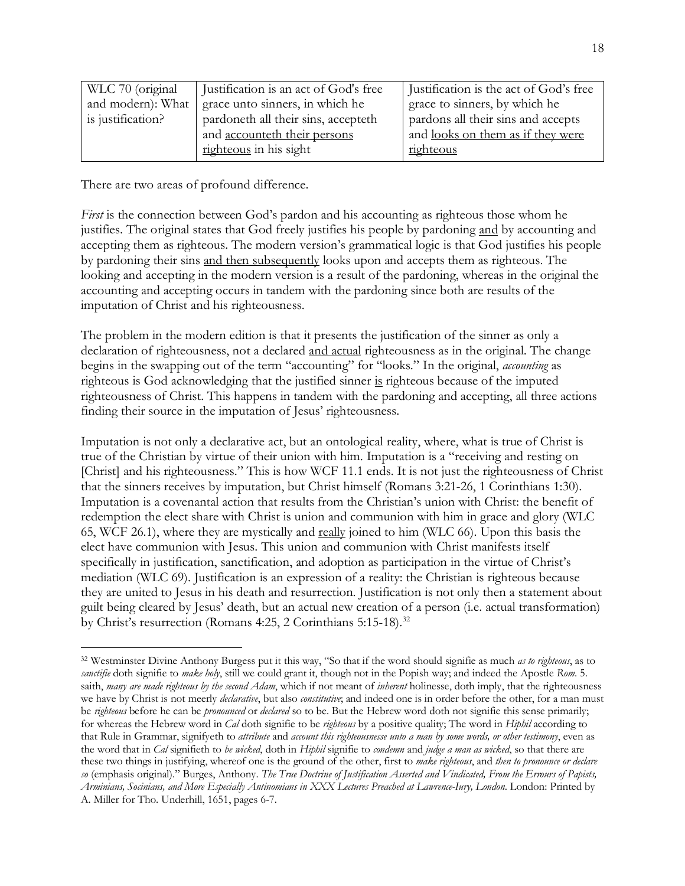| WLC 70 (original and modern): What is justification? | Justification is an act of God's free grace unto sinners, in which he pardoneth all their sins, accepteth and <u>accounteth their persons righteous</u> in his sight | Justification is the act of God's free grace to sinners, by which he pardons all their sins and accepts and <u>looks on them as if they were righteous</u> |
|---|---|---|

There are two areas of profound difference.

*First* is the connection between God's pardon and his accounting as righteous those whom he justifies. The original states that God freely justifies his people by pardoning <u>and</u> by accounting and accepting them as righteous. The modern version's grammatical logic is that God justifies his people by pardoning their sins <u>and then subsequently</u> looks upon and accepts them as righteous. The looking and accepting in the modern version is a result of the pardoning, whereas in the original the accounting and accepting occurs in tandem with the pardoning since both are results of the imputation of Christ and his righteousness.

The problem in the modern edition is that it presents the justification of the sinner as only a declaration of righteousness, not a declared <u>and actual</u> righteousness as in the original. The change begins in the swapping out of the term "accounting" for "looks." In the original, *accounting* as righteous is God acknowledging that the justified sinner <u>is</u> righteous because of the imputed righteousness of Christ. This happens in tandem with the pardoning and accepting, all three actions finding their source in the imputation of Jesus' righteousness.

Imputation is not only a declarative act, but an ontological reality, where, what is true of Christ is true of the Christian by virtue of their union with him. Imputation is a "receiving and resting on [Christ] and his righteousness." This is how WCF 11.1 ends. It is not just the righteousness of Christ that the sinners receives by imputation, but Christ himself (Romans 3:21-26, 1 Corinthians 1:30). Imputation is a covenantal action that results from the Christian's union with Christ: the benefit of redemption the elect share with Christ is union and communion with him in grace and glory (WLC 65, WCF 26.1), where they are mystically and <u>really</u> joined to him (WLC 66). Upon this basis the elect have communion with Jesus. This union and communion with Christ manifests itself specifically in justification, sanctification, and adoption as participation in the virtue of Christ's mediation (WLC 69). Justification is an expression of a reality: the Christian is righteous because they are united to Jesus in his death and resurrection. Justification is not only then a statement about guilt being cleared by Jesus' death, but an actual new creation of a person (i.e. actual transformation) by Christ's resurrection (Romans 4:25, 2 Corinthians 5:15-18).[32]

---

[32] Westminster Divine Anthony Burgess put it this way, "So that if the word should signifie as much *as to righteous*, as to *sanctifie* doth signifie to *make holy*, still we could grant it, though not in the Popish way; and indeed the Apostle *Rom.* 5. saith, *many are made righteous by the second Adam*, which if not meant of *inherent* holinesse, doth imply, that the righteousness we have by Christ is not meerly *declarative*, but also *constitutive*; and indeed one is in order before the other, for a man must be *righteous* before he can be *pronounced* or *declared* so to be. But the Hebrew word doth not signifie this sense primarily; for whereas the Hebrew word in *Cal* doth signifie to be *righteous* by a positive quality; The word in *Hiphil* according to that Rule in Grammar, signifyeth to *attribute* and *account this righteousnesse unto a man by some words, or other testimony*, even as the word that in *Cal* signifieth to *be wicked*, doth in *Hiphil* signifie to *condemn* and *judge a man as wicked*, so that there are these two things in justifying, whereof one is the ground of the other, first to *make righteous*, and *then to pronounce or declare so* (emphasis original)." Burges, Anthony. *The True Doctrine of Justification Asserted and Vindicated, From the Errours of Papists, Arminians, Socinians, and More Especially Antinomians in XXX Lectures Preached at Lawrence-Iury, London*. London: Printed by A. Miller for Tho. Underhill, 1651, pages 6-7.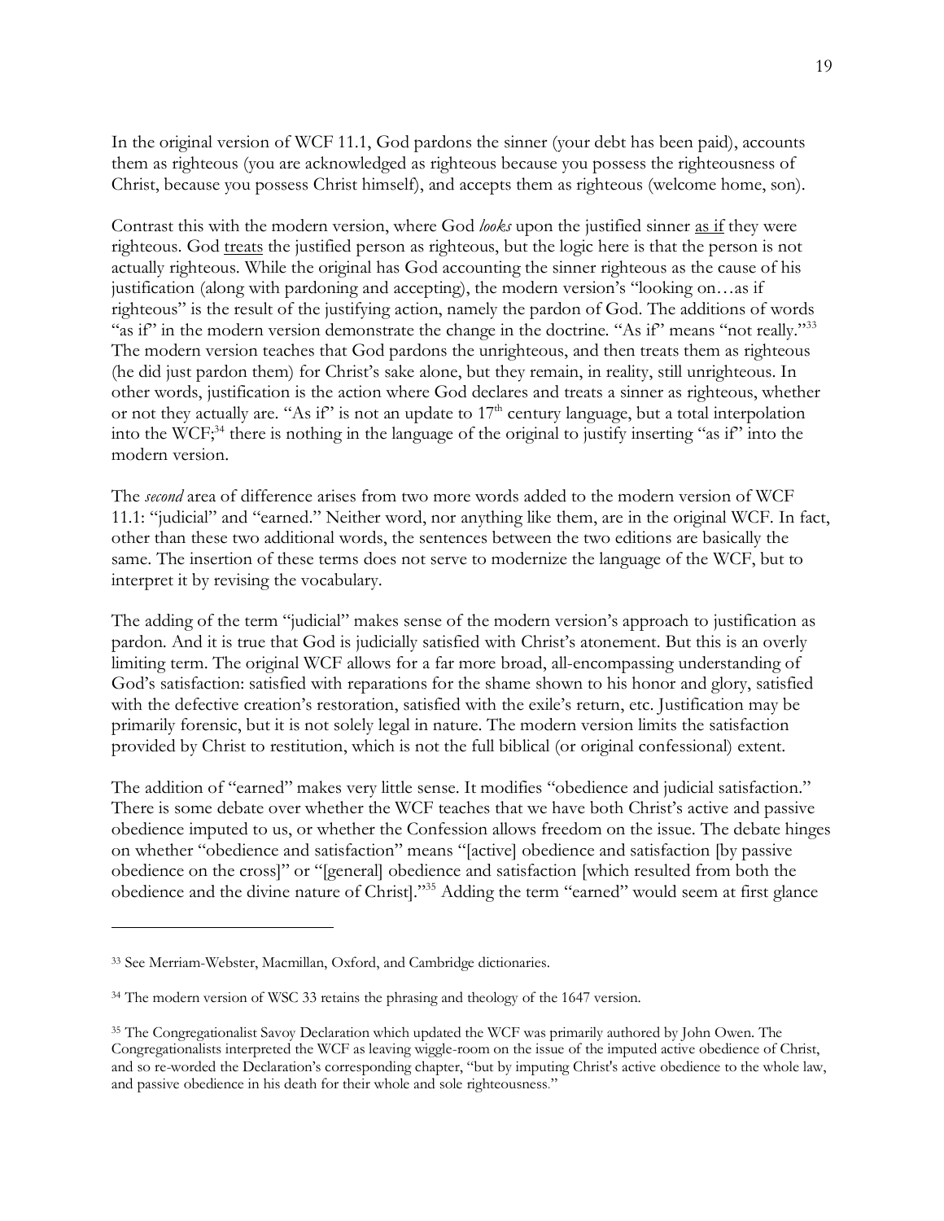In the original version of WCF 11.1, God pardons the sinner (your debt has been paid), accounts them as righteous (you are acknowledged as righteous because you possess the righteousness of Christ, because you possess Christ himself), and accepts them as righteous (welcome home, son).

Contrast this with the modern version, where God *looks* upon the justified sinner as if they were righteous. God treats the justified person as righteous, but the logic here is that the person is not actually righteous. While the original has God accounting the sinner righteous as the cause of his justification (along with pardoning and accepting), the modern version's "looking on…as if righteous" is the result of the justifying action, namely the pardon of God. The additions of words "as if" in the modern version demonstrate the change in the doctrine. "As if" means "not really."[33] The modern version teaches that God pardons the unrighteous, and then treats them as righteous (he did just pardon them) for Christ's sake alone, but they remain, in reality, still unrighteous. In other words, justification is the action where God declares and treats a sinner as righteous, whether or not they actually are. "As if" is not an update to 17th century language, but a total interpolation into the WCF;[34] there is nothing in the language of the original to justify inserting "as if" into the modern version.

The *second* area of difference arises from two more words added to the modern version of WCF 11.1: "judicial" and "earned." Neither word, nor anything like them, are in the original WCF. In fact, other than these two additional words, the sentences between the two editions are basically the same. The insertion of these terms does not serve to modernize the language of the WCF, but to interpret it by revising the vocabulary.

The adding of the term "judicial" makes sense of the modern version's approach to justification as pardon. And it is true that God is judicially satisfied with Christ's atonement. But this is an overly limiting term. The original WCF allows for a far more broad, all-encompassing understanding of God's satisfaction: satisfied with reparations for the shame shown to his honor and glory, satisfied with the defective creation's restoration, satisfied with the exile's return, etc. Justification may be primarily forensic, but it is not solely legal in nature. The modern version limits the satisfaction provided by Christ to restitution, which is not the full biblical (or original confessional) extent.

The addition of "earned" makes very little sense. It modifies "obedience and judicial satisfaction." There is some debate over whether the WCF teaches that we have both Christ's active and passive obedience imputed to us, or whether the Confession allows freedom on the issue. The debate hinges on whether "obedience and satisfaction" means "[active] obedience and satisfaction [by passive obedience on the cross]" or "[general] obedience and satisfaction [which resulted from both the obedience and the divine nature of Christ]."[35] Adding the term "earned" would seem at first glance

---

[33] See Merriam-Webster, Macmillan, Oxford, and Cambridge dictionaries.

[34] The modern version of WSC 33 retains the phrasing and theology of the 1647 version.

[35] The Congregationalist Savoy Declaration which updated the WCF was primarily authored by John Owen. The Congregationalists interpreted the WCF as leaving wiggle-room on the issue of the imputed active obedience of Christ, and so re-worded the Declaration's corresponding chapter, "but by imputing Christ's active obedience to the whole law, and passive obedience in his death for their whole and sole righteousness."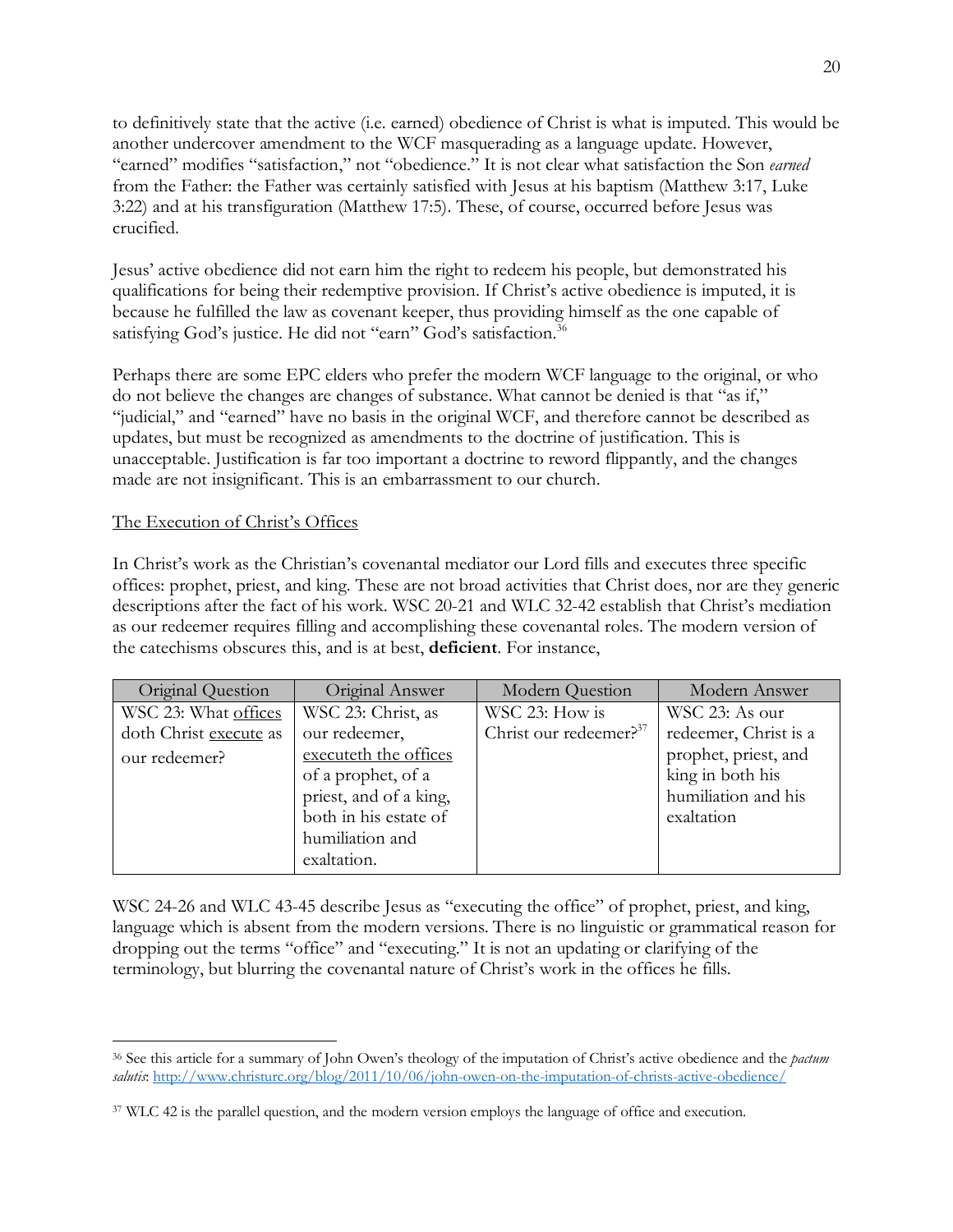to definitively state that the active (i.e. earned) obedience of Christ is what is imputed. This would be another undercover amendment to the WCF masquerading as a language update. However, "earned" modifies "satisfaction," not "obedience." It is not clear what satisfaction the Son *earned* from the Father: the Father was certainly satisfied with Jesus at his baptism (Matthew 3:17, Luke 3:22) and at his transfiguration (Matthew 17:5). These, of course, occurred before Jesus was crucified.

Jesus' active obedience did not earn him the right to redeem his people, but demonstrated his qualifications for being their redemptive provision. If Christ's active obedience is imputed, it is because he fulfilled the law as covenant keeper, thus providing himself as the one capable of satisfying God's justice. He did not "earn" God's satisfaction.[36]

Perhaps there are some EPC elders who prefer the modern WCF language to the original, or who do not believe the changes are changes of substance. What cannot be denied is that "as if," "judicial," and "earned" have no basis in the original WCF, and therefore cannot be described as updates, but must be recognized as amendments to the doctrine of justification. This is unacceptable. Justification is far too important a doctrine to reword flippantly, and the changes made are not insignificant. This is an embarrassment to our church.

The Execution of Christ's Offices

In Christ's work as the Christian's covenantal mediator our Lord fills and executes three specific offices: prophet, priest, and king. These are not broad activities that Christ does, nor are they generic descriptions after the fact of his work. WSC 20-21 and WLC 32-42 establish that Christ's mediation as our redeemer requires filling and accomplishing these covenantal roles. The modern version of the catechisms obscures this, and is at best, **deficient**. For instance,

| Original Question | Original Answer | Modern Question | Modern Answer |
|---|---|---|---|
| WSC 23: What offices doth Christ execute as our redeemer? | WSC 23: Christ, as our redeemer, executeth the offices of a prophet, of a priest, and of a king, both in his estate of humiliation and exaltation. | WSC 23: How is Christ our redeemer?[37] | WSC 23: As our redeemer, Christ is a prophet, priest, and king in both his humiliation and his exaltation |

WSC 24-26 and WLC 43-45 describe Jesus as "executing the office" of prophet, priest, and king, language which is absent from the modern versions. There is no linguistic or grammatical reason for dropping out the terms "office" and "executing." It is not an updating or clarifying of the terminology, but blurring the covenantal nature of Christ's work in the offices he fills.

[36] See this article for a summary of John Owen's theology of the imputation of Christ's active obedience and the *pactum salutis*: http://www.christurc.org/blog/2011/10/06/john-owen-on-the-imputation-of-christs-active-obedience/

[37] WLC 42 is the parallel question, and the modern version employs the language of office and execution.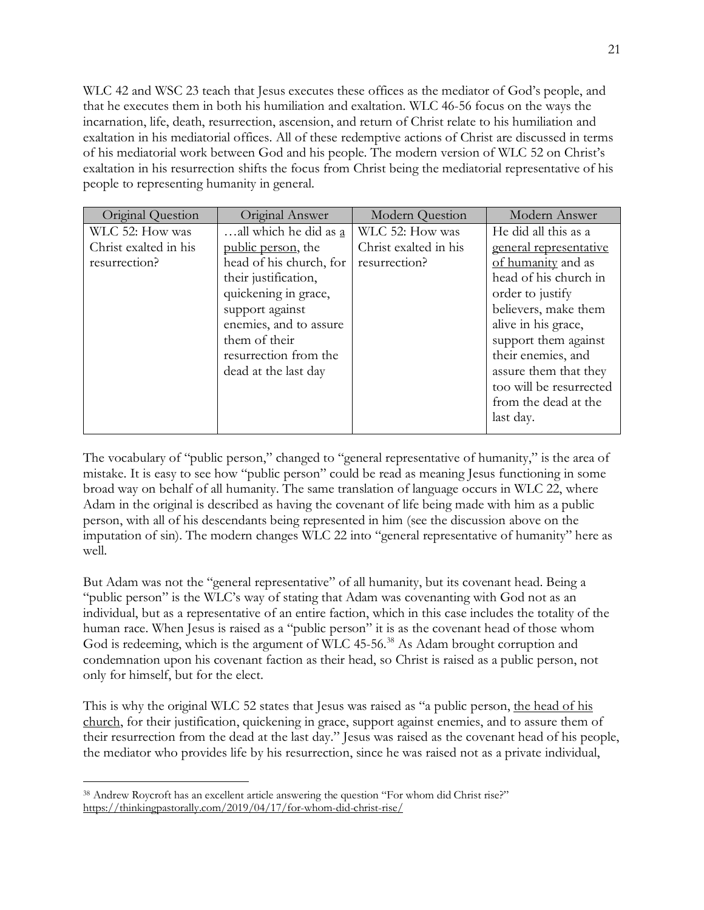WLC 42 and WSC 23 teach that Jesus executes these offices as the mediator of God's people, and that he executes them in both his humiliation and exaltation. WLC 46-56 focus on the ways the incarnation, life, death, resurrection, ascension, and return of Christ relate to his humiliation and exaltation in his mediatorial offices. All of these redemptive actions of Christ are discussed in terms of his mediatorial work between God and his people. The modern version of WLC 52 on Christ's exaltation in his resurrection shifts the focus from Christ being the mediatorial representative of his people to representing humanity in general.

| Original Question | Original Answer | Modern Question | Modern Answer |
| --- | --- | --- | --- |
| WLC 52: How was Christ exalted in his resurrection? | …all which he did as <u>a public person</u>, the head of his church, for their justification, quickening in grace, support against enemies, and to assure them of their resurrection from the dead at the last day | WLC 52: How was Christ exalted in his resurrection? | He did all this as a <u>general representative of humanity</u> and as head of his church in order to justify believers, make them alive in his grace, support them against their enemies, and assure them that they too will be resurrected from the dead at the last day. |

The vocabulary of "public person," changed to "general representative of humanity," is the area of mistake. It is easy to see how "public person" could be read as meaning Jesus functioning in some broad way on behalf of all humanity. The same translation of language occurs in WLC 22, where Adam in the original is described as having the covenant of life being made with him as a public person, with all of his descendants being represented in him (see the discussion above on the imputation of sin). The modern changes WLC 22 into "general representative of humanity" here as well.

But Adam was not the "general representative" of all humanity, but its covenant head. Being a "public person" is the WLC's way of stating that Adam was covenanting with God not as an individual, but as a representative of an entire faction, which in this case includes the totality of the human race. When Jesus is raised as a "public person" it is as the covenant head of those whom God is redeeming, which is the argument of WLC 45-56.[38] As Adam brought corruption and condemnation upon his covenant faction as their head, so Christ is raised as a public person, not only for himself, but for the elect.

This is why the original WLC 52 states that Jesus was raised as "a public person, <u>the head of his church</u>, for their justification, quickening in grace, support against enemies, and to assure them of their resurrection from the dead at the last day." Jesus was raised as the covenant head of his people, the mediator who provides life by his resurrection, since he was raised not as a private individual,

[38] Andrew Roycroft has an excellent article answering the question "For whom did Christ rise?" https://thinkingpastorally.com/2019/04/17/for-whom-did-christ-rise/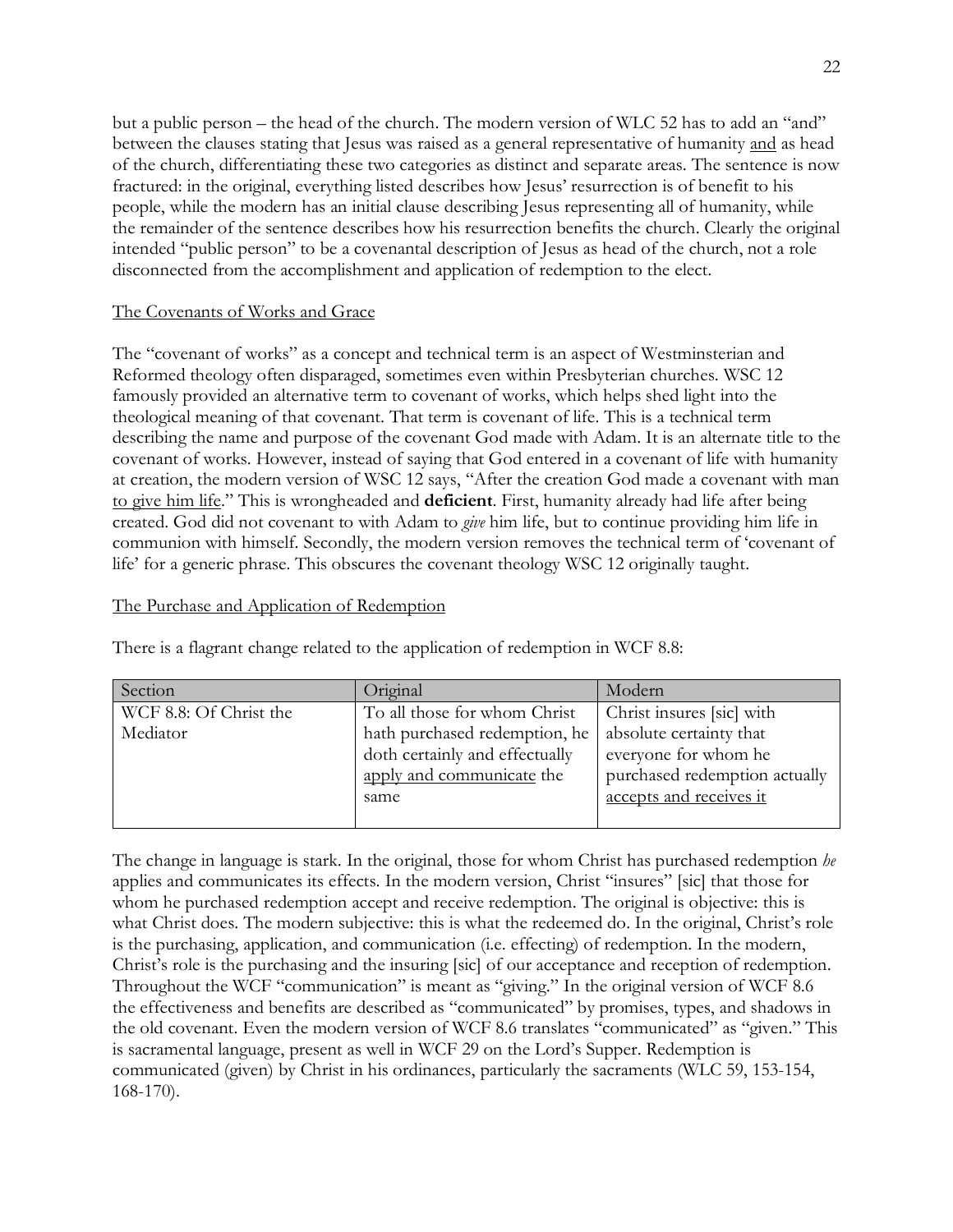but a public person – the head of the church. The modern version of WLC 52 has to add an "and" between the clauses stating that Jesus was raised as a general representative of humanity <u>and</u> as head of the church, differentiating these two categories as distinct and separate areas. The sentence is now fractured: in the original, everything listed describes how Jesus' resurrection is of benefit to his people, while the modern has an initial clause describing Jesus representing all of humanity, while the remainder of the sentence describes how his resurrection benefits the church. Clearly the original intended "public person" to be a covenantal description of Jesus as head of the church, not a role disconnected from the accomplishment and application of redemption to the elect.

<u>The Covenants of Works and Grace</u>

The "covenant of works" as a concept and technical term is an aspect of Westminsterian and Reformed theology often disparaged, sometimes even within Presbyterian churches. WSC 12 famously provided an alternative term to covenant of works, which helps shed light into the theological meaning of that covenant. That term is covenant of life. This is a technical term describing the name and purpose of the covenant God made with Adam. It is an alternate title to the covenant of works. However, instead of saying that God entered in a covenant of life with humanity at creation, the modern version of WSC 12 says, "After the creation God made a covenant with man <u>to give him life</u>." This is wrongheaded and **deficient**. First, humanity already had life after being created. God did not covenant to with Adam to *give* him life, but to continue providing him life in communion with himself. Secondly, the modern version removes the technical term of 'covenant of life' for a generic phrase. This obscures the covenant theology WSC 12 originally taught.

<u>The Purchase and Application of Redemption</u>

There is a flagrant change related to the application of redemption in WCF 8.8:

| Section | Original | Modern |
|---|---|---|
| WCF 8.8: Of Christ the Mediator | To all those for whom Christ hath purchased redemption, he doth certainly and effectually <u>apply and communicate</u> the same | Christ insures [sic] with absolute certainty that everyone for whom he purchased redemption actually <u>accepts and receives it</u> |

The change in language is stark. In the original, those for whom Christ has purchased redemption *he* applies and communicates its effects. In the modern version, Christ "insures" [sic] that those for whom he purchased redemption accept and receive redemption. The original is objective: this is what Christ does. The modern subjective: this is what the redeemed do. In the original, Christ's role is the purchasing, application, and communication (i.e. effecting) of redemption. In the modern, Christ's role is the purchasing and the insuring [sic] of our acceptance and reception of redemption. Throughout the WCF "communication" is meant as "giving." In the original version of WCF 8.6 the effectiveness and benefits are described as "communicated" by promises, types, and shadows in the old covenant. Even the modern version of WCF 8.6 translates "communicated" as "given." This is sacramental language, present as well in WCF 29 on the Lord's Supper. Redemption is communicated (given) by Christ in his ordinances, particularly the sacraments (WLC 59, 153-154, 168-170).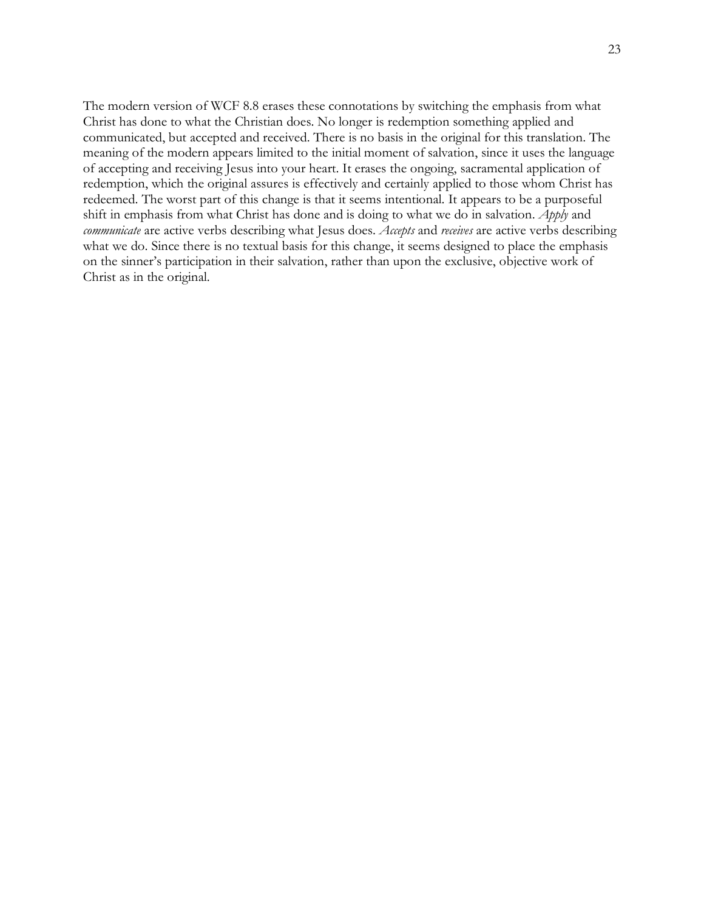The modern version of WCF 8.8 erases these connotations by switching the emphasis from what Christ has done to what the Christian does. No longer is redemption something applied and communicated, but accepted and received. There is no basis in the original for this translation. The meaning of the modern appears limited to the initial moment of salvation, since it uses the language of accepting and receiving Jesus into your heart. It erases the ongoing, sacramental application of redemption, which the original assures is effectively and certainly applied to those whom Christ has redeemed. The worst part of this change is that it seems intentional. It appears to be a purposeful shift in emphasis from what Christ has done and is doing to what we do in salvation. *Apply* and *communicate* are active verbs describing what Jesus does. *Accepts* and *receives* are active verbs describing what we do. Since there is no textual basis for this change, it seems designed to place the emphasis on the sinner's participation in their salvation, rather than upon the exclusive, objective work of Christ as in the original.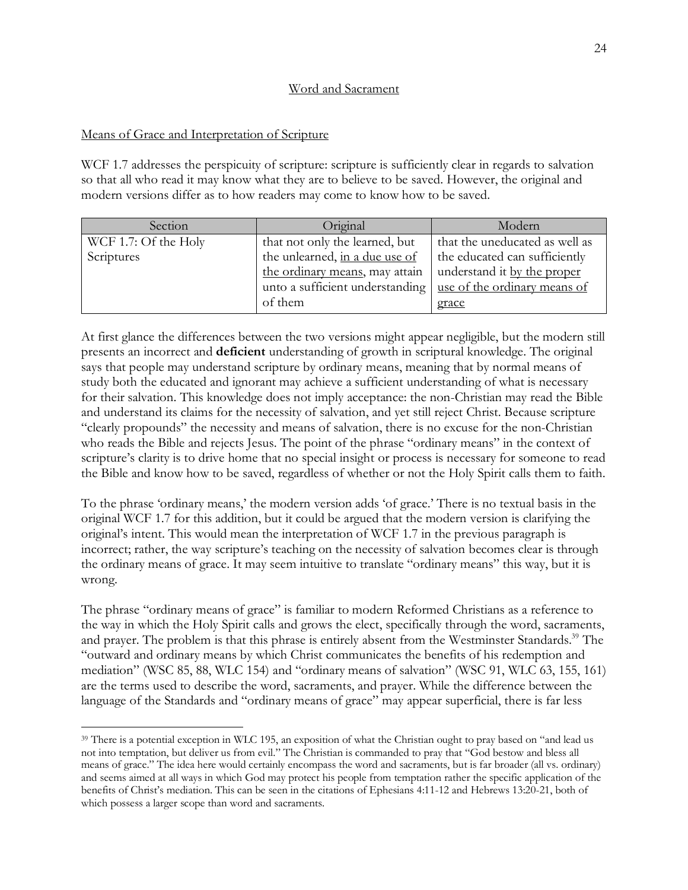## Word and Sacrament

### Means of Grace and Interpretation of Scripture

WCF 1.7 addresses the perspicuity of scripture: scripture is sufficiently clear in regards to salvation so that all who read it may know what they are to believe to be saved. However, the original and modern versions differ as to how readers may come to know how to be saved.

| Section | Original | Modern |
| --- | --- | --- |
| WCF 1.7: Of the Holy Scriptures | that not only the learned, but the unlearned, in a due use of the ordinary means, may attain unto a sufficient understanding of them | that the uneducated as well as the educated can sufficiently understand it by the proper use of the ordinary means of grace |

At first glance the differences between the two versions might appear negligible, but the modern still presents an incorrect and **deficient** understanding of growth in scriptural knowledge. The original says that people may understand scripture by ordinary means, meaning that by normal means of study both the educated and ignorant may achieve a sufficient understanding of what is necessary for their salvation. This knowledge does not imply acceptance: the non-Christian may read the Bible and understand its claims for the necessity of salvation, and yet still reject Christ. Because scripture "clearly propounds" the necessity and means of salvation, there is no excuse for the non-Christian who reads the Bible and rejects Jesus. The point of the phrase "ordinary means" in the context of scripture's clarity is to drive home that no special insight or process is necessary for someone to read the Bible and know how to be saved, regardless of whether or not the Holy Spirit calls them to faith.

To the phrase 'ordinary means,' the modern version adds 'of grace.' There is no textual basis in the original WCF 1.7 for this addition, but it could be argued that the modern version is clarifying the original's intent. This would mean the interpretation of WCF 1.7 in the previous paragraph is incorrect; rather, the way scripture's teaching on the necessity of salvation becomes clear is through the ordinary means of grace. It may seem intuitive to translate "ordinary means" this way, but it is wrong.

The phrase "ordinary means of grace" is familiar to modern Reformed Christians as a reference to the way in which the Holy Spirit calls and grows the elect, specifically through the word, sacraments, and prayer. The problem is that this phrase is entirely absent from the Westminster Standards.[39] The "outward and ordinary means by which Christ communicates the benefits of his redemption and mediation" (WSC 85, 88, WLC 154) and "ordinary means of salvation" (WSC 91, WLC 63, 155, 161) are the terms used to describe the word, sacraments, and prayer. While the difference between the language of the Standards and "ordinary means of grace" may appear superficial, there is far less

[39] There is a potential exception in WLC 195, an exposition of what the Christian ought to pray based on "and lead us not into temptation, but deliver us from evil." The Christian is commanded to pray that "God bestow and bless all means of grace." The idea here would certainly encompass the word and sacraments, but is far broader (all vs. ordinary) and seems aimed at all ways in which God may protect his people from temptation rather the specific application of the benefits of Christ's mediation. This can be seen in the citations of Ephesians 4:11-12 and Hebrews 13:20-21, both of which possess a larger scope than word and sacraments.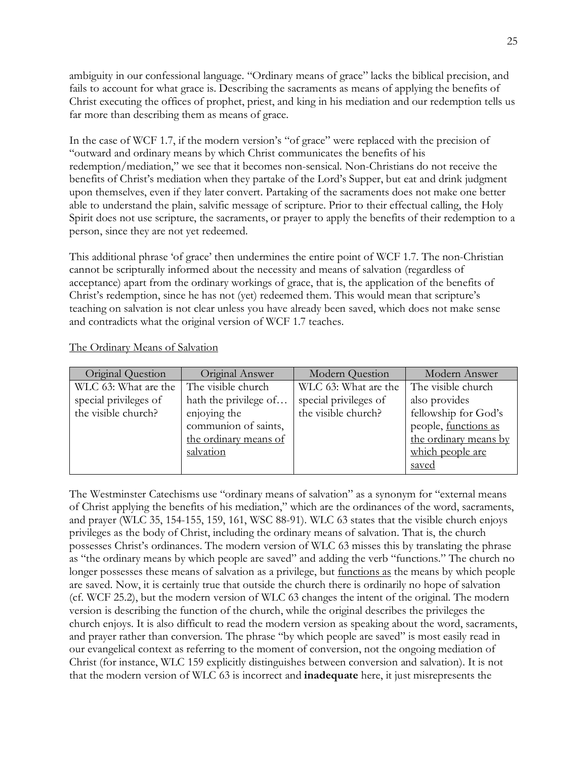ambiguity in our confessional language. "Ordinary means of grace" lacks the biblical precision, and fails to account for what grace is. Describing the sacraments as means of applying the benefits of Christ executing the offices of prophet, priest, and king in his mediation and our redemption tells us far more than describing them as means of grace.

In the case of WCF 1.7, if the modern version's "of grace" were replaced with the precision of "outward and ordinary means by which Christ communicates the benefits of his redemption/mediation," we see that it becomes non-sensical. Non-Christians do not receive the benefits of Christ's mediation when they partake of the Lord's Supper, but eat and drink judgment upon themselves, even if they later convert. Partaking of the sacraments does not make one better able to understand the plain, salvific message of scripture. Prior to their effectual calling, the Holy Spirit does not use scripture, the sacraments, or prayer to apply the benefits of their redemption to a person, since they are not yet redeemed.

This additional phrase 'of grace' then undermines the entire point of WCF 1.7. The non-Christian cannot be scripturally informed about the necessity and means of salvation (regardless of acceptance) apart from the ordinary workings of grace, that is, the application of the benefits of Christ's redemption, since he has not (yet) redeemed them. This would mean that scripture's teaching on salvation is not clear unless you have already been saved, which does not make sense and contradicts what the original version of WCF 1.7 teaches.

<u>The Ordinary Means of Salvation</u>

| Original Question | Original Answer | Modern Question | Modern Answer |
|---|---|---|---|
| WLC 63: What are the special privileges of the visible church? | The visible church hath the privilege of… enjoying the communion of saints, <u>the ordinary means of salvation</u> | WLC 63: What are the special privileges of the visible church? | The visible church also provides fellowship for God's people, <u>functions as the ordinary means by which people are saved</u> |

The Westminster Catechisms use "ordinary means of salvation" as a synonym for "external means of Christ applying the benefits of his mediation," which are the ordinances of the word, sacraments, and prayer (WLC 35, 154-155, 159, 161, WSC 88-91). WLC 63 states that the visible church enjoys privileges as the body of Christ, including the ordinary means of salvation. That is, the church possesses Christ's ordinances. The modern version of WLC 63 misses this by translating the phrase as "the ordinary means by which people are saved" and adding the verb "functions." The church no longer possesses these means of salvation as a privilege, but <u>functions as</u> the means by which people are saved. Now, it is certainly true that outside the church there is ordinarily no hope of salvation (cf. WCF 25.2), but the modern version of WLC 63 changes the intent of the original. The modern version is describing the function of the church, while the original describes the privileges the church enjoys. It is also difficult to read the modern version as speaking about the word, sacraments, and prayer rather than conversion. The phrase "by which people are saved" is most easily read in our evangelical context as referring to the moment of conversion, not the ongoing mediation of Christ (for instance, WLC 159 explicitly distinguishes between conversion and salvation). It is not that the modern version of WLC 63 is incorrect and **inadequate** here, it just misrepresents the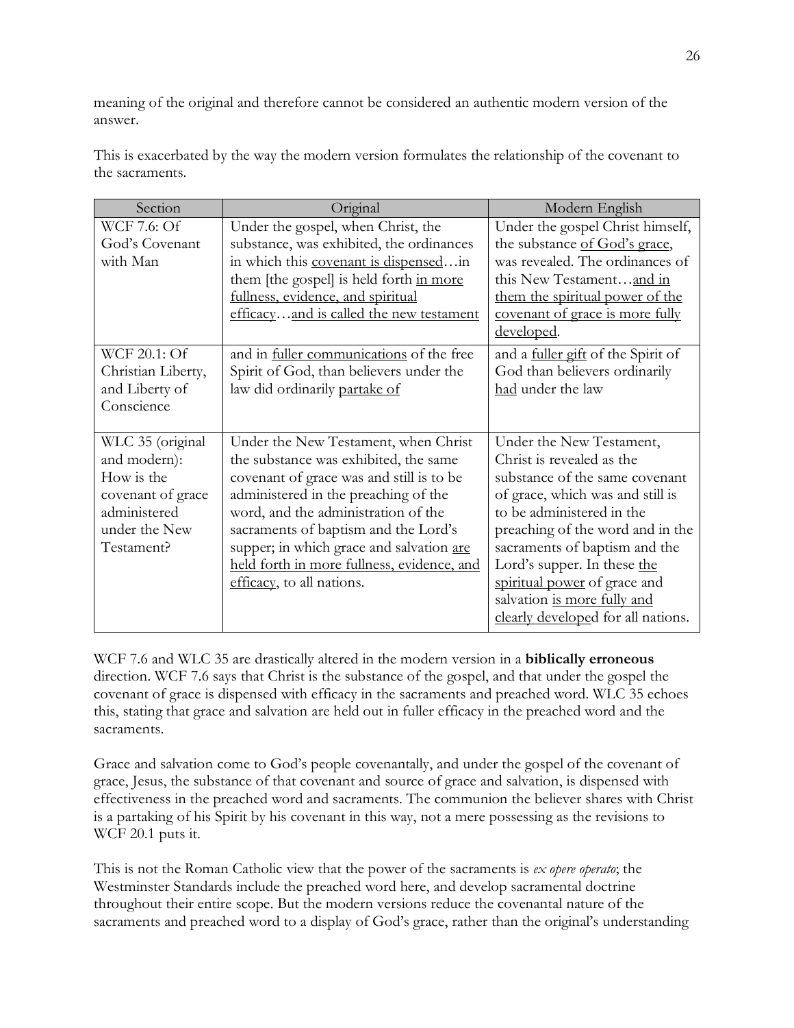meaning of the original and therefore cannot be considered an authentic modern version of the answer.

This is exacerbated by the way the modern version formulates the relationship of the covenant to the sacraments.

| Section | Original | Modern English |
| --- | --- | --- |
| WCF 7.6: Of God's Covenant with Man | Under the gospel, when Christ, the substance, was exhibited, the ordinances in which this <u>covenant is dispensed</u>…in them [the gospel] is held forth <u>in more fullness, evidence, and spiritual efficacy</u>…<u>and is called the new testament</u> | Under the gospel Christ himself, the substance <u>of God's grace</u>, was revealed. The ordinances of this New Testament…<u>and in them the spiritual power of the covenant of grace is more fully developed</u>. |
| WCF 20.1: Of Christian Liberty, and Liberty of Conscience | and in <u>fuller communications</u> of the free Spirit of God, than believers under the law did ordinarily <u>partake of</u> | and a <u>fuller gift</u> of the Spirit of God than believers ordinarily <u>had</u> under the law |
| WLC 35 (original and modern): How is the covenant of grace administered under the New Testament? | Under the New Testament, when Christ the substance was exhibited, the same covenant of grace was and still is to be administered in the preaching of the word, and the administration of the sacraments of baptism and the Lord's supper; in which grace and salvation <u>are held forth in more fullness, evidence, and efficacy</u>, to all nations. | Under the New Testament, Christ is revealed as the substance of the same covenant of grace, which was and still is to be administered in the preaching of the word and in the sacraments of baptism and the Lord's supper. In these <u>the spiritual power</u> of grace and salvation <u>is more fully and clearly developed</u> for all nations. |

WCF 7.6 and WLC 35 are drastically altered in the modern version in a **biblically erroneous** direction. WCF 7.6 says that Christ is the substance of the gospel, and that under the gospel the covenant of grace is dispensed with efficacy in the sacraments and preached word. WLC 35 echoes this, stating that grace and salvation are held out in fuller efficacy in the preached word and the sacraments.

Grace and salvation come to God's people covenantally, and under the gospel of the covenant of grace, Jesus, the substance of that covenant and source of grace and salvation, is dispensed with effectiveness in the preached word and sacraments. The communion the believer shares with Christ is a partaking of his Spirit by his covenant in this way, not a mere possessing as the revisions to WCF 20.1 puts it.

This is not the Roman Catholic view that the power of the sacraments is *ex opere operato*; the Westminster Standards include the preached word here, and develop sacramental doctrine throughout their entire scope. But the modern versions reduce the covenantal nature of the sacraments and preached word to a display of God's grace, rather than the original's understanding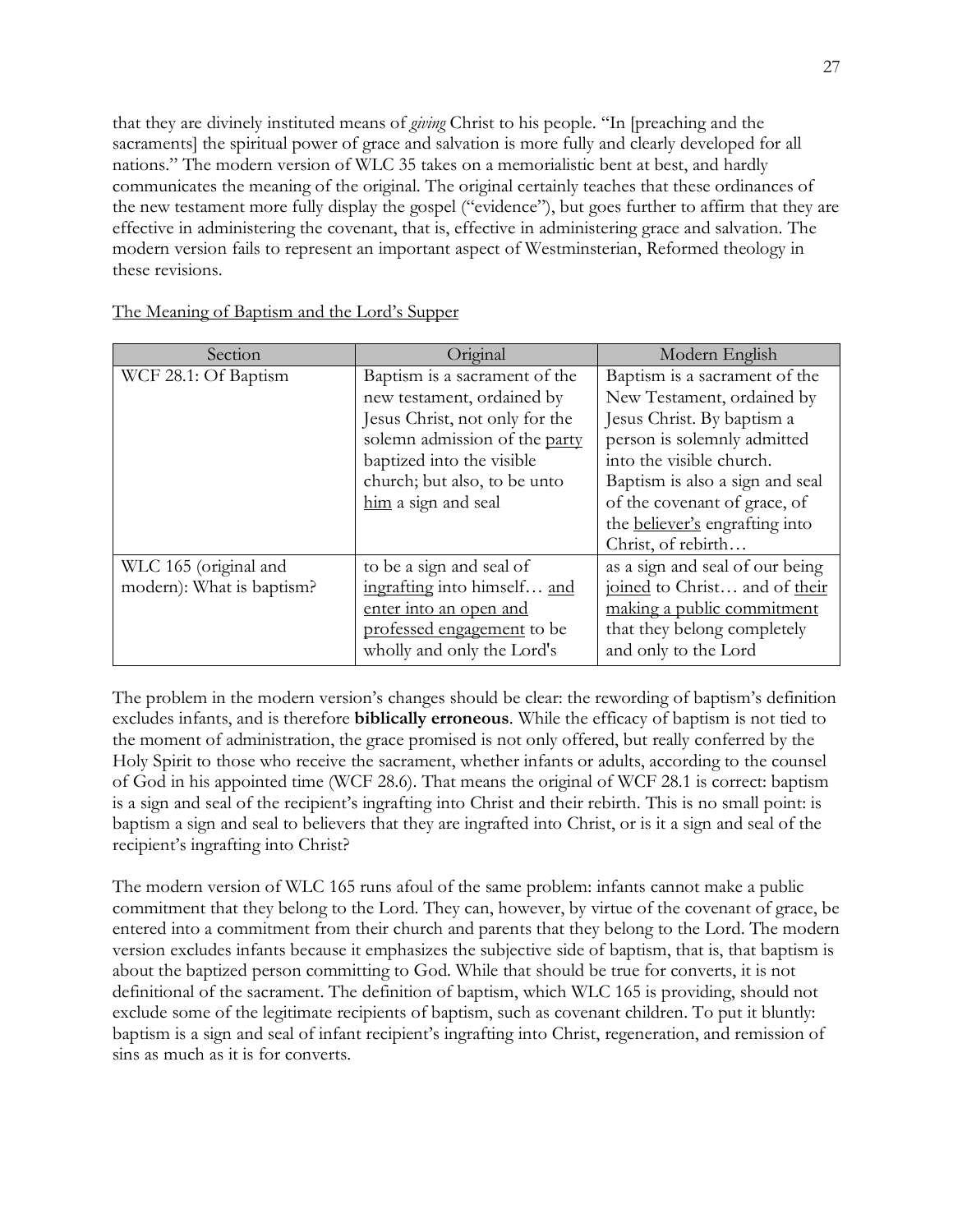that they are divinely instituted means of *giving* Christ to his people. "In [preaching and the sacraments] the spiritual power of grace and salvation is more fully and clearly developed for all nations." The modern version of WLC 35 takes on a memorialistic bent at best, and hardly communicates the meaning of the original. The original certainly teaches that these ordinances of the new testament more fully display the gospel ("evidence"), but goes further to affirm that they are effective in administering the covenant, that is, effective in administering grace and salvation. The modern version fails to represent an important aspect of Westminsterian, Reformed theology in these revisions.

<u>The Meaning of Baptism and the Lord's Supper</u>

| Section | Original | Modern English |
| --- | --- | --- |
| WCF 28.1: Of Baptism | Baptism is a sacrament of the new testament, ordained by Jesus Christ, not only for the solemn admission of the <u>party</u> baptized into the visible church; but also, to be unto <u>him</u> a sign and seal | Baptism is a sacrament of the New Testament, ordained by Jesus Christ. By baptism a person is solemnly admitted into the visible church. Baptism is also a sign and seal of the covenant of grace, of the <u>believer's</u> engrafting into Christ, of rebirth… |
| WLC 165 (original and modern): What is baptism? | to be a sign and seal of <u>ingrafting</u> into himself… <u>and enter into an open and professed engagement</u> to be wholly and only the Lord's | as a sign and seal of our being <u>joined</u> to Christ… and of <u>their making a public commitment</u> that they belong completely and only to the Lord |

The problem in the modern version's changes should be clear: the rewording of baptism's definition excludes infants, and is therefore **biblically erroneous**. While the efficacy of baptism is not tied to the moment of administration, the grace promised is not only offered, but really conferred by the Holy Spirit to those who receive the sacrament, whether infants or adults, according to the counsel of God in his appointed time (WCF 28.6). That means the original of WCF 28.1 is correct: baptism is a sign and seal of the recipient's ingrafting into Christ and their rebirth. This is no small point: is baptism a sign and seal to believers that they are ingrafted into Christ, or is it a sign and seal of the recipient's ingrafting into Christ?

The modern version of WLC 165 runs afoul of the same problem: infants cannot make a public commitment that they belong to the Lord. They can, however, by virtue of the covenant of grace, be entered into a commitment from their church and parents that they belong to the Lord. The modern version excludes infants because it emphasizes the subjective side of baptism, that is, that baptism is about the baptized person committing to God. While that should be true for converts, it is not definitional of the sacrament. The definition of baptism, which WLC 165 is providing, should not exclude some of the legitimate recipients of baptism, such as covenant children. To put it bluntly: baptism is a sign and seal of infant recipient's ingrafting into Christ, regeneration, and remission of sins as much as it is for converts.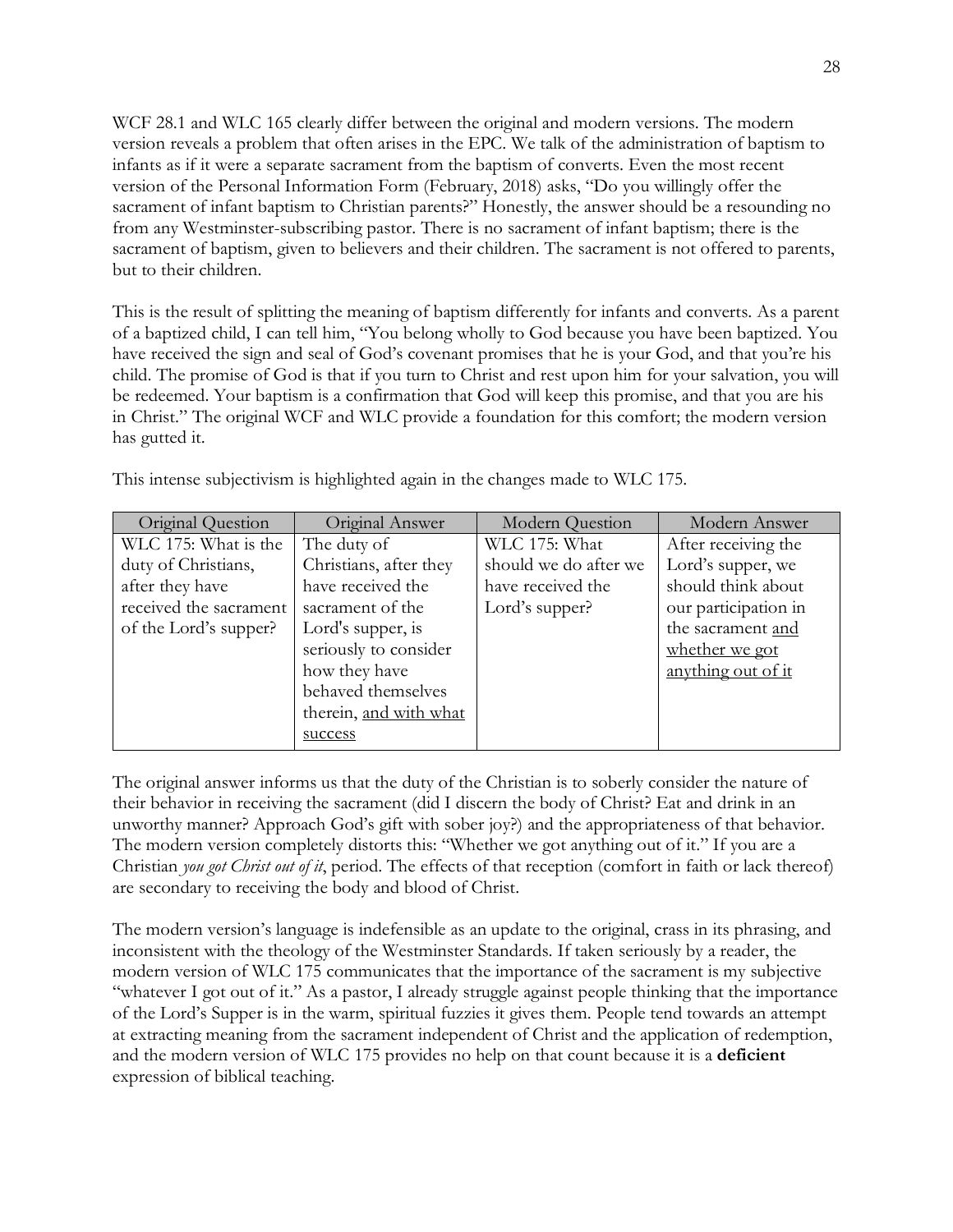WCF 28.1 and WLC 165 clearly differ between the original and modern versions. The modern version reveals a problem that often arises in the EPC. We talk of the administration of baptism to infants as if it were a separate sacrament from the baptism of converts. Even the most recent version of the Personal Information Form (February, 2018) asks, "Do you willingly offer the sacrament of infant baptism to Christian parents?" Honestly, the answer should be a resounding no from any Westminster-subscribing pastor. There is no sacrament of infant baptism; there is the sacrament of baptism, given to believers and their children. The sacrament is not offered to parents, but to their children.

This is the result of splitting the meaning of baptism differently for infants and converts. As a parent of a baptized child, I can tell him, "You belong wholly to God because you have been baptized. You have received the sign and seal of God's covenant promises that he is your God, and that you're his child. The promise of God is that if you turn to Christ and rest upon him for your salvation, you will be redeemed. Your baptism is a confirmation that God will keep this promise, and that you are his in Christ." The original WCF and WLC provide a foundation for this comfort; the modern version has gutted it.

This intense subjectivism is highlighted again in the changes made to WLC 175.

| Original Question | Original Answer | Modern Question | Modern Answer |
|---|---|---|---|
| WLC 175: What is the duty of Christians, after they have received the sacrament of the Lord's supper? | The duty of Christians, after they have received the sacrament of the Lord's supper, is seriously to consider how they have behaved themselves therein, <u>and with what success</u> | WLC 175: What should we do after we have received the Lord's supper? | After receiving the Lord's supper, we should think about our participation in the sacrament <u>and whether we got anything out of it</u> |

The original answer informs us that the duty of the Christian is to soberly consider the nature of their behavior in receiving the sacrament (did I discern the body of Christ? Eat and drink in an unworthy manner? Approach God's gift with sober joy?) and the appropriateness of that behavior. The modern version completely distorts this: "Whether we got anything out of it." If you are a Christian *you got Christ out of it*, period. The effects of that reception (comfort in faith or lack thereof) are secondary to receiving the body and blood of Christ.

The modern version's language is indefensible as an update to the original, crass in its phrasing, and inconsistent with the theology of the Westminster Standards. If taken seriously by a reader, the modern version of WLC 175 communicates that the importance of the sacrament is my subjective "whatever I got out of it." As a pastor, I already struggle against people thinking that the importance of the Lord's Supper is in the warm, spiritual fuzzies it gives them. People tend towards an attempt at extracting meaning from the sacrament independent of Christ and the application of redemption, and the modern version of WLC 175 provides no help on that count because it is a **deficient** expression of biblical teaching.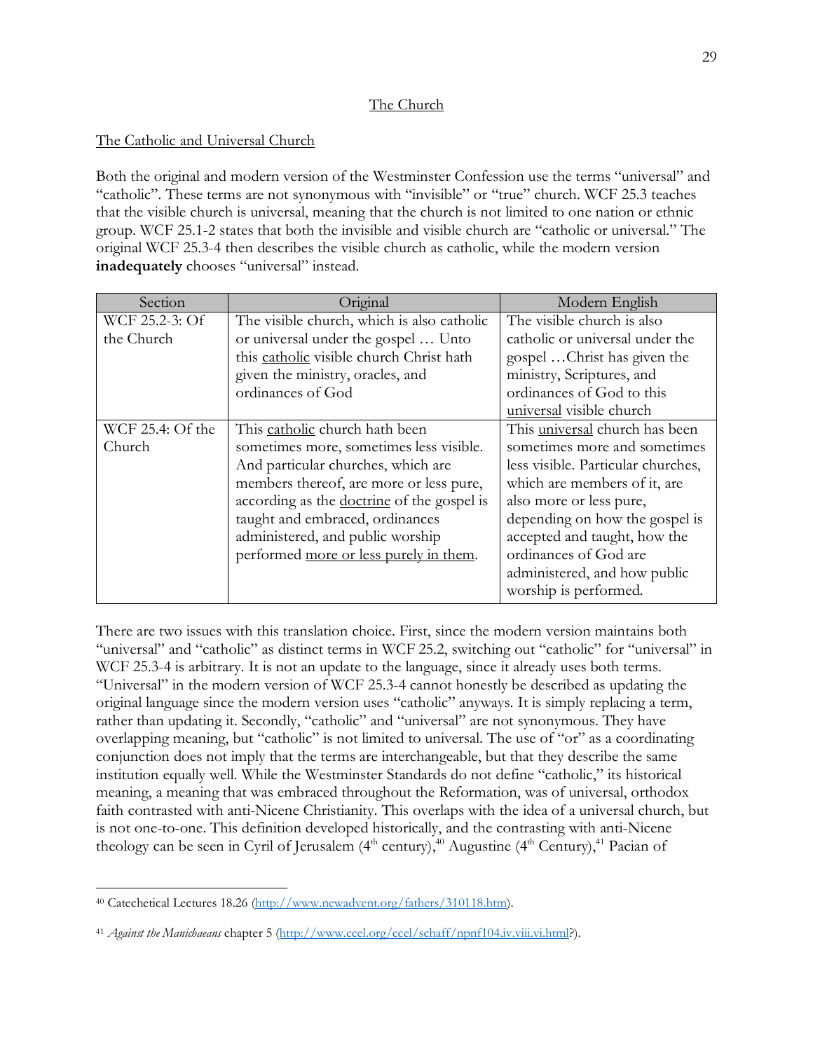## The Church

### The Catholic and Universal Church

Both the original and modern version of the Westminster Confession use the terms "universal" and "catholic". These terms are not synonymous with "invisible" or "true" church. WCF 25.3 teaches that the visible church is universal, meaning that the church is not limited to one nation or ethnic group. WCF 25.1-2 states that both the invisible and visible church are "catholic or universal." The original WCF 25.3-4 then describes the visible church as catholic, while the modern version **inadequately** chooses "universal" instead.

| Section | Original | Modern English |
|---|---|---|
| WCF 25.2-3: Of the Church | The visible church, which is also catholic or universal under the gospel … Unto this catholic visible church Christ hath given the ministry, oracles, and ordinances of God | The visible church is also catholic or universal under the gospel …Christ has given the ministry, Scriptures, and ordinances of God to this universal visible church |
| WCF 25.4: Of the Church | This catholic church hath been sometimes more, sometimes less visible. And particular churches, which are members thereof, are more or less pure, according as the doctrine of the gospel is taught and embraced, ordinances administered, and public worship performed more or less purely in them. | This universal church has been sometimes more and sometimes less visible. Particular churches, which are members of it, are also more or less pure, depending on how the gospel is accepted and taught, how the ordinances of God are administered, and how public worship is performed. |

There are two issues with this translation choice. First, since the modern version maintains both "universal" and "catholic" as distinct terms in WCF 25.2, switching out "catholic" for "universal" in WCF 25.3-4 is arbitrary. It is not an update to the language, since it already uses both terms. "Universal" in the modern version of WCF 25.3-4 cannot honestly be described as updating the original language since the modern version uses "catholic" anyways. It is simply replacing a term, rather than updating it. Secondly, "catholic" and "universal" are not synonymous. They have overlapping meaning, but "catholic" is not limited to universal. The use of "or" as a coordinating conjunction does not imply that the terms are interchangeable, but that they describe the same institution equally well. While the Westminster Standards do not define "catholic," its historical meaning, a meaning that was embraced throughout the Reformation, was of universal, orthodox faith contrasted with anti-Nicene Christianity. This overlaps with the idea of a universal church, but is not one-to-one. This definition developed historically, and the contrasting with anti-Nicene theology can be seen in Cyril of Jerusalem (4th century),[40] Augustine (4th Century),[41] Pacian of

---

[40] Catechetical Lectures 18.26 (http://www.newadvent.org/fathers/310118.htm).

[41] *Against the Manichaeans* chapter 5 (http://www.ccel.org/ccel/schaff/npnf104.iv.viii.vi.html?).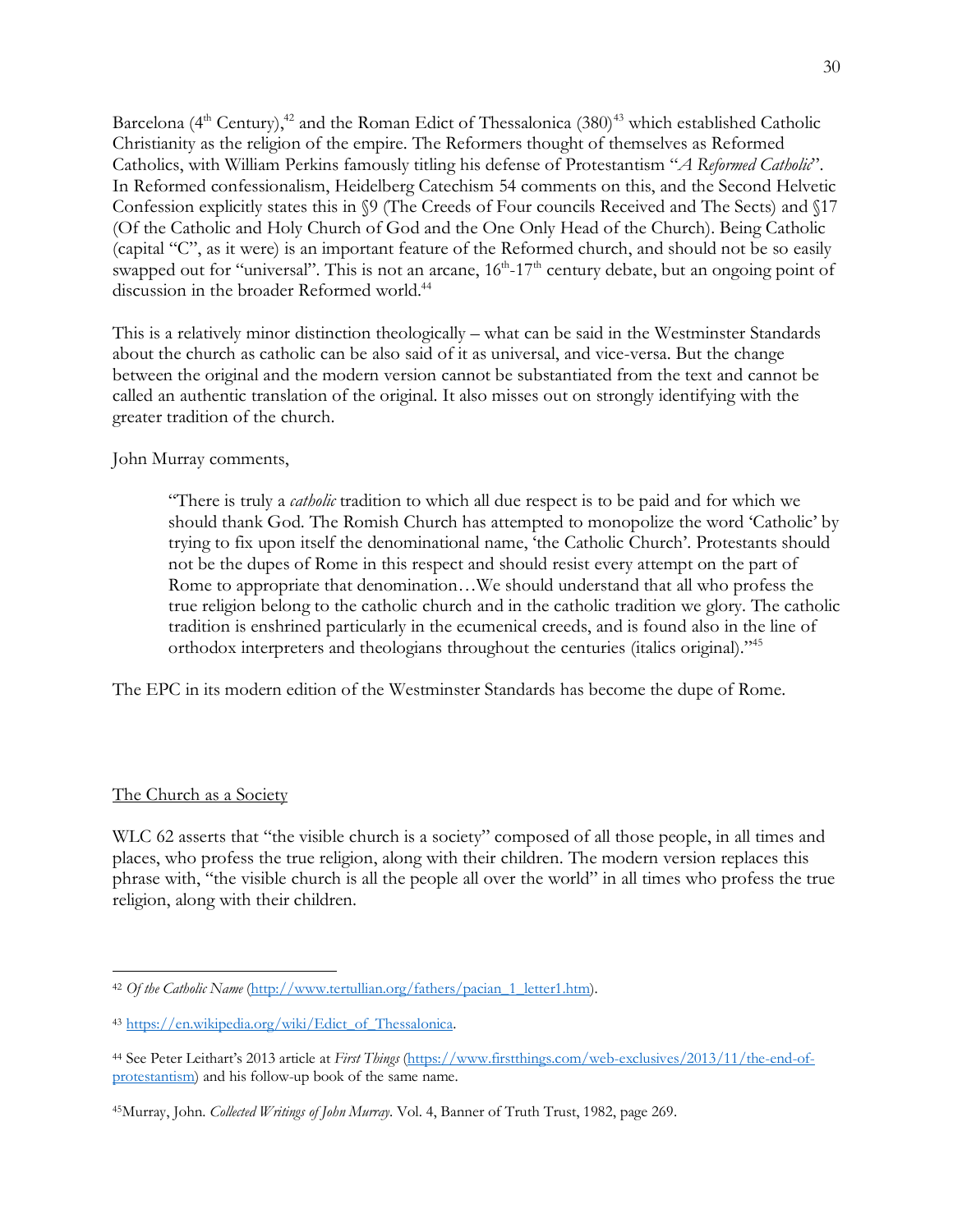Barcelona (4th Century),[42] and the Roman Edict of Thessalonica (380)[43] which established Catholic Christianity as the religion of the empire. The Reformers thought of themselves as Reformed Catholics, with William Perkins famously titling his defense of Protestantism "*A Reformed Catholic*". In Reformed confessionalism, Heidelberg Catechism 54 comments on this, and the Second Helvetic Confession explicitly states this in §9 (The Creeds of Four councils Received and The Sects) and §17 (Of the Catholic and Holy Church of God and the One Only Head of the Church). Being Catholic (capital "C", as it were) is an important feature of the Reformed church, and should not be so easily swapped out for "universal". This is not an arcane, 16th-17th century debate, but an ongoing point of discussion in the broader Reformed world.[44]

This is a relatively minor distinction theologically – what can be said in the Westminster Standards about the church as catholic can be also said of it as universal, and vice-versa. But the change between the original and the modern version cannot be substantiated from the text and cannot be called an authentic translation of the original. It also misses out on strongly identifying with the greater tradition of the church.

John Murray comments,

> "There is truly a *catholic* tradition to which all due respect is to be paid and for which we should thank God. The Romish Church has attempted to monopolize the word 'Catholic' by trying to fix upon itself the denominational name, 'the Catholic Church'. Protestants should not be the dupes of Rome in this respect and should resist every attempt on the part of Rome to appropriate that denomination…We should understand that all who profess the true religion belong to the catholic church and in the catholic tradition we glory. The catholic tradition is enshrined particularly in the ecumenical creeds, and is found also in the line of orthodox interpreters and theologians throughout the centuries (italics original)."[45]

The EPC in its modern edition of the Westminster Standards has become the dupe of Rome.

<u>The Church as a Society</u>

WLC 62 asserts that "the visible church is a society" composed of all those people, in all times and places, who profess the true religion, along with their children. The modern version replaces this phrase with, "the visible church is all the people all over the world" in all times who profess the true religion, along with their children.

---

[42] *Of the Catholic Name* (http://www.tertullian.org/fathers/pacian_1_letter1.htm).

[43] https://en.wikipedia.org/wiki/Edict_of_Thessalonica.

[44] See Peter Leithart's 2013 article at *First Things* (https://www.firstthings.com/web-exclusives/2013/11/the-end-of-protestantism) and his follow-up book of the same name.

[45] Murray, John. *Collected Writings of John Murray*. Vol. 4, Banner of Truth Trust, 1982, page 269.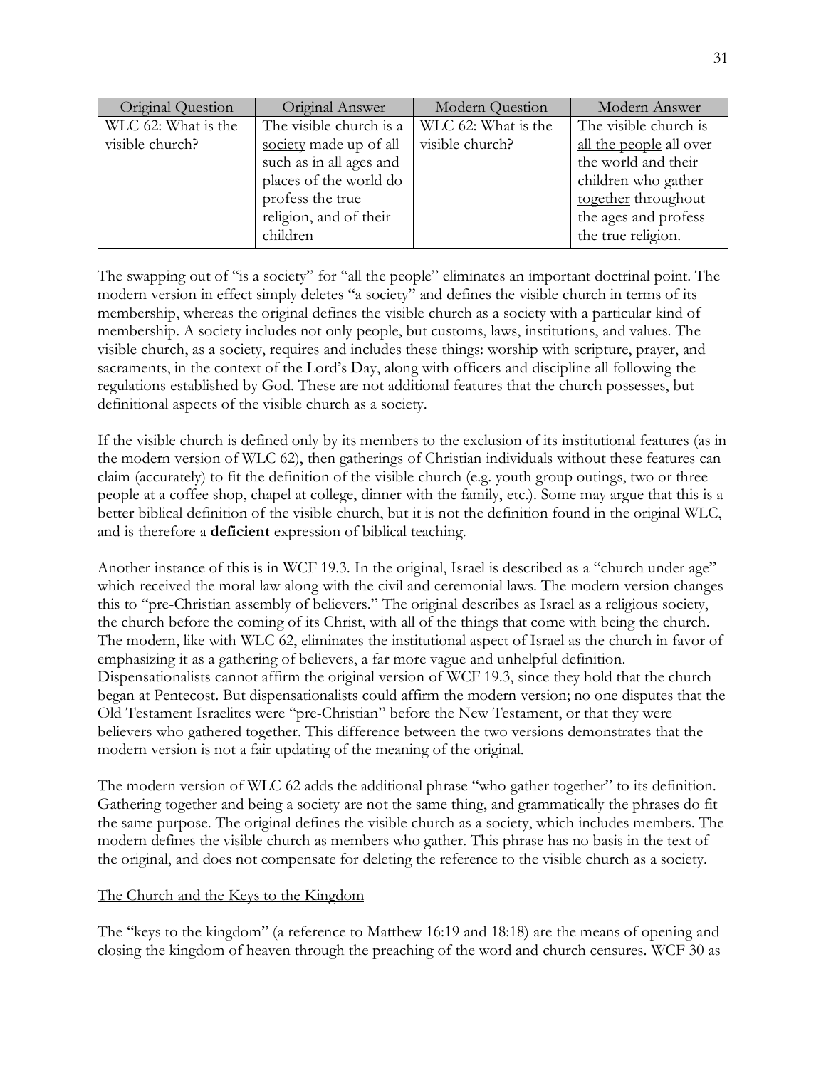| Original Question | Original Answer | Modern Question | Modern Answer |
| --- | --- | --- | --- |
| WLC 62: What is the visible church? | The visible church is a society made up of all such as in all ages and places of the world do profess the true religion, and of their children | WLC 62: What is the visible church? | The visible church is all the people all over the world and their children who gather together throughout the ages and profess the true religion. |

The swapping out of "is a society" for "all the people" eliminates an important doctrinal point. The modern version in effect simply deletes "a society" and defines the visible church in terms of its membership, whereas the original defines the visible church as a society with a particular kind of membership. A society includes not only people, but customs, laws, institutions, and values. The visible church, as a society, requires and includes these things: worship with scripture, prayer, and sacraments, in the context of the Lord's Day, along with officers and discipline all following the regulations established by God. These are not additional features that the church possesses, but definitional aspects of the visible church as a society.

If the visible church is defined only by its members to the exclusion of its institutional features (as in the modern version of WLC 62), then gatherings of Christian individuals without these features can claim (accurately) to fit the definition of the visible church (e.g. youth group outings, two or three people at a coffee shop, chapel at college, dinner with the family, etc.). Some may argue that this is a better biblical definition of the visible church, but it is not the definition found in the original WLC, and is therefore a **deficient** expression of biblical teaching.

Another instance of this is in WCF 19.3. In the original, Israel is described as a "church under age" which received the moral law along with the civil and ceremonial laws. The modern version changes this to "pre-Christian assembly of believers." The original describes as Israel as a religious society, the church before the coming of its Christ, with all of the things that come with being the church. The modern, like with WLC 62, eliminates the institutional aspect of Israel as the church in favor of emphasizing it as a gathering of believers, a far more vague and unhelpful definition. Dispensationalists cannot affirm the original version of WCF 19.3, since they hold that the church began at Pentecost. But dispensationalists could affirm the modern version; no one disputes that the Old Testament Israelites were "pre-Christian" before the New Testament, or that they were believers who gathered together. This difference between the two versions demonstrates that the modern version is not a fair updating of the meaning of the original.

The modern version of WLC 62 adds the additional phrase "who gather together" to its definition. Gathering together and being a society are not the same thing, and grammatically the phrases do fit the same purpose. The original defines the visible church as a society, which includes members. The modern defines the visible church as members who gather. This phrase has no basis in the text of the original, and does not compensate for deleting the reference to the visible church as a society.

The Church and the Keys to the Kingdom

The "keys to the kingdom" (a reference to Matthew 16:19 and 18:18) are the means of opening and closing the kingdom of heaven through the preaching of the word and church censures. WCF 30 as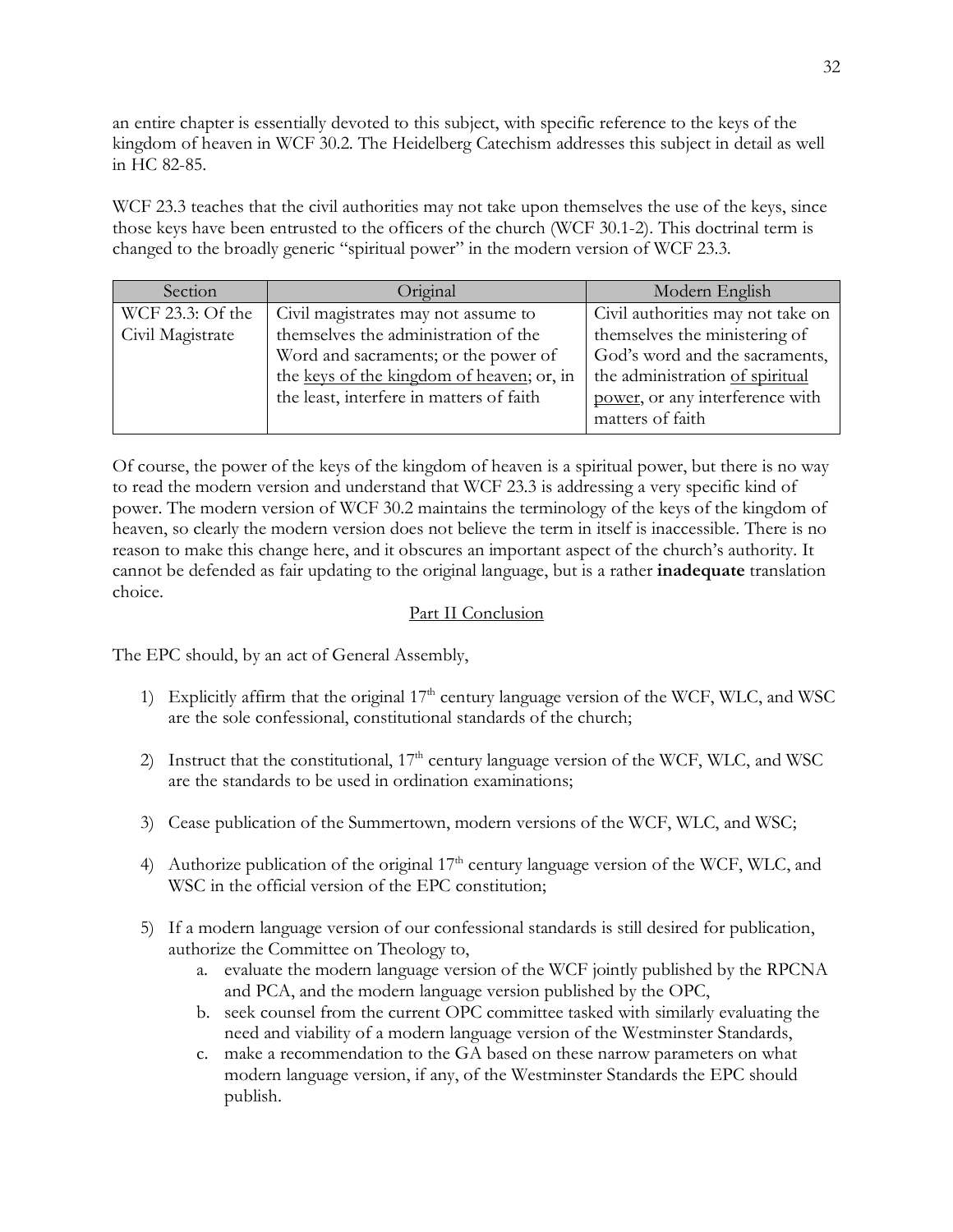an entire chapter is essentially devoted to this subject, with specific reference to the keys of the kingdom of heaven in WCF 30.2. The Heidelberg Catechism addresses this subject in detail as well in HC 82-85.

WCF 23.3 teaches that the civil authorities may not take upon themselves the use of the keys, since those keys have been entrusted to the officers of the church (WCF 30.1-2). This doctrinal term is changed to the broadly generic "spiritual power" in the modern version of WCF 23.3.

| Section | Original | Modern English |
|---|---|---|
| WCF 23.3: Of the Civil Magistrate | Civil magistrates may not assume to themselves the administration of the Word and sacraments; or the power of the <u>keys of the kingdom of heaven</u>; or, in the least, interfere in matters of faith | Civil authorities may not take on themselves the ministering of God's word and the sacraments, the administration <u>of spiritual power</u>, or any interference with matters of faith |

Of course, the power of the keys of the kingdom of heaven is a spiritual power, but there is no way to read the modern version and understand that WCF 23.3 is addressing a very specific kind of power. The modern version of WCF 30.2 maintains the terminology of the keys of the kingdom of heaven, so clearly the modern version does not believe the term in itself is inaccessible. There is no reason to make this change here, and it obscures an important aspect of the church's authority. It cannot be defended as fair updating to the original language, but is a rather **inadequate** translation choice.

<u>Part II Conclusion</u>

The EPC should, by an act of General Assembly,

1) Explicitly affirm that the original 17th century language version of the WCF, WLC, and WSC are the sole confessional, constitutional standards of the church;

2) Instruct that the constitutional, 17th century language version of the WCF, WLC, and WSC are the standards to be used in ordination examinations;

3) Cease publication of the Summertown, modern versions of the WCF, WLC, and WSC;

4) Authorize publication of the original 17th century language version of the WCF, WLC, and WSC in the official version of the EPC constitution;

5) If a modern language version of our confessional standards is still desired for publication, authorize the Committee on Theology to,
   a. evaluate the modern language version of the WCF jointly published by the RPCNA and PCA, and the modern language version published by the OPC,
   b. seek counsel from the current OPC committee tasked with similarly evaluating the need and viability of a modern language version of the Westminster Standards,
   c. make a recommendation to the GA based on these narrow parameters on what modern language version, if any, of the Westminster Standards the EPC should publish.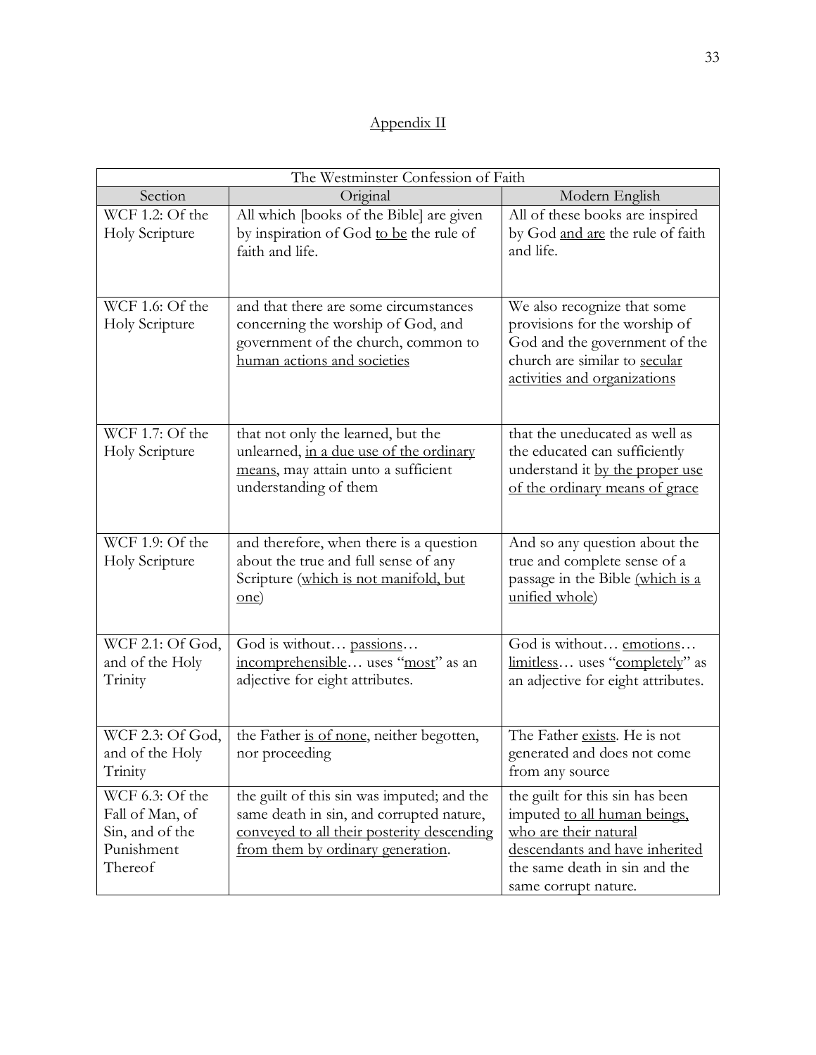## Appendix II

| The Westminster Confession of Faith | | |
|---|---|---|
| Section | Original | Modern English |
| WCF 1.2: Of the Holy Scripture | All which [books of the Bible] are given by inspiration of God <u>to be</u> the rule of faith and life. | All of these books are inspired by God <u>and are</u> the rule of faith and life. |
| WCF 1.6: Of the Holy Scripture | and that there are some circumstances concerning the worship of God, and government of the church, common to <u>human actions and societies</u> | We also recognize that some provisions for the worship of God and the government of the church are similar to <u>secular activities and organizations</u> |
| WCF 1.7: Of the Holy Scripture | that not only the learned, but the unlearned, <u>in a due use of the ordinary means</u>, may attain unto a sufficient understanding of them | that the uneducated as well as the educated can sufficiently understand it <u>by the proper use of the ordinary means of grace</u> |
| WCF 1.9: Of the Holy Scripture | and therefore, when there is a question about the true and full sense of any Scripture (<u>which is not manifold, but one</u>) | And so any question about the true and complete sense of a passage in the Bible <u>(which is a unified whole</u>) |
| WCF 2.1: Of God, and of the Holy Trinity | God is without… <u>passions</u>… <u>incomprehensible</u>… uses "<u>most</u>" as an adjective for eight attributes. | God is without… <u>emotions</u>… <u>limitless</u>… uses "<u>completely</u>" as an adjective for eight attributes. |
| WCF 2.3: Of God, and of the Holy Trinity | the Father <u>is of none</u>, neither begotten, nor proceeding | The Father <u>exists</u>. He is not generated and does not come from any source |
| WCF 6.3: Of the Fall of Man, of Sin, and of the Punishment Thereof | the guilt of this sin was imputed; and the same death in sin, and corrupted nature, <u>conveyed to all their posterity descending from them by ordinary generation</u>. | the guilt for this sin has been imputed <u>to all human beings, who are their natural descendants and have inherited</u> the same death in sin and the same corrupt nature. |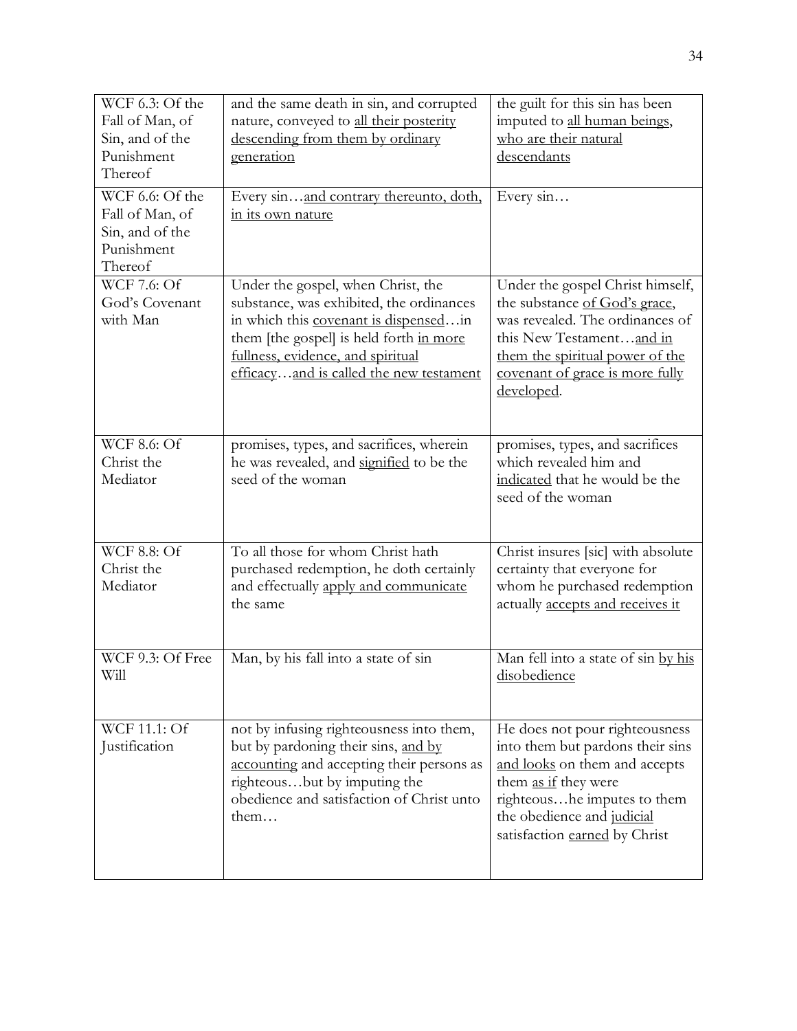| WCF 6.3: Of the Fall of Man, of Sin, and of the Punishment Thereof | and the same death in sin, and corrupted nature, conveyed to <u>all their posterity descending from them by ordinary generation</u> | the guilt for this sin has been imputed to <u>all human beings, who are their natural descendants</u> |
|---|---|---|
| WCF 6.6: Of the Fall of Man, of Sin, and of the Punishment Thereof | Every sin…<u>and contrary thereunto, doth, in its own nature</u> | Every sin… |
| WCF 7.6: Of God's Covenant with Man | Under the gospel, when Christ, the substance, was exhibited, the ordinances in which this <u>covenant is dispensed</u>…in them [the gospel] is held forth <u>in more fullness, evidence, and spiritual efficacy</u>…<u>and is called the new testament</u> | Under the gospel Christ himself, the substance <u>of God's grace</u>, was revealed. The ordinances of this New Testament…<u>and in them the spiritual power of the covenant of grace is more fully developed</u>. |
| WCF 8.6: Of Christ the Mediator | promises, types, and sacrifices, wherein he was revealed, and <u>signified</u> to be the seed of the woman | promises, types, and sacrifices which revealed him and <u>indicated</u> that he would be the seed of the woman |
| WCF 8.8: Of Christ the Mediator | To all those for whom Christ hath purchased redemption, he doth certainly and effectually <u>apply and communicate</u> the same | Christ insures [sic] with absolute certainty that everyone for whom he purchased redemption actually <u>accepts and receives it</u> |
| WCF 9.3: Of Free Will | Man, by his fall into a state of sin | Man fell into a state of sin <u>by his disobedience</u> |
| WCF 11.1: Of Justification | not by infusing righteousness into them, but by pardoning their sins, <u>and by accounting</u> and accepting their persons as righteous…but by imputing the obedience and satisfaction of Christ unto them… | He does not pour righteousness into them but pardons their sins <u>and looks</u> on them and accepts them <u>as if</u> they were righteous…he imputes to them the obedience and <u>judicial</u> satisfaction <u>earned</u> by Christ |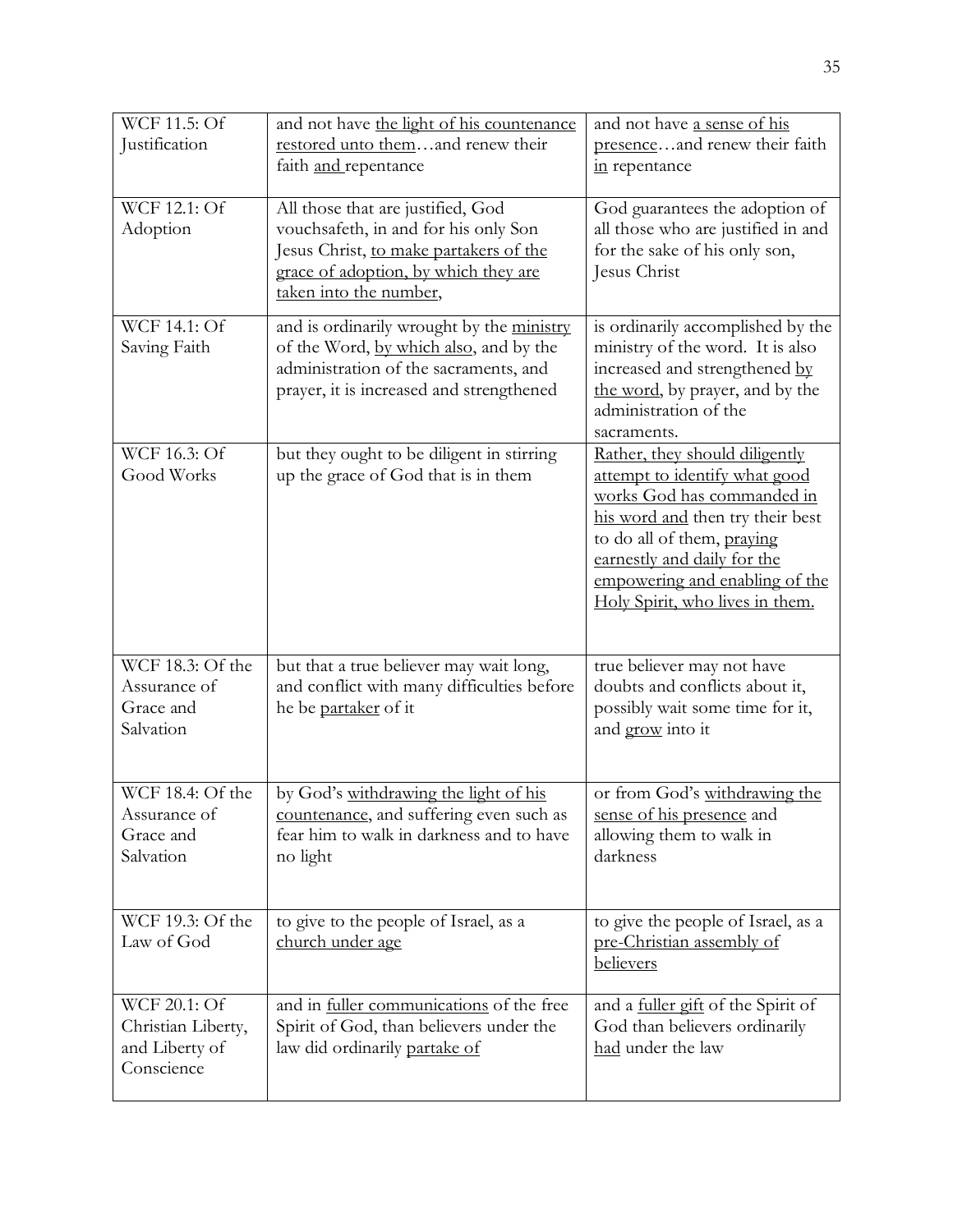| WCF 11.5: Of Justification | and not have <u>the light of his countenance restored unto them</u>…and renew their faith <u>and</u> repentance | and not have <u>a sense of his presence</u>…and renew their faith <u>in</u> repentance |
|---|---|---|
| WCF 12.1: Of Adoption | All those that are justified, God vouchsafeth, in and for his only Son Jesus Christ, <u>to make partakers of the grace of adoption, by which they are taken into the number,</u> | God guarantees the adoption of all those who are justified in and for the sake of his only son, Jesus Christ |
| WCF 14.1: Of Saving Faith | and is ordinarily wrought by the <u>ministry</u> of the Word, <u>by which also</u>, and by the administration of the sacraments, and prayer, it is increased and strengthened | is ordinarily accomplished by the ministry of the word. It is also increased and strengthened <u>by the word</u>, by prayer, and by the administration of the sacraments. |
| WCF 16.3: Of Good Works | but they ought to be diligent in stirring up the grace of God that is in them | <u>Rather, they should diligently attempt to identify what good works God has commanded in his word and</u> then try their best to do all of them, <u>praying earnestly and daily for the empowering and enabling of the Holy Spirit, who lives in them.</u> |
| WCF 18.3: Of the Assurance of Grace and Salvation | but that a true believer may wait long, and conflict with many difficulties before he be <u>partaker</u> of it | true believer may not have doubts and conflicts about it, possibly wait some time for it, and <u>grow</u> into it |
| WCF 18.4: Of the Assurance of Grace and Salvation | by God's <u>withdrawing the light of his countenance</u>, and suffering even such as fear him to walk in darkness and to have no light | or from God's <u>withdrawing the sense of his presence</u> and allowing them to walk in darkness |
| WCF 19.3: Of the Law of God | to give to the people of Israel, as a <u>church under age</u> | to give the people of Israel, as a <u>pre-Christian assembly of believers</u> |
| WCF 20.1: Of Christian Liberty, and Liberty of Conscience | and in <u>fuller communications</u> of the free Spirit of God, than believers under the law did ordinarily <u>partake of</u> | and a <u>fuller gift</u> of the Spirit of God than believers ordinarily <u>had</u> under the law |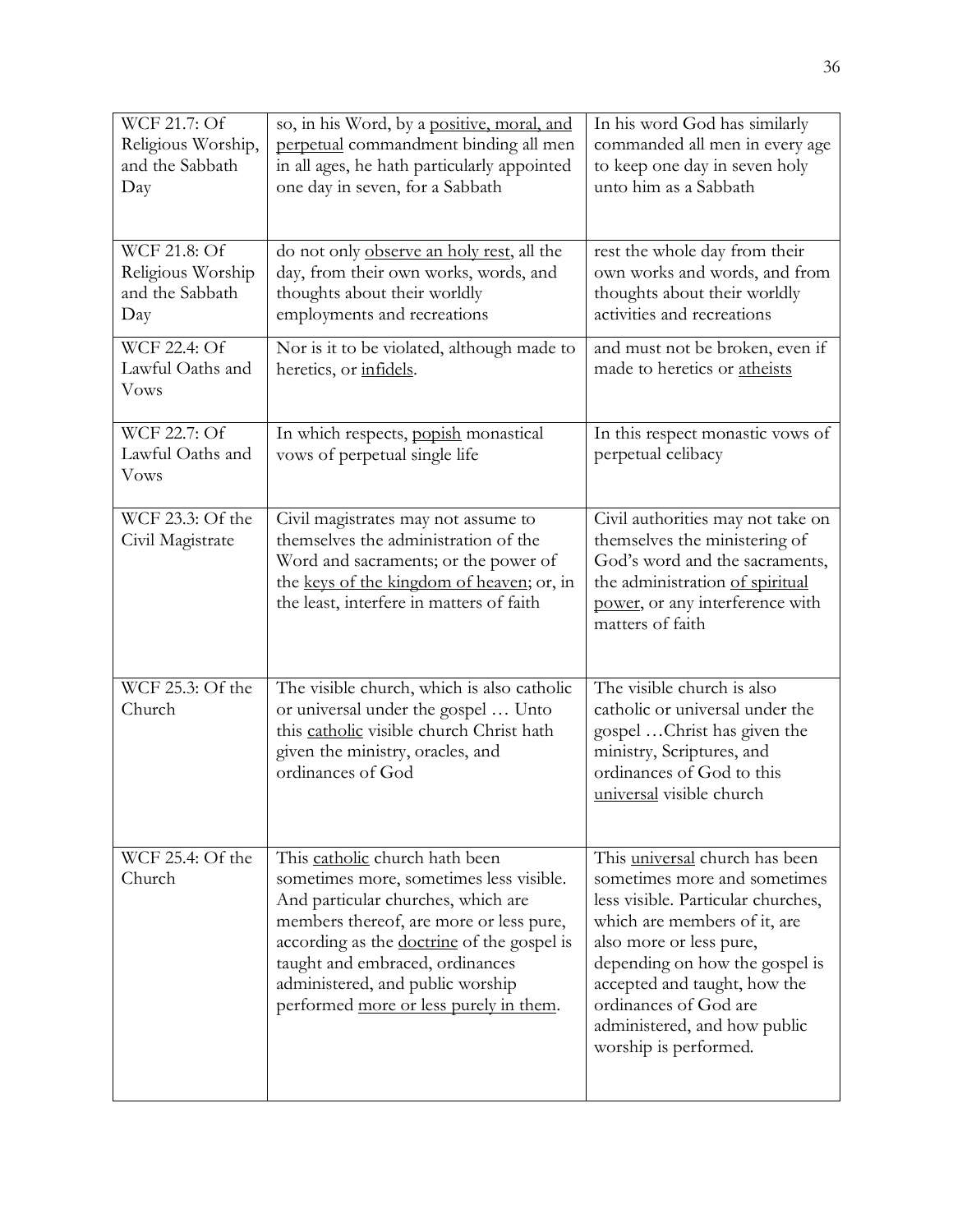| | | |
|---|---|---|
| WCF 21.7: Of Religious Worship, and the Sabbath Day | so, in his Word, by a <u>positive, moral, and perpetual</u> commandment binding all men in all ages, he hath particularly appointed one day in seven, for a Sabbath | In his word God has similarly commanded all men in every age to keep one day in seven holy unto him as a Sabbath |
| WCF 21.8: Of Religious Worship and the Sabbath Day | do not only <u>observe an holy rest</u>, all the day, from their own works, words, and thoughts about their worldly employments and recreations | rest the whole day from their own works and words, and from thoughts about their worldly activities and recreations |
| WCF 22.4: Of Lawful Oaths and Vows | Nor is it to be violated, although made to heretics, or <u>infidels</u>. | and must not be broken, even if made to heretics or <u>atheists</u> |
| WCF 22.7: Of Lawful Oaths and Vows | In which respects, <u>popish</u> monastical vows of perpetual single life | In this respect monastic vows of perpetual celibacy |
| WCF 23.3: Of the Civil Magistrate | Civil magistrates may not assume to themselves the administration of the Word and sacraments; or the power of the <u>keys of the kingdom of heaven</u>; or, in the least, interfere in matters of faith | Civil authorities may not take on themselves the ministering of God's word and the sacraments, the administration <u>of spiritual power</u>, or any interference with matters of faith |
| WCF 25.3: Of the Church | The visible church, which is also catholic or universal under the gospel … Unto this <u>catholic</u> visible church Christ hath given the ministry, oracles, and ordinances of God | The visible church is also catholic or universal under the gospel …Christ has given the ministry, Scriptures, and ordinances of God to this <u>universal</u> visible church |
| WCF 25.4: Of the Church | This <u>catholic</u> church hath been sometimes more, sometimes less visible. And particular churches, which are members thereof, are more or less pure, according as the <u>doctrine</u> of the gospel is taught and embraced, ordinances administered, and public worship performed <u>more or less purely in them</u>. | This <u>universal</u> church has been sometimes more and sometimes less visible. Particular churches, which are members of it, are also more or less pure, depending on how the gospel is accepted and taught, how the ordinances of God are administered, and how public worship is performed. |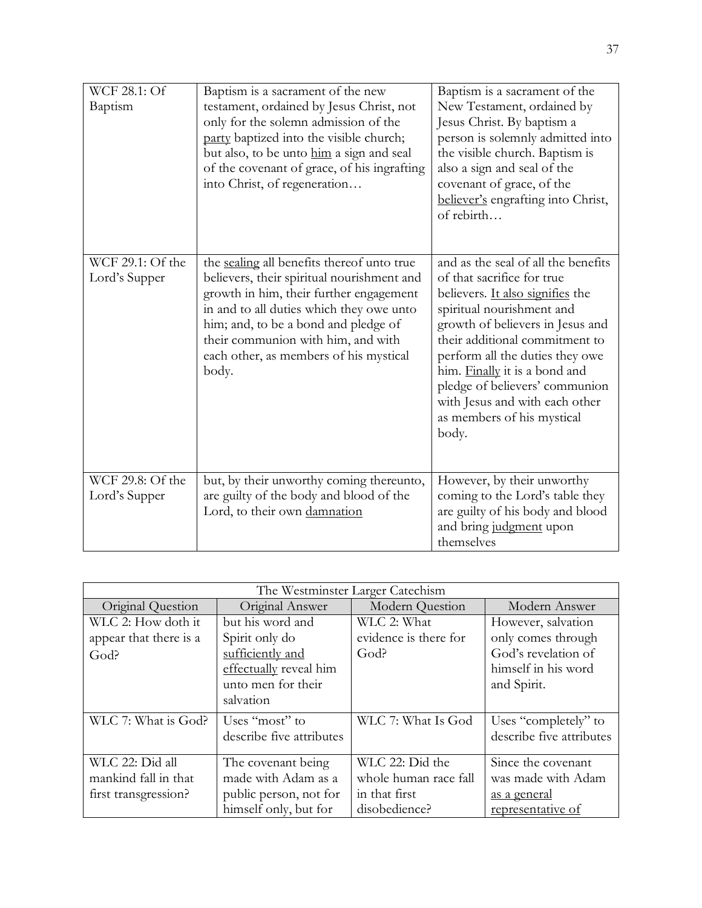| | | |
|---|---|---|
| WCF 28.1: Of Baptism | Baptism is a sacrament of the new testament, ordained by Jesus Christ, not only for the solemn admission of the <u>party</u> baptized into the visible church; but also, to be unto <u>him</u> a sign and seal of the covenant of grace, of his ingrafting into Christ, of regeneration… | Baptism is a sacrament of the New Testament, ordained by Jesus Christ. By baptism a person is solemnly admitted into the visible church. Baptism is also a sign and seal of the covenant of grace, of the <u>believer's</u> engrafting into Christ, of rebirth… |
| WCF 29.1: Of the Lord's Supper | the <u>sealing</u> all benefits thereof unto true believers, their spiritual nourishment and growth in him, their further engagement in and to all duties which they owe unto him; and, to be a bond and pledge of their communion with him, and with each other, as members of his mystical body. | and as the seal of all the benefits of that sacrifice for true believers. <u>It also signifies</u> the spiritual nourishment and growth of believers in Jesus and their additional commitment to perform all the duties they owe him. <u>Finally</u> it is a bond and pledge of believers' communion with Jesus and with each other as members of his mystical body. |
| WCF 29.8: Of the Lord's Supper | but, by their unworthy coming thereunto, are guilty of the body and blood of the Lord, to their own <u>damnation</u> | However, by their unworthy coming to the Lord's table they are guilty of his body and blood and bring <u>judgment</u> upon themselves |

| The Westminster Larger Catechism | | | |
|---|---|---|---|
| Original Question | Original Answer | Modern Question | Modern Answer |
| WLC 2: How doth it appear that there is a God? | but his word and Spirit only do <u>sufficiently and effectually</u> reveal him unto men for their salvation | WLC 2: What evidence is there for God? | However, salvation only comes through God's revelation of himself in his word and Spirit. |
| WLC 7: What is God? | Uses "most" to describe five attributes | WLC 7: What Is God | Uses "completely" to describe five attributes |
| WLC 22: Did all mankind fall in that first transgression? | The covenant being made with Adam as a public person, not for himself only, but for | WLC 22: Did the whole human race fall in that first disobedience? | Since the covenant was made with Adam <u>as a general representative of</u> |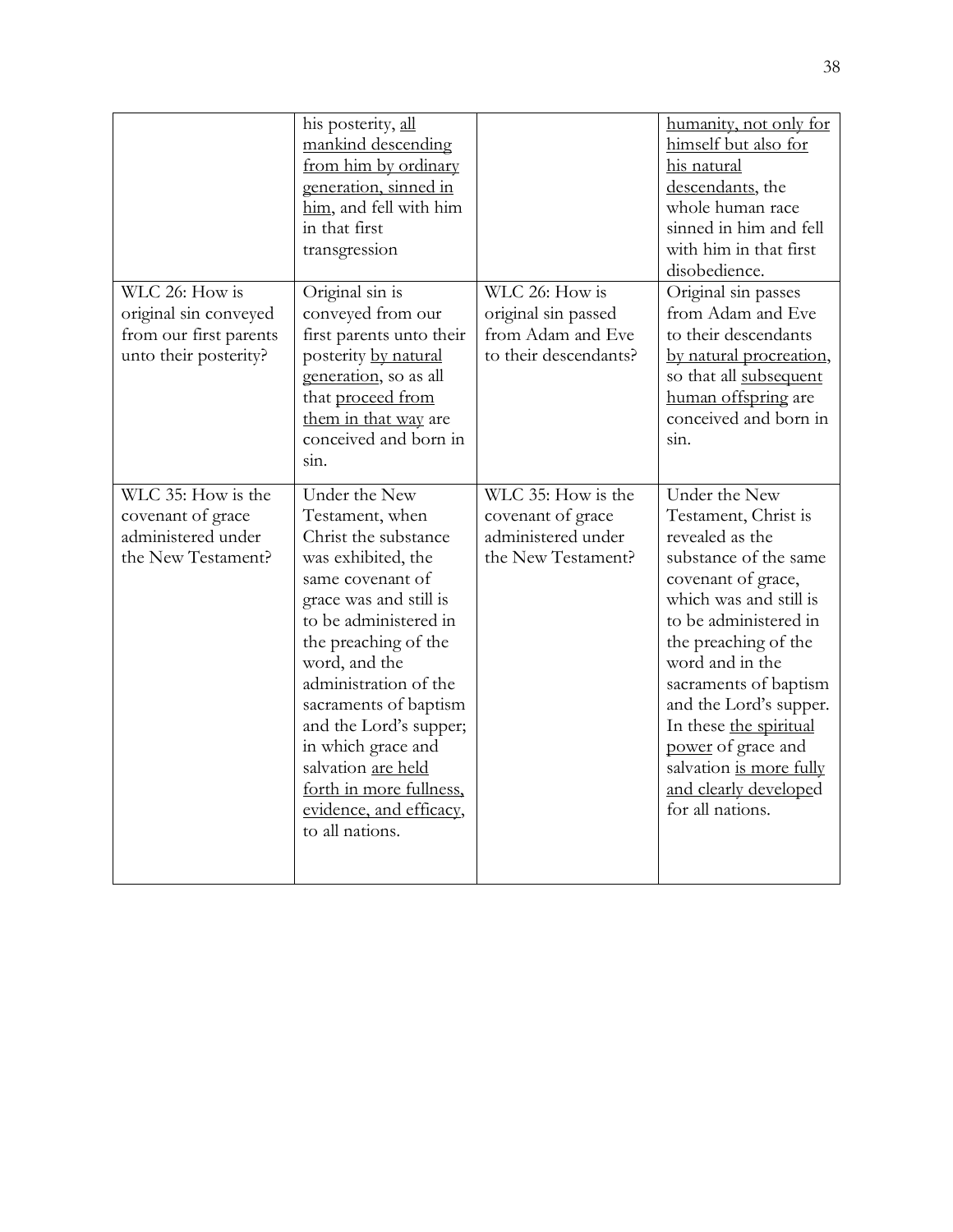| | | | |
|---|---|---|---|
| | his posterity, <u>all mankind descending from him by ordinary generation, sinned in him</u>, and fell with him in that first transgression | | <u>humanity, not only for himself but also for his natural descendants</u>, the whole human race sinned in him and fell with him in that first disobedience. |
| WLC 26: How is original sin conveyed from our first parents unto their posterity? | Original sin is conveyed from our first parents unto their posterity <u>by natural generation</u>, so as all that <u>proceed from them in that way</u> are conceived and born in sin. | WLC 26: How is original sin passed from Adam and Eve to their descendants? | Original sin passes from Adam and Eve to their descendants <u>by natural procreation</u>, so that all <u>subsequent human offspring</u> are conceived and born in sin. |
| WLC 35: How is the covenant of grace administered under the New Testament? | Under the New Testament, when Christ the substance was exhibited, the same covenant of grace was and still is to be administered in the preaching of the word, and the administration of the sacraments of baptism and the Lord's supper; in which grace and salvation <u>are held forth in more fullness, evidence, and efficacy</u>, to all nations. | WLC 35: How is the covenant of grace administered under the New Testament? | Under the New Testament, Christ is revealed as the substance of the same covenant of grace, which was and still is to be administered in the preaching of the word and in the sacraments of baptism and the Lord's supper. In these <u>the spiritual power</u> of grace and salvation <u>is more fully and clearly develope</u>d for all nations. |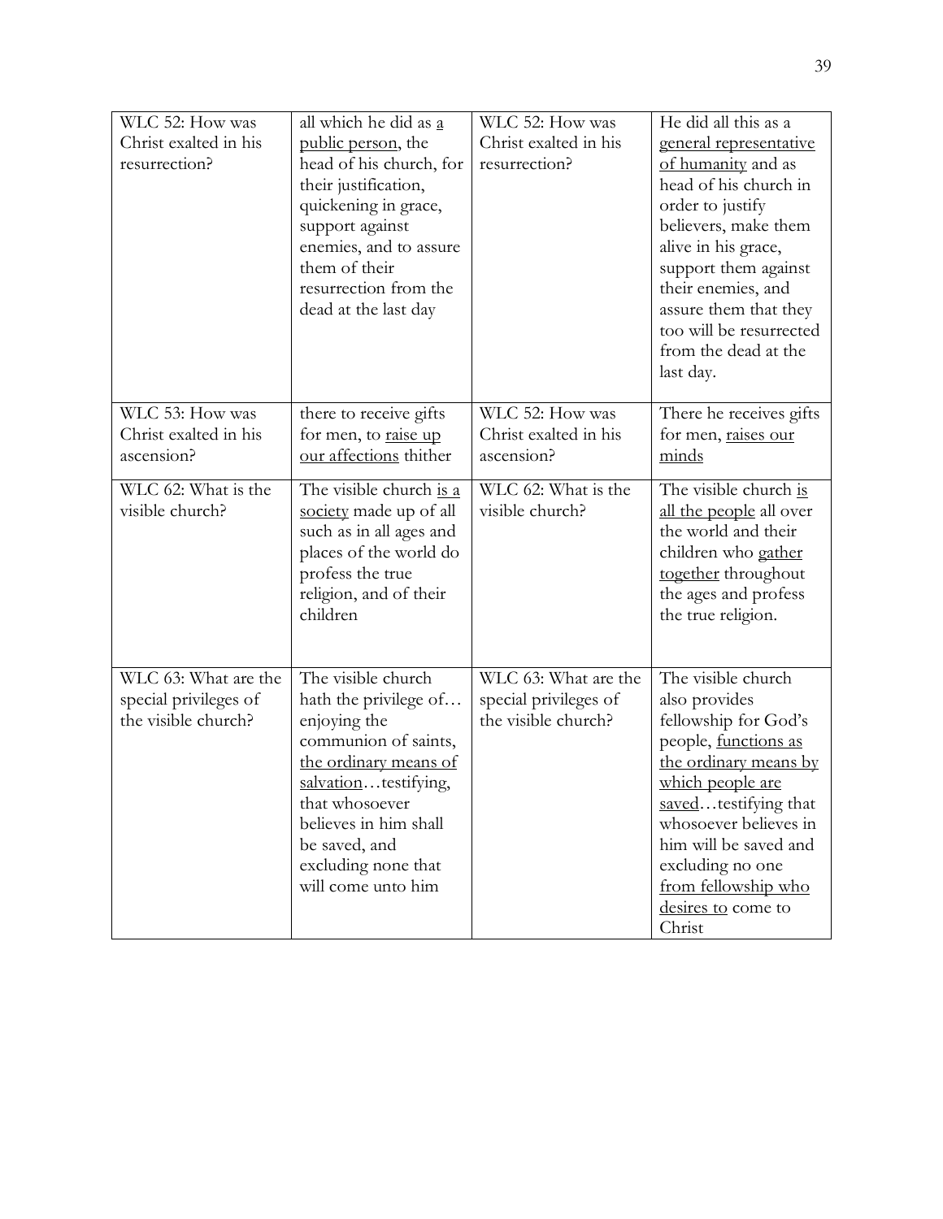| WLC 52: How was Christ exalted in his resurrection? | all which he did as <u>a public person</u>, the head of his church, for their justification, quickening in grace, support against enemies, and to assure them of their resurrection from the dead at the last day | WLC 52: How was Christ exalted in his resurrection? | He did all this as a <u>general representative of humanity</u> and as head of his church in order to justify believers, make them alive in his grace, support them against their enemies, and assure them that they too will be resurrected from the dead at the last day. |
|---|---|---|---|
| WLC 53: How was Christ exalted in his ascension? | there to receive gifts for men, to <u>raise up our affections</u> thither | WLC 52: How was Christ exalted in his ascension? | There he receives gifts for men, <u>raises our minds</u> |
| WLC 62: What is the visible church? | The visible church <u>is a society</u> made up of all such as in all ages and places of the world do profess the true religion, and of their children | WLC 62: What is the visible church? | The visible church <u>is all the people</u> all over the world and their children who <u>gather together</u> throughout the ages and profess the true religion. |
| WLC 63: What are the special privileges of the visible church? | The visible church hath the privilege of… enjoying the communion of saints, <u>the ordinary means of salvation</u>…testifying, that whosoever believes in him shall be saved, and excluding none that will come unto him | WLC 63: What are the special privileges of the visible church? | The visible church also provides fellowship for God's people, <u>functions as the ordinary means by which people are saved</u>…testifying that whosoever believes in him will be saved and excluding no one <u>from fellowship who desires to</u> come to Christ |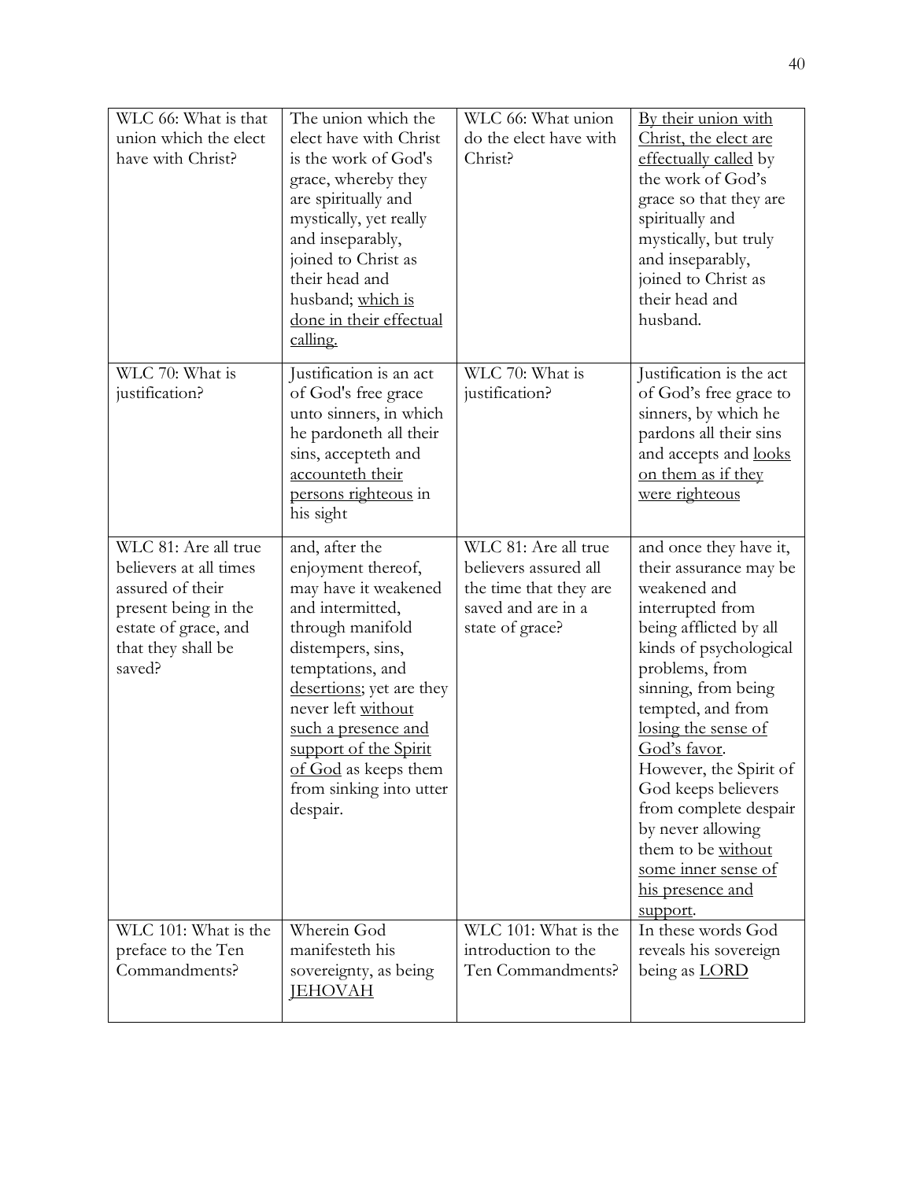| WLC 66: What is that union which the elect have with Christ? | The union which the elect have with Christ is the work of God's grace, whereby they are spiritually and mystically, yet really and inseparably, joined to Christ as their head and husband; <u>which is done in their effectual calling.</u> | WLC 66: What union do the elect have with Christ? | <u>By their union with Christ, the elect are effectually called</u> by the work of God's grace so that they are spiritually and mystically, but truly and inseparably, joined to Christ as their head and husband. |
|---|---|---|---|
| WLC 70: What is justification? | Justification is an act of God's free grace unto sinners, in which he pardoneth all their sins, accepteth and <u>accounteth their persons righteous</u> in his sight | WLC 70: What is justification? | Justification is the act of God's free grace to sinners, by which he pardons all their sins and accepts and <u>looks on them as if they were righteous</u> |
| WLC 81: Are all true believers at all times assured of their present being in the estate of grace, and that they shall be saved? | and, after the enjoyment thereof, may have it weakened and intermitted, through manifold distempers, sins, temptations, and <u>desertions</u>; yet are they never left <u>without such a presence and support of the Spirit of God</u> as keeps them from sinking into utter despair. | WLC 81: Are all true believers assured all the time that they are saved and are in a state of grace? | and once they have it, their assurance may be weakened and interrupted from being afflicted by all kinds of psychological problems, from sinning, from being tempted, and from <u>losing the sense of God's favor</u>. However, the Spirit of God keeps believers from complete despair by never allowing them to be <u>without some inner sense of his presence and support</u>. |
| WLC 101: What is the preface to the Ten Commandments? | Wherein God manifesteth his sovereignty, as being <u>JEHOVAH</u> | WLC 101: What is the introduction to the Ten Commandments? | In these words God reveals his sovereign being as <u>LORD</u> |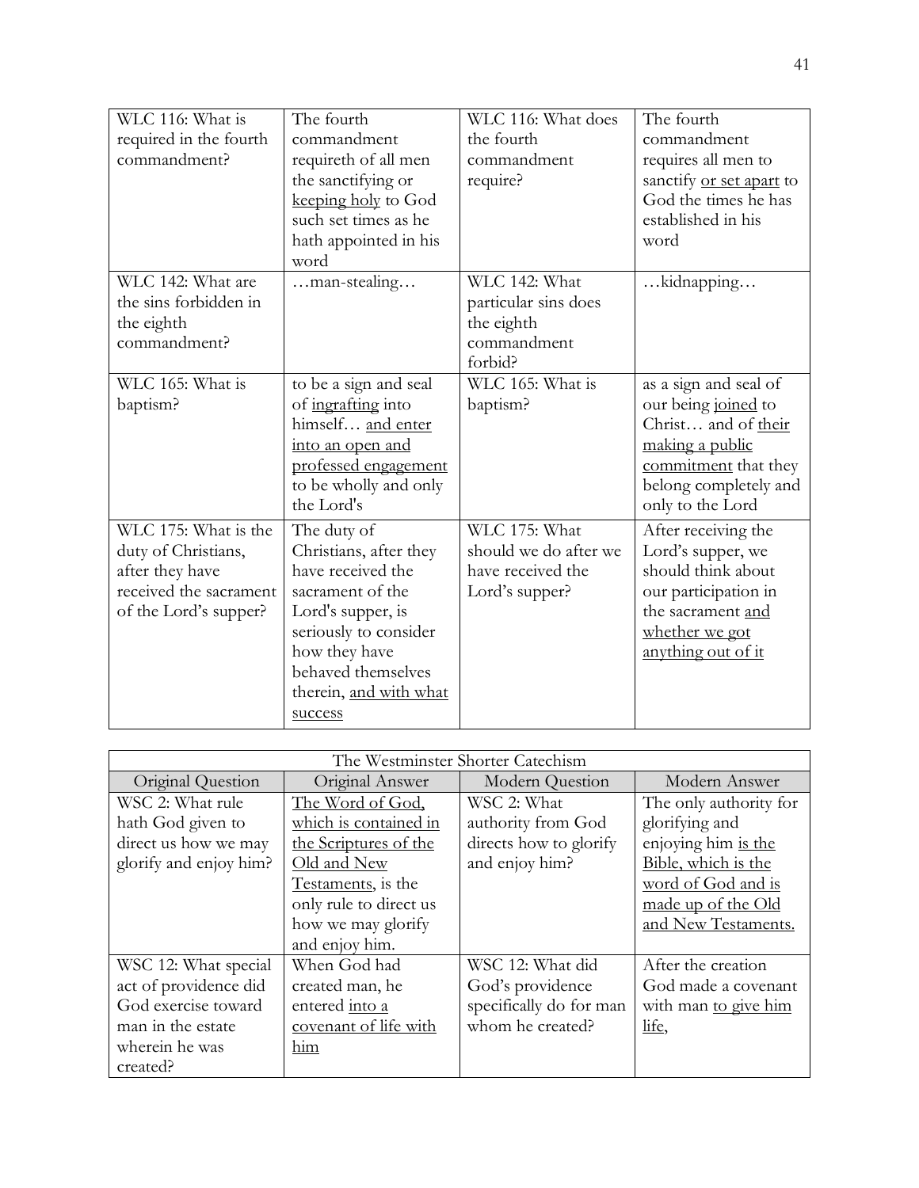| | | | |
|---|---|---|---|
| WLC 116: What is required in the fourth commandment? | The fourth commandment requireth of all men the sanctifying or <u>keeping holy</u> to God such set times as he hath appointed in his word | WLC 116: What does the fourth commandment require? | The fourth commandment requires all men to sanctify <u>or set apart</u> to God the times he has established in his word |
| WLC 142: What are the sins forbidden in the eighth commandment? | …man-stealing… | WLC 142: What particular sins does the eighth commandment forbid? | …kidnapping… |
| WLC 165: What is baptism? | to be a sign and seal of <u>ingrafting</u> into himself… <u>and enter into an open and professed engagement</u> to be wholly and only the Lord's | WLC 165: What is baptism? | as a sign and seal of our being <u>joined</u> to Christ… and of <u>their making a public commitment</u> that they belong completely and only to the Lord |
| WLC 175: What is the duty of Christians, after they have received the sacrament of the Lord's supper? | The duty of Christians, after they have received the sacrament of the Lord's supper, is seriously to consider how they have behaved themselves therein, <u>and with what success</u> | WLC 175: What should we do after we have received the Lord's supper? | After receiving the Lord's supper, we should think about our participation in the sacrament <u>and whether we got anything out of it</u> |

| The Westminster Shorter Catechism | | | |
|---|---|---|---|
| Original Question | Original Answer | Modern Question | Modern Answer |
| WSC 2: What rule hath God given to direct us how we may glorify and enjoy him? | <u>The Word of God, which is contained in the Scriptures of the Old and New Testaments</u>, is the only rule to direct us how we may glorify and enjoy him. | WSC 2: What authority from God directs how to glorify and enjoy him? | The only authority for glorifying and enjoying him <u>is the Bible, which is the word of God and is made up of the Old and New Testaments.</u> |
| WSC 12: What special act of providence did God exercise toward man in the estate wherein he was created? | When God had created man, he entered <u>into a covenant of life with him</u> | WSC 12: What did God's providence specifically do for man whom he created? | After the creation God made a covenant with man <u>to give him life</u>, |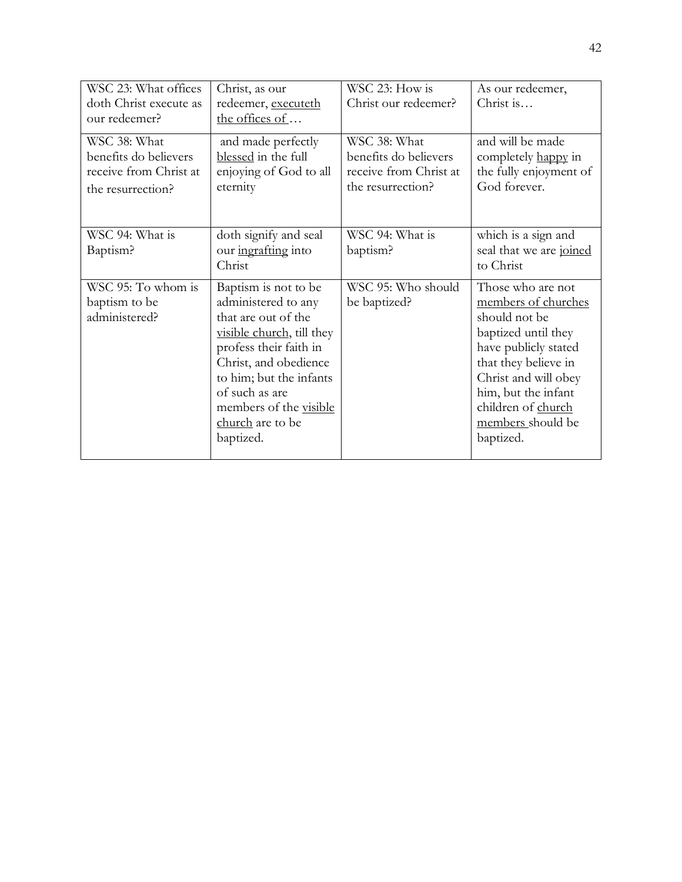| | | | |
|---|---|---|---|
| WSC 23: What offices doth Christ execute as our redeemer? | Christ, as our redeemer, executeth the offices of … | WSC 23: How is Christ our redeemer? | As our redeemer, Christ is… |
| WSC 38: What benefits do believers receive from Christ at the resurrection? | and made perfectly blessed in the full enjoying of God to all eternity | WSC 38: What benefits do believers receive from Christ at the resurrection? | and will be made completely happy in the fully enjoyment of God forever. |
| WSC 94: What is Baptism? | doth signify and seal our ingrafting into Christ | WSC 94: What is baptism? | which is a sign and seal that we are joined to Christ |
| WSC 95: To whom is baptism to be administered? | Baptism is not to be administered to any that are out of the visible church, till they profess their faith in Christ, and obedience to him; but the infants of such as are members of the visible church are to be baptized. | WSC 95: Who should be baptized? | Those who are not members of churches should not be baptized until they have publicly stated that they believe in Christ and will obey him, but the infant children of church members should be baptized. |